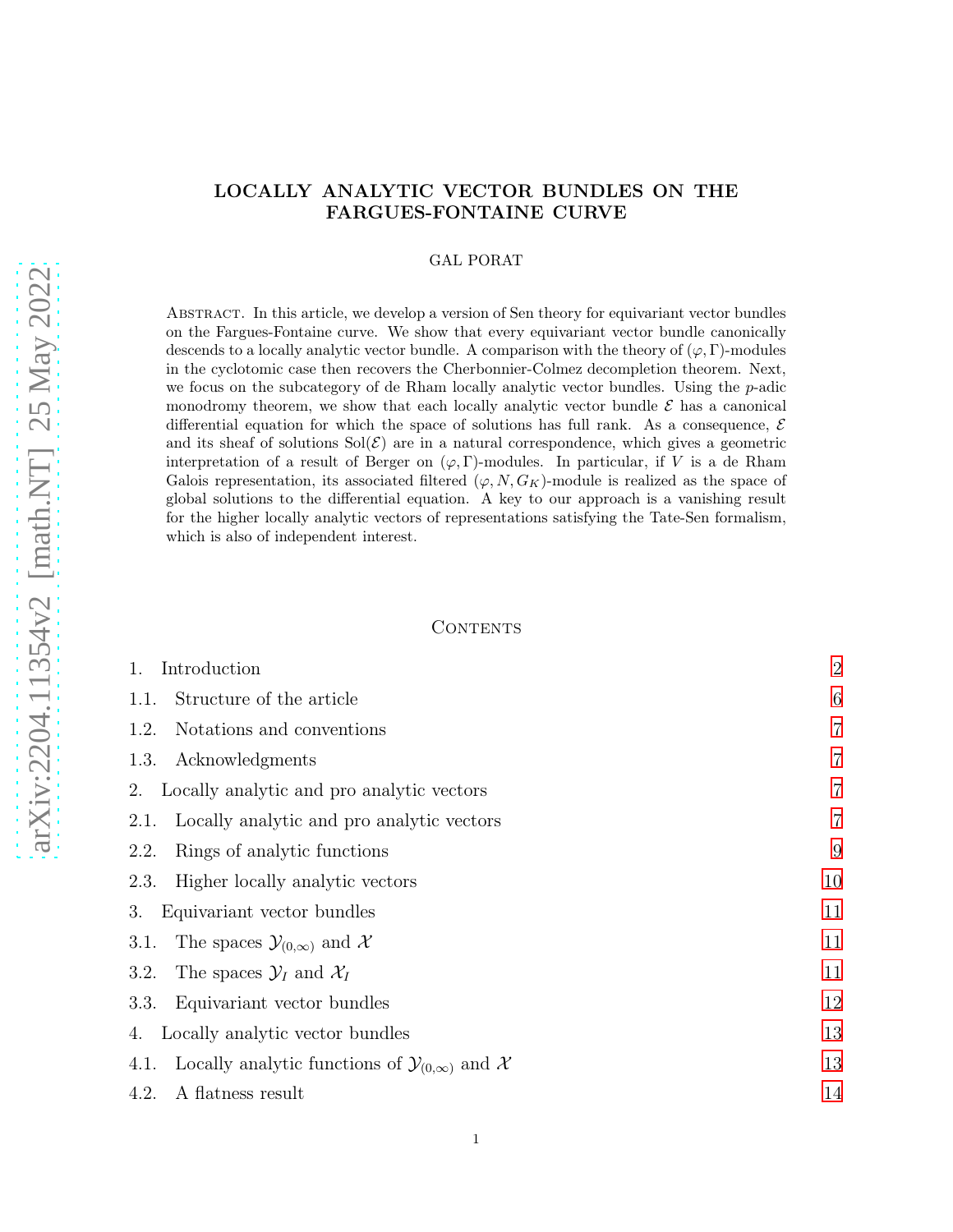# LOCALLY ANALYTIC VECTOR BUNDLES ON THE FARGUES-FONTAINE CURVE

GAL PORAT

Abstract. In this article, we develop a version of Sen theory for equivariant vector bundles on the Fargues-Fontaine curve. We show that every equivariant vector bundle canonically descends to a locally analytic vector bundle. A comparison with the theory of $(\varphi, \Gamma)$-modules in the cyclotomic case then recovers the Cherbonnier-Colmez decompletion theorem. Next, we focus on the subcategory of de Rham locally analytic vector bundles. Using the $p$-adic monodromy theorem, we show that each locally analytic vector bundle $\mathcal{E}$ has a canonical differential equation for which the space of solutions has full rank. As a consequence, $\mathcal{E}$ and its sheaf of solutions $\mathrm{Sol}(\mathcal{E})$ are in a natural correspondence, which gives a geometric interpretation of a result of Berger on $(\varphi, \Gamma)$-modules. In particular, if $V$ is a de Rham Galois representation, its associated filtered $(\varphi, N, G_K)$-module is realized as the space of global solutions to the differential equation. A key to our approach is a vanishing result for the higher locally analytic vectors of representations satisfying the Tate-Sen formalism, which is also of independent interest.

## Contents

1. Introduction — 2
   - 1.1. Structure of the article — 6
   - 1.2. Notations and conventions — 7
   - 1.3. Acknowledgments — 7
2. Locally analytic and pro analytic vectors — 7
   - 2.1. Locally analytic and pro analytic vectors — 7
   - 2.2. Rings of analytic functions — 9
   - 2.3. Higher locally analytic vectors — 10
3. Equivariant vector bundles — 11
   - 3.1. The spaces $\mathcal{Y}_{(0,\infty)}$ and $\mathcal{X}$ — 11
   - 3.2. The spaces $\mathcal{Y}_I$ and $\mathcal{X}_I$ — 11
   - 3.3. Equivariant vector bundles — 12
4. Locally analytic vector bundles — 13
   - 4.1. Locally analytic functions of $\mathcal{Y}_{(0,\infty)}$ and $\mathcal{X}$ — 13
   - 4.2. A flatness result — 14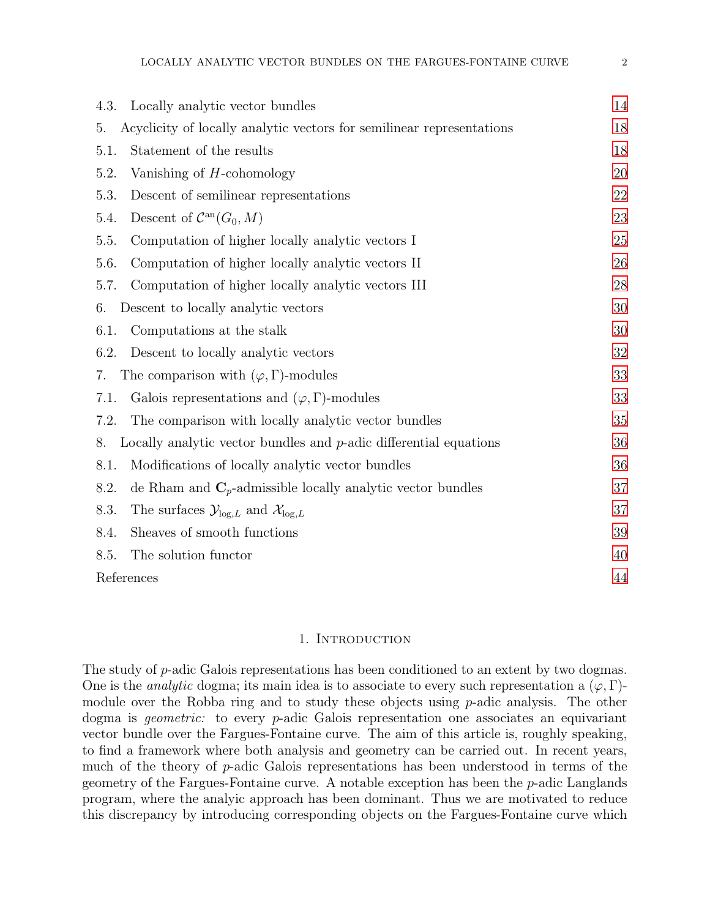4.3. Locally analytic vector bundles 14
5. Acyclicity of locally analytic vectors for semilinear representations 18
5.1. Statement of the results 18
5.2. Vanishing of $H$-cohomology 20
5.3. Descent of semilinear representations 22
5.4. Descent of $\mathcal{C}^{\mathrm{an}}(G_0, M)$ 23
5.5. Computation of higher locally analytic vectors I 25
5.6. Computation of higher locally analytic vectors II 26
5.7. Computation of higher locally analytic vectors III 28
6. Descent to locally analytic vectors 30
6.1. Computations at the stalk 30
6.2. Descent to locally analytic vectors 32
7. The comparison with $(\varphi, \Gamma)$-modules 33
7.1. Galois representations and $(\varphi, \Gamma)$-modules 33
7.2. The comparison with locally analytic vector bundles 35
8. Locally analytic vector bundles and $p$-adic differential equations 36
8.1. Modifications of locally analytic vector bundles 36
8.2. de Rham and $\mathbf{C}_p$-admissible locally analytic vector bundles 37
8.3. The surfaces $\mathcal{Y}_{\log,L}$ and $\mathcal{X}_{\log,L}$ 37
8.4. Sheaves of smooth functions 39
8.5. The solution functor 40
References 44

# 1. Introduction

The study of $p$-adic Galois representations has been conditioned to an extent by two dogmas. One is the *analytic* dogma; its main idea is to associate to every such representation a $(\varphi, \Gamma)$-module over the Robba ring and to study these objects using $p$-adic analysis. The other dogma is *geometric:* to every $p$-adic Galois representation one associates an equivariant vector bundle over the Fargues-Fontaine curve. The aim of this article is, roughly speaking, to find a framework where both analysis and geometry can be carried out. In recent years, much of the theory of $p$-adic Galois representations has been understood in terms of the geometry of the Fargues-Fontaine curve. A notable exception has been the $p$-adic Langlands program, where the analyic approach has been dominant. Thus we are motivated to reduce this discrepancy by introducing corresponding objects on the Fargues-Fontaine curve which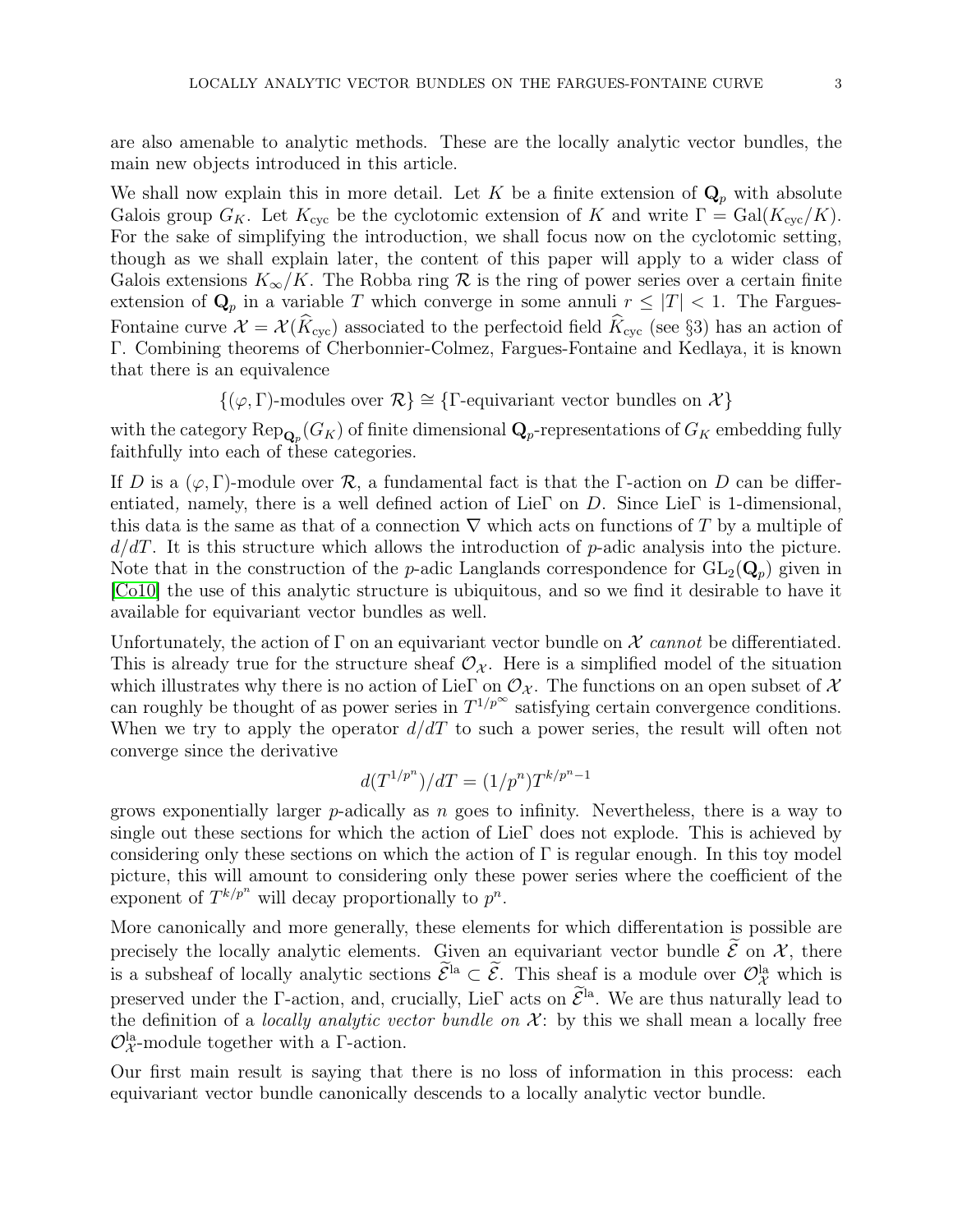are also amenable to analytic methods. These are the locally analytic vector bundles, the main new objects introduced in this article.

We shall now explain this in more detail. Let $K$ be a finite extension of $\mathbf{Q}_p$ with absolute Galois group $G_K$. Let $K_{\mathrm{cyc}}$ be the cyclotomic extension of $K$ and write $\Gamma = \mathrm{Gal}(K_{\mathrm{cyc}}/K)$. For the sake of simplifying the introduction, we shall focus now on the cyclotomic setting, though as we shall explain later, the content of this paper will apply to a wider class of Galois extensions $K_\infty/K$. The Robba ring $\mathcal{R}$ is the ring of power series over a certain finite extension of $\mathbf{Q}_p$ in a variable $T$ which converge in some annuli $r \leq |T| < 1$. The Fargues-Fontaine curve $\mathcal{X} = \mathcal{X}(\widehat{K}_{\mathrm{cyc}})$ associated to the perfectoid field $\widehat{K}_{\mathrm{cyc}}$ (see §3) has an action of $\Gamma$. Combining theorems of Cherbonnier-Colmez, Fargues-Fontaine and Kedlaya, it is known that there is an equivalence

$$\{(\varphi, \Gamma)\text{-modules over } \mathcal{R}\} \cong \{\Gamma\text{-equivariant vector bundles on } \mathcal{X}\}$$

with the category $\mathrm{Rep}_{\mathbf{Q}_p}(G_K)$ of finite dimensional $\mathbf{Q}_p$-representations of $G_K$ embedding fully faithfully into each of these categories.

If $D$ is a $(\varphi, \Gamma)$-module over $\mathcal{R}$, a fundamental fact is that the $\Gamma$-action on $D$ can be differentiated*,* namely, there is a well defined action of $\mathrm{Lie}\Gamma$ on $D$. Since $\mathrm{Lie}\Gamma$ is 1-dimensional, this data is the same as that of a connection $\nabla$ which acts on functions of $T$ by a multiple of $d/dT$. It is this structure which allows the introduction of $p$-adic analysis into the picture. Note that in the construction of the $p$-adic Langlands correspondence for $\mathrm{GL}_2(\mathbf{Q}_p)$ given in [Co10] the use of this analytic structure is ubiquitous, and so we find it desirable to have it available for equivariant vector bundles as well.

Unfortunately, the action of $\Gamma$ on an equivariant vector bundle on $\mathcal{X}$ *cannot* be differentiated. This is already true for the structure sheaf $\mathcal{O}_{\mathcal{X}}$. Here is a simplified model of the situation which illustrates why there is no action of $\mathrm{Lie}\Gamma$ on $\mathcal{O}_{\mathcal{X}}$. The functions on an open subset of $\mathcal{X}$ can roughly be thought of as power series in $T^{1/p^\infty}$ satisfying certain convergence conditions. When we try to apply the operator $d/dT$ to such a power series, the result will often not converge since the derivative

$$d(T^{1/p^n})/dT = (1/p^n)T^{k/p^n - 1}$$

grows exponentially larger $p$-adically as $n$ goes to infinity. Nevertheless, there is a way to single out these sections for which the action of $\mathrm{Lie}\Gamma$ does not explode. This is achieved by considering only these sections on which the action of $\Gamma$ is regular enough. In this toy model picture, this will amount to considering only these power series where the coefficient of the exponent of $T^{k/p^n}$ will decay proportionally to $p^n$.

More canonically and more generally, these elements for which differentation is possible are precisely the locally analytic elements. Given an equivariant vector bundle $\widetilde{\mathcal{E}}$ on $\mathcal{X}$, there is a subsheaf of locally analytic sections $\widetilde{\mathcal{E}}^{\mathrm{la}} \subset \widetilde{\mathcal{E}}$. This sheaf is a module over $\mathcal{O}_{\mathcal{X}}^{\mathrm{la}}$ which is preserved under the $\Gamma$-action, and, crucially, $\mathrm{Lie}\Gamma$ acts on $\widetilde{\mathcal{E}}^{\mathrm{la}}$. We are thus naturally lead to the definition of a *locally analytic vector bundle on* $\mathcal{X}$: by this we shall mean a locally free $\mathcal{O}_{\mathcal{X}}^{\mathrm{la}}$-module together with a $\Gamma$-action.

Our first main result is saying that there is no loss of information in this process: each equivariant vector bundle canonically descends to a locally analytic vector bundle.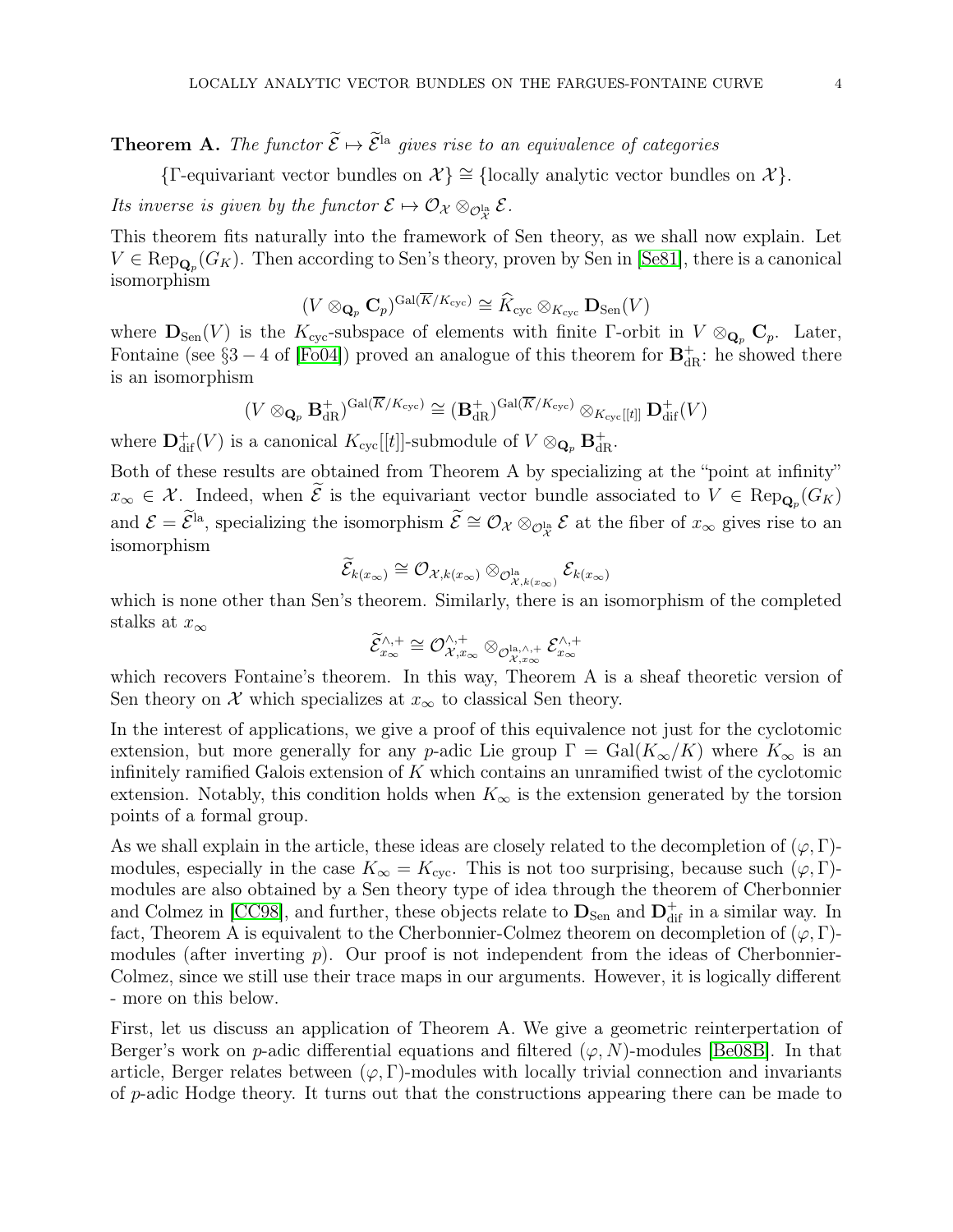**Theorem A.** *The functor $\widetilde{\mathcal{E}} \mapsto \widetilde{\mathcal{E}}^{\mathrm{la}}$ gives rise to an equivalence of categories*

$$\{\Gamma\text{-equivariant vector bundles on } \mathcal{X}\} \cong \{\text{locally analytic vector bundles on } \mathcal{X}\}.$$

*Its inverse is given by the functor $\mathcal{E} \mapsto \mathcal{O}_{\mathcal{X}} \otimes_{\mathcal{O}_{\mathcal{X}}^{\mathrm{la}}} \mathcal{E}$.*

This theorem fits naturally into the framework of Sen theory, as we shall now explain. Let $V \in \mathrm{Rep}_{\mathbf{Q}_p}(G_K)$. Then according to Sen's theory, proven by Sen in [Se81], there is a canonical isomorphism

$$(V \otimes_{\mathbf{Q}_p} \mathbf{C}_p)^{\mathrm{Gal}(\overline{K}/K_{\mathrm{cyc}})} \cong \widehat{K}_{\mathrm{cyc}} \otimes_{K_{\mathrm{cyc}}} \mathbf{D}_{\mathrm{Sen}}(V)$$

where $\mathbf{D}_{\mathrm{Sen}}(V)$ is the $K_{\mathrm{cyc}}$-subspace of elements with finite $\Gamma$-orbit in $V \otimes_{\mathbf{Q}_p} \mathbf{C}_p$. Later, Fontaine (see §3 − 4 of [Fo04]) proved an analogue of this theorem for $\mathbf{B}_{\mathrm{dR}}^+$: he showed there is an isomorphism

$$(V \otimes_{\mathbf{Q}_p} \mathbf{B}_{\mathrm{dR}}^+)^{\mathrm{Gal}(\overline{K}/K_{\mathrm{cyc}})} \cong (\mathbf{B}_{\mathrm{dR}}^+)^{\mathrm{Gal}(\overline{K}/K_{\mathrm{cyc}})} \otimes_{K_{\mathrm{cyc}}[[t]]} \mathbf{D}_{\mathrm{dif}}^+(V)$$

where $\mathbf{D}_{\mathrm{dif}}^+(V)$ is a canonical $K_{\mathrm{cyc}}[[t]]$-submodule of $V \otimes_{\mathbf{Q}_p} \mathbf{B}_{\mathrm{dR}}^+$.

Both of these results are obtained from Theorem A by specializing at the "point at infinity" $x_\infty \in \mathcal{X}$. Indeed, when $\widetilde{\mathcal{E}}$ is the equivariant vector bundle associated to $V \in \mathrm{Rep}_{\mathbf{Q}_p}(G_K)$ and $\mathcal{E} = \widetilde{\mathcal{E}}^{\mathrm{la}}$, specializing the isomorphism $\widetilde{\mathcal{E}} \cong \mathcal{O}_{\mathcal{X}} \otimes_{\mathcal{O}_{\mathcal{X}}^{\mathrm{la}}} \mathcal{E}$ at the fiber of $x_\infty$ gives rise to an isomorphism

$$\widetilde{\mathcal{E}}_{k(x_\infty)} \cong \mathcal{O}_{\mathcal{X},k(x_\infty)} \otimes_{\mathcal{O}^{\mathrm{la}}_{\mathcal{X},k(x_\infty)}} \mathcal{E}_{k(x_\infty)}$$

which is none other than Sen's theorem. Similarly, there is an isomorphism of the completed stalks at $x_\infty$

$$\widetilde{\mathcal{E}}^{\wedge,+}_{x_\infty} \cong \mathcal{O}^{\wedge,+}_{\mathcal{X},x_\infty} \otimes_{\mathcal{O}^{\mathrm{la},\wedge,+}_{\mathcal{X},x_\infty}} \mathcal{E}^{\wedge,+}_{x_\infty}$$

which recovers Fontaine's theorem. In this way, Theorem A is a sheaf theoretic version of Sen theory on $\mathcal{X}$ which specializes at $x_\infty$ to classical Sen theory.

In the interest of applications, we give a proof of this equivalence not just for the cyclotomic extension, but more generally for any $p$-adic Lie group $\Gamma = \mathrm{Gal}(K_\infty/K)$ where $K_\infty$ is an infinitely ramified Galois extension of $K$ which contains an unramified twist of the cyclotomic extension. Notably, this condition holds when $K_\infty$ is the extension generated by the torsion points of a formal group.

As we shall explain in the article, these ideas are closely related to the decompletion of $(\varphi, \Gamma)$-modules, especially in the case $K_\infty = K_{\mathrm{cyc}}$. This is not too surprising, because such $(\varphi, \Gamma)$-modules are also obtained by a Sen theory type of idea through the theorem of Cherbonnier and Colmez in [CC98], and further, these objects relate to $\mathbf{D}_{\mathrm{Sen}}$ and $\mathbf{D}_{\mathrm{dif}}^+$ in a similar way. In fact, Theorem A is equivalent to the Cherbonnier-Colmez theorem on decompletion of $(\varphi, \Gamma)$-modules (after inverting $p$). Our proof is not independent from the ideas of Cherbonnier-Colmez, since we still use their trace maps in our arguments. However, it is logically different - more on this below.

First, let us discuss an application of Theorem A. We give a geometric reinterpertation of Berger's work on $p$-adic differential equations and filtered $(\varphi, N)$-modules [Be08B]. In that article, Berger relates between $(\varphi, \Gamma)$-modules with locally trivial connection and invariants of $p$-adic Hodge theory. It turns out that the constructions appearing there can be made to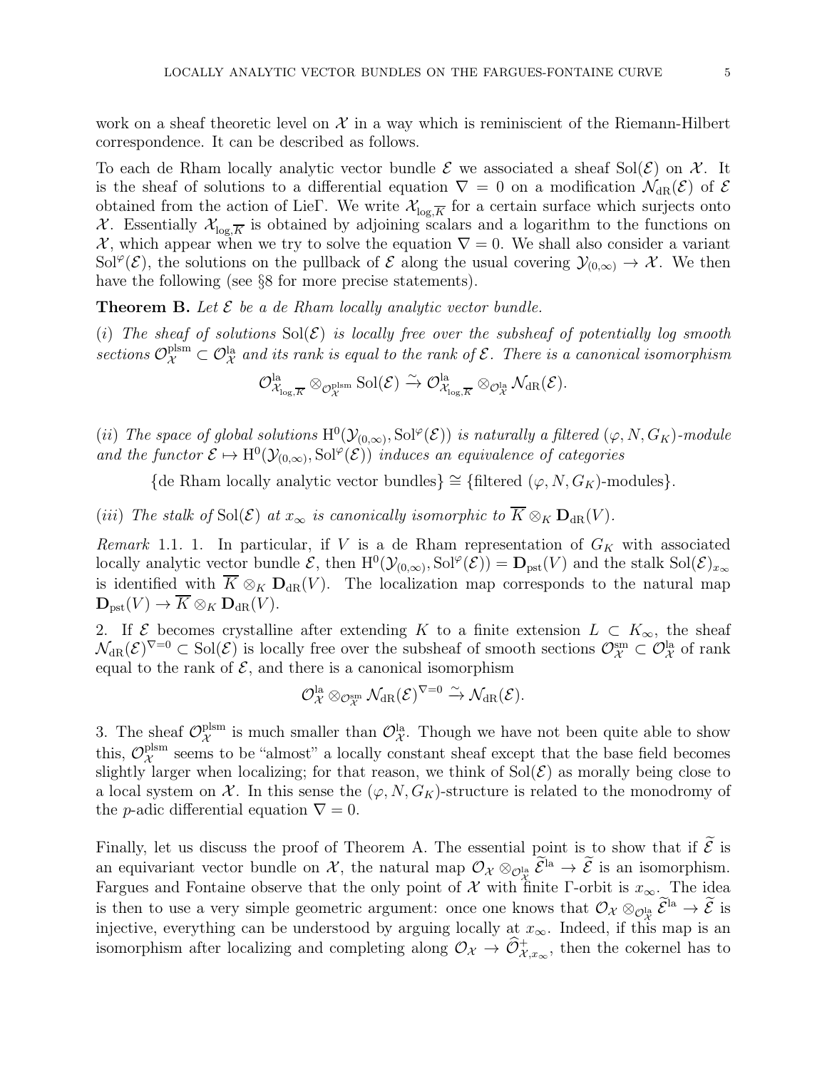work on a sheaf theoretic level on $\mathcal{X}$ in a way which is reminiscient of the Riemann-Hilbert correspondence. It can be described as follows.

To each de Rham locally analytic vector bundle $\mathcal{E}$ we associated a sheaf $\mathrm{Sol}(\mathcal{E})$ on $\mathcal{X}$. It is the sheaf of solutions to a differential equation $\nabla = 0$ on a modification $\mathcal{N}_{\mathrm{dR}}(\mathcal{E})$ of $\mathcal{E}$ obtained from the action of $\mathrm{Lie}\Gamma$. We write $\mathcal{X}_{\log,\overline{K}}$ for a certain surface which surjects onto $\mathcal{X}$. Essentially $\mathcal{X}_{\log,\overline{K}}$ is obtained by adjoining scalars and a logarithm to the functions on $\mathcal{X}$, which appear when we try to solve the equation $\nabla = 0$. We shall also consider a variant $\mathrm{Sol}^{\varphi}(\mathcal{E})$, the solutions on the pullback of $\mathcal{E}$ along the usual covering $\mathcal{Y}_{(0,\infty)} \to \mathcal{X}$. We then have the following (see §8 for more precise statements).

**Theorem B.** *Let $\mathcal{E}$ be a de Rham locally analytic vector bundle.*

*(i) The sheaf of solutions $\mathrm{Sol}(\mathcal{E})$ is locally free over the subsheaf of potentially log smooth sections $\mathcal{O}_{\mathcal{X}}^{\mathrm{plsm}} \subset \mathcal{O}_{\mathcal{X}}^{\mathrm{la}}$ and its rank is equal to the rank of $\mathcal{E}$. There is a canonical isomorphism*

$$\mathcal{O}_{\mathcal{X}_{\log,\overline{K}}}^{\mathrm{la}} \otimes_{\mathcal{O}_{\mathcal{X}}^{\mathrm{plsm}}} \mathrm{Sol}(\mathcal{E}) \xrightarrow{\sim} \mathcal{O}_{\mathcal{X}_{\log,\overline{K}}}^{\mathrm{la}} \otimes_{\mathcal{O}_{\mathcal{X}}^{\mathrm{la}}} \mathcal{N}_{\mathrm{dR}}(\mathcal{E}).$$

*(ii) The space of global solutions $\mathrm{H}^0(\mathcal{Y}_{(0,\infty)}, \mathrm{Sol}^{\varphi}(\mathcal{E}))$ is naturally a filtered $(\varphi, N, G_K)$-module and the functor $\mathcal{E} \mapsto \mathrm{H}^0(\mathcal{Y}_{(0,\infty)}, \mathrm{Sol}^{\varphi}(\mathcal{E}))$ induces an equivalence of categories*

$$\{\text{de Rham locally analytic vector bundles}\} \cong \{\text{filtered } (\varphi, N, G_K)\text{-modules}\}.$$

*(iii) The stalk of $\mathrm{Sol}(\mathcal{E})$ at $x_\infty$ is canonically isomorphic to $\overline{K} \otimes_K \mathbf{D}_{\mathrm{dR}}(V)$.*

*Remark* 1.1. 1. In particular, if $V$ is a de Rham representation of $G_K$ with associated locally analytic vector bundle $\mathcal{E}$, then $\mathrm{H}^0(\mathcal{Y}_{(0,\infty)}, \mathrm{Sol}^{\varphi}(\mathcal{E})) = \mathbf{D}_{\mathrm{pst}}(V)$ and the stalk $\mathrm{Sol}(\mathcal{E})_{x_\infty}$ is identified with $\overline{K} \otimes_K \mathbf{D}_{\mathrm{dR}}(V)$. The localization map corresponds to the natural map $\mathbf{D}_{\mathrm{pst}}(V) \to \overline{K} \otimes_K \mathbf{D}_{\mathrm{dR}}(V)$.

2. If $\mathcal{E}$ becomes crystalline after extending $K$ to a finite extension $L \subset K_\infty$, the sheaf $\mathcal{N}_{\mathrm{dR}}(\mathcal{E})^{\nabla=0} \subset \mathrm{Sol}(\mathcal{E})$ is locally free over the subsheaf of smooth sections $\mathcal{O}_{\mathcal{X}}^{\mathrm{sm}} \subset \mathcal{O}_{\mathcal{X}}^{\mathrm{la}}$ of rank equal to the rank of $\mathcal{E}$, and there is a canonical isomorphism

$$\mathcal{O}_{\mathcal{X}}^{\mathrm{la}} \otimes_{\mathcal{O}_{\mathcal{X}}^{\mathrm{sm}}} \mathcal{N}_{\mathrm{dR}}(\mathcal{E})^{\nabla=0} \xrightarrow{\sim} \mathcal{N}_{\mathrm{dR}}(\mathcal{E}).$$

3. The sheaf $\mathcal{O}_{\mathcal{X}}^{\mathrm{plsm}}$ is much smaller than $\mathcal{O}_{\mathcal{X}}^{\mathrm{la}}$. Though we have not been quite able to show this, $\mathcal{O}_{\mathcal{X}}^{\mathrm{plsm}}$ seems to be "almost" a locally constant sheaf except that the base field becomes slightly larger when localizing; for that reason, we think of $\mathrm{Sol}(\mathcal{E})$ as morally being close to a local system on $\mathcal{X}$. In this sense the $(\varphi, N, G_K)$-structure is related to the monodromy of the $p$-adic differential equation $\nabla = 0$.

Finally, let us discuss the proof of Theorem A. The essential point is to show that if $\widetilde{\mathcal{E}}$ is an equivariant vector bundle on $\mathcal{X}$, the natural map $\mathcal{O}_{\mathcal{X}} \otimes_{\mathcal{O}_{\mathcal{X}}^{\mathrm{la}}} \widetilde{\mathcal{E}}^{\mathrm{la}} \to \widetilde{\mathcal{E}}$ is an isomorphism. Fargues and Fontaine observe that the only point of $\mathcal{X}$ with finite $\Gamma$-orbit is $x_\infty$. The idea is then to use a very simple geometric argument: once one knows that $\mathcal{O}_{\mathcal{X}} \otimes_{\mathcal{O}_{\mathcal{X}}^{\mathrm{la}}} \widetilde{\mathcal{E}}^{\mathrm{la}} \to \widetilde{\mathcal{E}}$ is injective, everything can be understood by arguing locally at $x_\infty$. Indeed, if this map is an isomorphism after localizing and completing along $\mathcal{O}_{\mathcal{X}} \to \widehat{\mathcal{O}}_{\mathcal{X},x_\infty}^{+}$, then the cokernel has to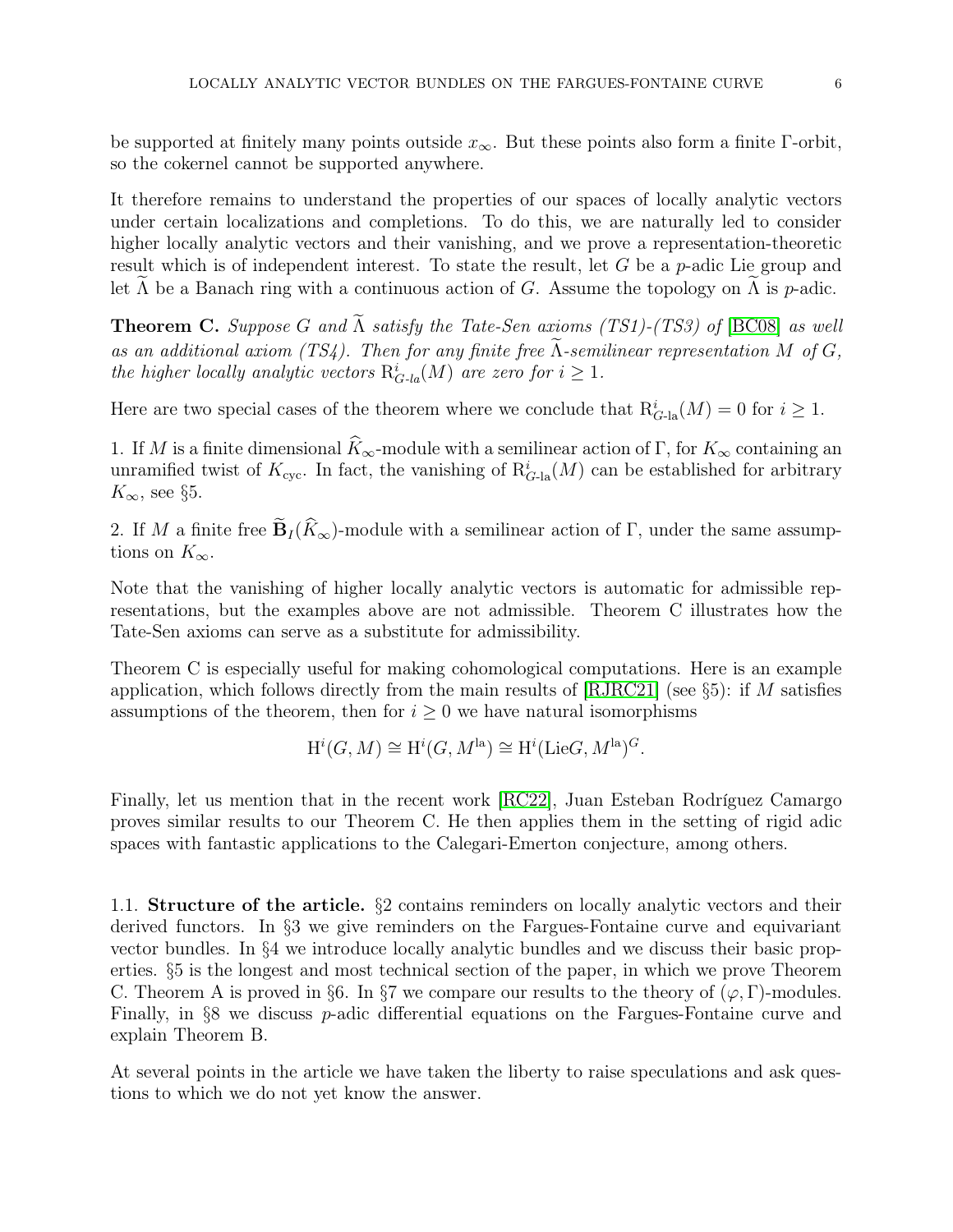be supported at finitely many points outside $x_\infty$. But these points also form a finite $\Gamma$-orbit, so the cokernel cannot be supported anywhere.

It therefore remains to understand the properties of our spaces of locally analytic vectors under certain localizations and completions. To do this, we are naturally led to consider higher locally analytic vectors and their vanishing, and we prove a representation-theoretic result which is of independent interest. To state the result, let $G$ be a $p$-adic Lie group and let $\widetilde{\Lambda}$ be a Banach ring with a continuous action of $G$. Assume the topology on $\widetilde{\Lambda}$ is $p$-adic.

**Theorem C.** *Suppose $G$ and $\widetilde{\Lambda}$ satisfy the Tate-Sen axioms (TS1)-(TS3) of [BC08] as well as an additional axiom (TS4). Then for any finite free $\widetilde{\Lambda}$-semilinear representation $M$ of $G$, the higher locally analytic vectors $\mathrm{R}^i_{G\text{-}la}(M)$ are zero for $i \geq 1$.*

Here are two special cases of the theorem where we conclude that $\mathrm{R}^i_{G\text{-la}}(M) = 0$ for $i \geq 1$.

1. If $M$ is a finite dimensional $\widehat{K}_\infty$-module with a semilinear action of $\Gamma$, for $K_\infty$ containing an unramified twist of $K_{\mathrm{cyc}}$. In fact, the vanishing of $\mathrm{R}^i_{G\text{-la}}(M)$ can be established for arbitrary $K_\infty$, see §5.

2. If $M$ a finite free $\widetilde{\mathbf{B}}_I(\widehat{K}_\infty)$-module with a semilinear action of $\Gamma$, under the same assumptions on $K_\infty$.

Note that the vanishing of higher locally analytic vectors is automatic for admissible representations, but the examples above are not admissible. Theorem C illustrates how the Tate-Sen axioms can serve as a substitute for admissibility.

Theorem C is especially useful for making cohomological computations. Here is an example application, which follows directly from the main results of [RJRC21] (see §5): if $M$ satisfies assumptions of the theorem, then for $i \geq 0$ we have natural isomorphisms

$$\mathrm{H}^i(G, M) \cong \mathrm{H}^i(G, M^{\mathrm{la}}) \cong \mathrm{H}^i(\mathrm{Lie}G, M^{\mathrm{la}})^G.$$

Finally, let us mention that in the recent work [RC22], Juan Esteban Rodríguez Camargo proves similar results to our Theorem C. He then applies them in the setting of rigid adic spaces with fantastic applications to the Calegari-Emerton conjecture, among others.

### 1.1. Structure of the article.

§2 contains reminders on locally analytic vectors and their derived functors. In §3 we give reminders on the Fargues-Fontaine curve and equivariant vector bundles. In §4 we introduce locally analytic bundles and we discuss their basic properties. §5 is the longest and most technical section of the paper, in which we prove Theorem C. Theorem A is proved in §6. In §7 we compare our results to the theory of $(\varphi, \Gamma)$-modules. Finally, in §8 we discuss $p$-adic differential equations on the Fargues-Fontaine curve and explain Theorem B.

At several points in the article we have taken the liberty to raise speculations and ask questions to which we do not yet know the answer.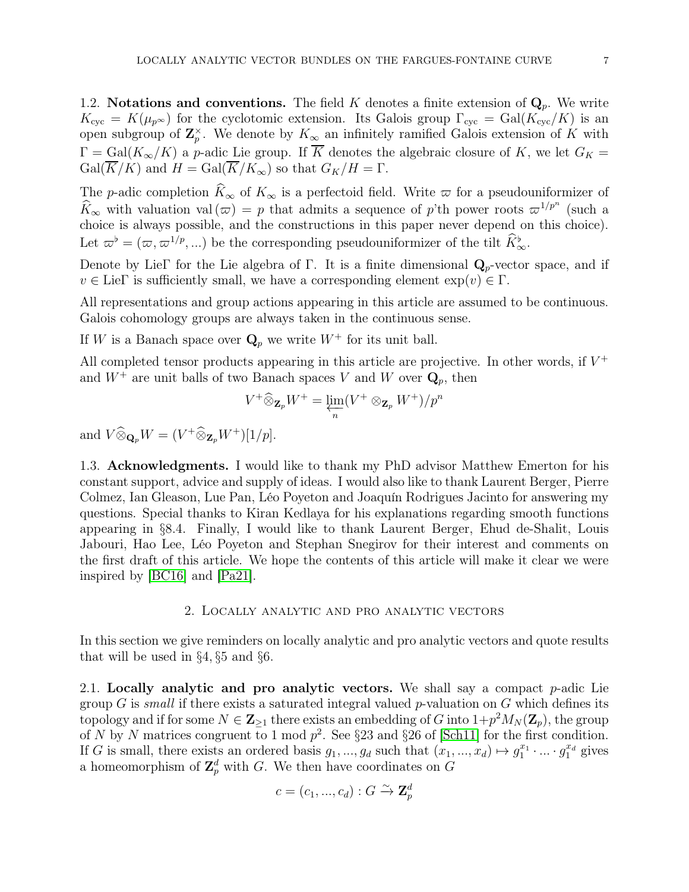## 1.2. Notations and conventions.

The field $K$ denotes a finite extension of $\mathbf{Q}_p$. We write $K_{\mathrm{cyc}} = K(\mu_{p^\infty})$ for the cyclotomic extension. Its Galois group $\Gamma_{\mathrm{cyc}} = \mathrm{Gal}(K_{\mathrm{cyc}}/K)$ is an open subgroup of $\mathbf{Z}_p^\times$. We denote by $K_\infty$ an infinitely ramified Galois extension of $K$ with $\Gamma = \mathrm{Gal}(K_\infty/K)$ a $p$-adic Lie group. If $\overline{K}$ denotes the algebraic closure of $K$, we let $G_K = \mathrm{Gal}(\overline{K}/K)$ and $H = \mathrm{Gal}(\overline{K}/K_\infty)$ so that $G_K/H = \Gamma$.

The $p$-adic completion $\widehat{K}_\infty$ of $K_\infty$ is a perfectoid field. Write $\varpi$ for a pseudouniformizer of $\widehat{K}_\infty$ with valuation $\mathrm{val}(\varpi) = p$ that admits a sequence of $p$'th power roots $\varpi^{1/p^n}$ (such a choice is always possible, and the constructions in this paper never depend on this choice). Let $\varpi^\flat = (\varpi, \varpi^{1/p}, ...)$ be the corresponding pseudouniformizer of the tilt $\widehat{K}_\infty^\flat$.

Denote by $\mathrm{Lie}\Gamma$ for the Lie algebra of $\Gamma$. It is a finite dimensional $\mathbf{Q}_p$-vector space, and if $v \in \mathrm{Lie}\Gamma$ is sufficiently small, we have a corresponding element $\exp(v) \in \Gamma$.

All representations and group actions appearing in this article are assumed to be continuous. Galois cohomology groups are always taken in the continuous sense.

If $W$ is a Banach space over $\mathbf{Q}_p$ we write $W^+$ for its unit ball.

All completed tensor products appearing in this article are projective. In other words, if $V^+$ and $W^+$ are unit balls of two Banach spaces $V$ and $W$ over $\mathbf{Q}_p$, then

$$V^+ \widehat{\otimes}_{\mathbf{Z}_p} W^+ = \varprojlim_n (V^+ \otimes_{\mathbf{Z}_p} W^+)/p^n$$

and $V \widehat{\otimes}_{\mathbf{Q}_p} W = (V^+ \widehat{\otimes}_{\mathbf{Z}_p} W^+)[1/p]$.

## 1.3. Acknowledgments.

I would like to thank my PhD advisor Matthew Emerton for his constant support, advice and supply of ideas. I would also like to thank Laurent Berger, Pierre Colmez, Ian Gleason, Lue Pan, Léo Poyeton and Joaquín Rodrigues Jacinto for answering my questions. Special thanks to Kiran Kedlaya for his explanations regarding smooth functions appearing in §8.4. Finally, I would like to thank Laurent Berger, Ehud de-Shalit, Louis Jabouri, Hao Lee, Léo Poyeton and Stephan Snegirov for their interest and comments on the first draft of this article. We hope the contents of this article will make it clear we were inspired by [BC16] and [Pa21].

# 2. Locally analytic and pro analytic vectors

In this section we give reminders on locally analytic and pro analytic vectors and quote results that will be used in §4, §5 and §6.

## 2.1. Locally analytic and pro analytic vectors.

We shall say a compact $p$-adic Lie group $G$ is *small* if there exists a saturated integral valued $p$-valuation on $G$ which defines its topology and if for some $N \in \mathbf{Z}_{\geq 1}$ there exists an embedding of $G$ into $1+p^2 M_N(\mathbf{Z}_p)$, the group of $N$ by $N$ matrices congruent to 1 mod $p^2$. See §23 and §26 of [Sch11] for the first condition. If $G$ is small, there exists an ordered basis $g_1, ..., g_d$ such that $(x_1, ..., x_d) \mapsto g_1^{x_1} \cdot ... \cdot g_1^{x_d}$ gives a homeomorphism of $\mathbf{Z}_p^d$ with $G$. We then have coordinates on $G$

$$c = (c_1, ..., c_d) : G \xrightarrow{\sim} \mathbf{Z}_p^d$$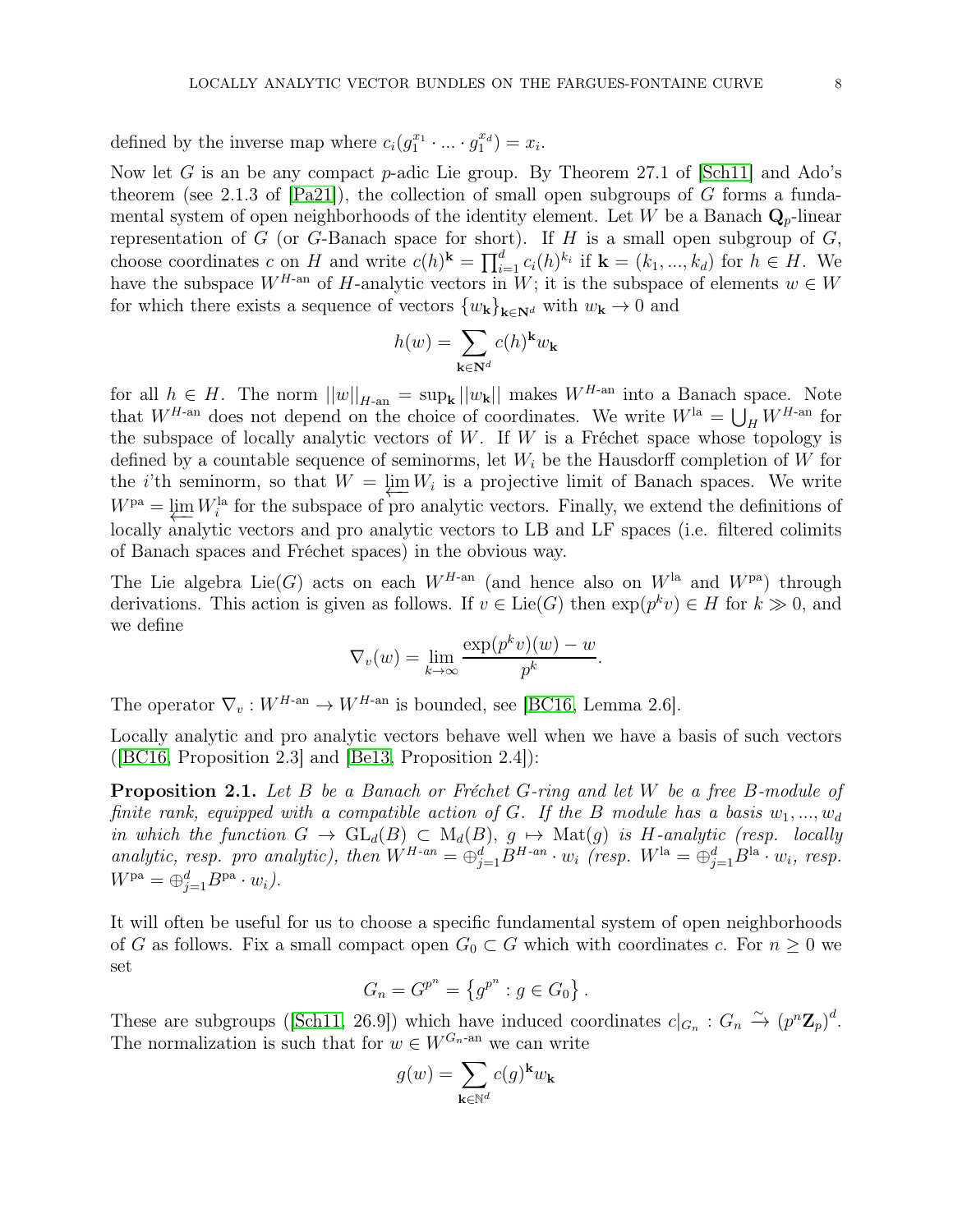defined by the inverse map where $c_i(g_1^{x_1} \cdot ... \cdot g_1^{x_d}) = x_i$.

Now let $G$ is an be any compact $p$-adic Lie group. By Theorem 27.1 of [Sch11] and Ado's theorem (see 2.1.3 of [Pa21]), the collection of small open subgroups of $G$ forms a fundamental system of open neighborhoods of the identity element. Let $W$ be a Banach $\mathbf{Q}_p$-linear representation of $G$ (or $G$-Banach space for short). If $H$ is a small open subgroup of $G$, choose coordinates $c$ on $H$ and write $c(h)^{\mathbf{k}} = \prod_{i=1}^d c_i(h)^{k_i}$ if $\mathbf{k} = (k_1, ..., k_d)$ for $h \in H$. We have the subspace $W^{H\text{-an}}$ of $H$-analytic vectors in $W$; it is the subspace of elements $w \in W$ for which there exists a sequence of vectors $\{w_{\mathbf{k}}\}_{\mathbf{k}\in\mathbf{N}^d}$ with $w_{\mathbf{k}} \to 0$ and

$$h(w) = \sum_{\mathbf{k}\in\mathbf{N}^d} c(h)^{\mathbf{k}} w_{\mathbf{k}}$$

for all $h \in H$. The norm $||w||_{H\text{-an}} = \sup_{\mathbf{k}} ||w_{\mathbf{k}}||$ makes $W^{H\text{-an}}$ into a Banach space. Note that $W^{H\text{-an}}$ does not depend on the choice of coordinates. We write $W^{\text{la}} = \bigcup_H W^{H\text{-an}}$ for the subspace of locally analytic vectors of $W$. If $W$ is a Fréchet space whose topology is defined by a countable sequence of seminorms, let $W_i$ be the Hausdorff completion of $W$ for the $i$'th seminorm, so that $W = \varprojlim W_i$ is a projective limit of Banach spaces. We write $W^{\text{pa}} = \varprojlim W_i^{\text{la}}$ for the subspace of pro analytic vectors. Finally, we extend the definitions of locally analytic vectors and pro analytic vectors to LB and LF spaces (i.e. filtered colimits of Banach spaces and Fréchet spaces) in the obvious way.

The Lie algebra $\text{Lie}(G)$ acts on each $W^{H\text{-an}}$ (and hence also on $W^{\text{la}}$ and $W^{\text{pa}}$) through derivations. This action is given as follows. If $v \in \text{Lie}(G)$ then $\exp(p^k v) \in H$ for $k \gg 0$, and we define

$$\nabla_v(w) = \lim_{k\to\infty} \frac{\exp(p^k v)(w) - w}{p^k}.$$

The operator $\nabla_v : W^{H\text{-an}} \to W^{H\text{-an}}$ is bounded, see [BC16, Lemma 2.6].

Locally analytic and pro analytic vectors behave well when we have a basis of such vectors ([BC16, Proposition 2.3] and [Be13, Proposition 2.4]):

**Proposition 2.1.** *Let $B$ be a Banach or Fréchet $G$-ring and let $W$ be a free $B$-module of finite rank, equipped with a compatible action of $G$. If the $B$ module has a basis $w_1, ..., w_d$ in which the function $G \to \text{GL}_d(B) \subset \text{M}_d(B)$, $g \mapsto \text{Mat}(g)$ is $H$-analytic (resp. locally analytic, resp. pro analytic), then $W^{H\text{-an}} = \oplus_{j=1}^d B^{H\text{-an}} \cdot w_i$ (resp. $W^{\text{la}} = \oplus_{j=1}^d B^{\text{la}} \cdot w_i$, resp. $W^{\text{pa}} = \oplus_{j=1}^d B^{\text{pa}} \cdot w_i$).*

It will often be useful for us to choose a specific fundamental system of open neighborhoods of $G$ as follows. Fix a small compact open $G_0 \subset G$ which with coordinates $c$. For $n \geq 0$ we set

$$G_n = G^{p^n} = \left\{g^{p^n} : g \in G_0\right\}.$$

These are subgroups ([Sch11, 26.9]) which have induced coordinates $c|_{G_n} : G_n \xrightarrow{\sim} (p^n\mathbf{Z}_p)^d$. The normalization is such that for $w \in W^{G_n\text{-an}}$ we can write

$$g(w) = \sum_{\mathbf{k}\in\mathbb{N}^d} c(g)^{\mathbf{k}} w_{\mathbf{k}}$$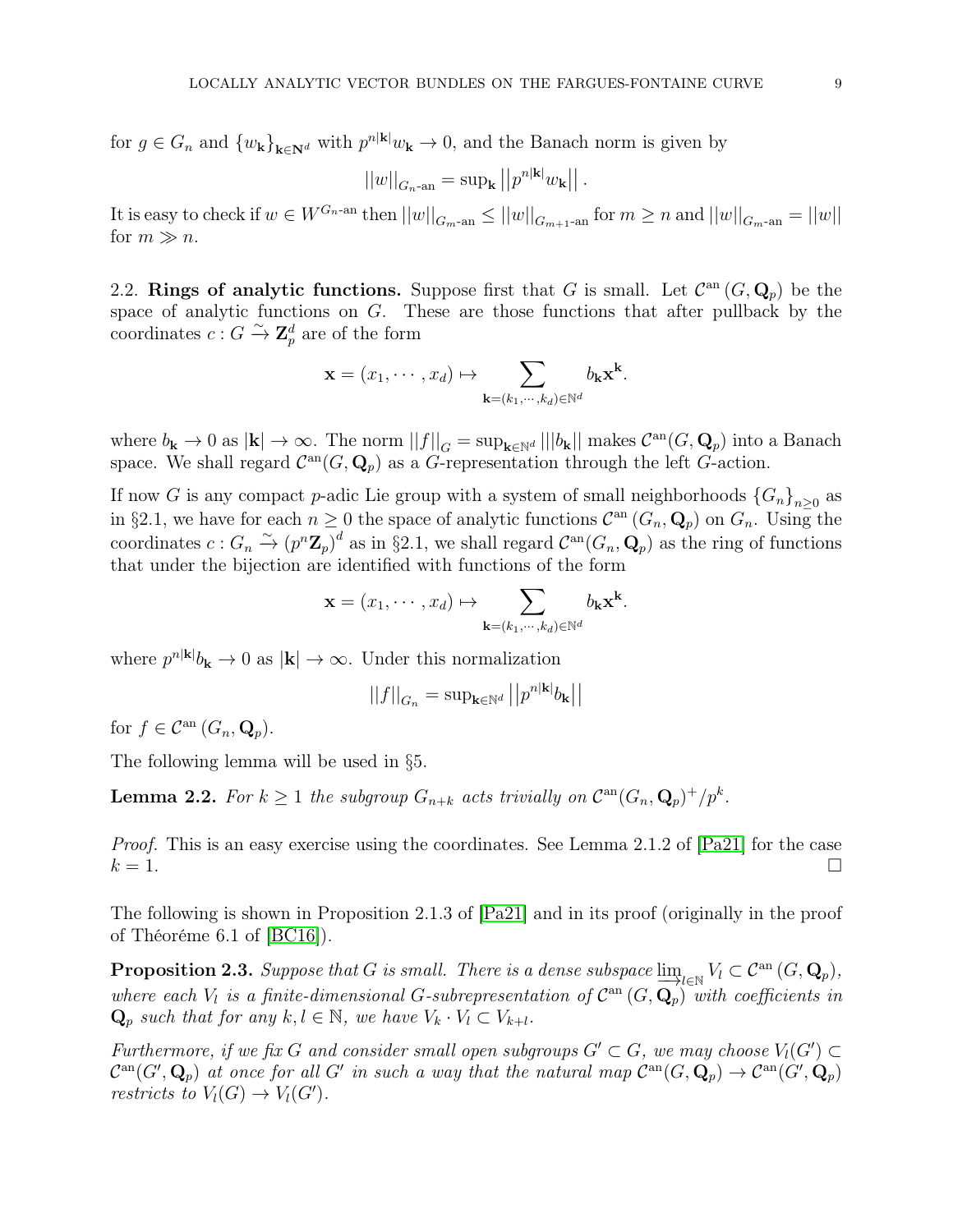for $g \in G_n$ and $\{w_{\mathbf{k}}\}_{\mathbf{k}\in\mathbf{N}^d}$ with $p^{n|\mathbf{k}|}w_{\mathbf{k}} \to 0$, and the Banach norm is given by

$$||w||_{G_n\text{-an}} = \sup_{\mathbf{k}} \left|\left|p^{n|\mathbf{k}|}w_{\mathbf{k}}\right|\right|.$$

It is easy to check if $w \in W^{G_n\text{-an}}$ then $||w||_{G_m\text{-an}} \leq ||w||_{G_{m+1}\text{-an}}$ for $m \geq n$ and $||w||_{G_m\text{-an}} = ||w||$ for $m \gg n$.

2.2. **Rings of analytic functions.** Suppose first that $G$ is small. Let $\mathcal{C}^{\mathrm{an}}(G, \mathbf{Q}_p)$ be the space of analytic functions on $G$. These are those functions that after pullback by the coordinates $c : G \xrightarrow{\sim} \mathbf{Z}_p^d$ are of the form

$$\mathbf{x} = (x_1, \cdots, x_d) \mapsto \sum_{\mathbf{k}=(k_1,\cdots,k_d)\in\mathbb{N}^d} b_{\mathbf{k}}\mathbf{x}^{\mathbf{k}}.$$

where $b_{\mathbf{k}} \to 0$ as $|\mathbf{k}| \to \infty$. The norm $||f||_G = \sup_{\mathbf{k}\in\mathbb{N}^d} |||b_{\mathbf{k}}||$ makes $\mathcal{C}^{\mathrm{an}}(G, \mathbf{Q}_p)$ into a Banach space. We shall regard $\mathcal{C}^{\mathrm{an}}(G, \mathbf{Q}_p)$ as a $G$-representation through the left $G$-action.

If now $G$ is any compact $p$-adic Lie group with a system of small neighborhoods $\{G_n\}_{n\geq 0}$ as in §2.1, we have for each $n \geq 0$ the space of analytic functions $\mathcal{C}^{\mathrm{an}}(G_n, \mathbf{Q}_p)$ on $G_n$. Using the coordinates $c : G_n \xrightarrow{\sim} (p^n\mathbf{Z}_p)^d$ as in §2.1, we shall regard $\mathcal{C}^{\mathrm{an}}(G_n, \mathbf{Q}_p)$ as the ring of functions that under the bijection are identified with functions of the form

$$\mathbf{x} = (x_1, \cdots, x_d) \mapsto \sum_{\mathbf{k}=(k_1,\cdots,k_d)\in\mathbb{N}^d} b_{\mathbf{k}}\mathbf{x}^{\mathbf{k}}.$$

where $p^{n|\mathbf{k}|}b_{\mathbf{k}} \to 0$ as $|\mathbf{k}| \to \infty$. Under this normalization

$$||f||_{G_n} = \sup_{\mathbf{k}\in\mathbb{N}^d} \left|\left|p^{n|\mathbf{k}|}b_{\mathbf{k}}\right|\right|$$

for $f \in \mathcal{C}^{\mathrm{an}}(G_n, \mathbf{Q}_p)$.

The following lemma will be used in §5.

**Lemma 2.2.** *For $k \geq 1$ the subgroup $G_{n+k}$ acts trivially on $\mathcal{C}^{\mathrm{an}}(G_n, \mathbf{Q}_p)^+/p^k$.*

*Proof.* This is an easy exercise using the coordinates. See Lemma 2.1.2 of [Pa21] for the case $k = 1$. □

The following is shown in Proposition 2.1.3 of [Pa21] and in its proof (originally in the proof of Théoréme 6.1 of [BC16]).

**Proposition 2.3.** *Suppose that $G$ is small. There is a dense subspace $\varinjlim_{l\in\mathbb{N}} V_l \subset \mathcal{C}^{\mathrm{an}}(G, \mathbf{Q}_p)$, where each $V_l$ is a finite-dimensional $G$-subrepresentation of $\mathcal{C}^{\mathrm{an}}(G, \mathbf{Q}_p)$ with coefficients in $\mathbf{Q}_p$ such that for any $k, l \in \mathbb{N}$, we have $V_k \cdot V_l \subset V_{k+l}$.*

*Furthermore, if we fix $G$ and consider small open subgroups $G' \subset G$, we may choose $V_l(G') \subset \mathcal{C}^{\mathrm{an}}(G', \mathbf{Q}_p)$ at once for all $G'$ in such a way that the natural map $\mathcal{C}^{\mathrm{an}}(G, \mathbf{Q}_p) \to \mathcal{C}^{\mathrm{an}}(G', \mathbf{Q}_p)$ restricts to $V_l(G) \to V_l(G')$.*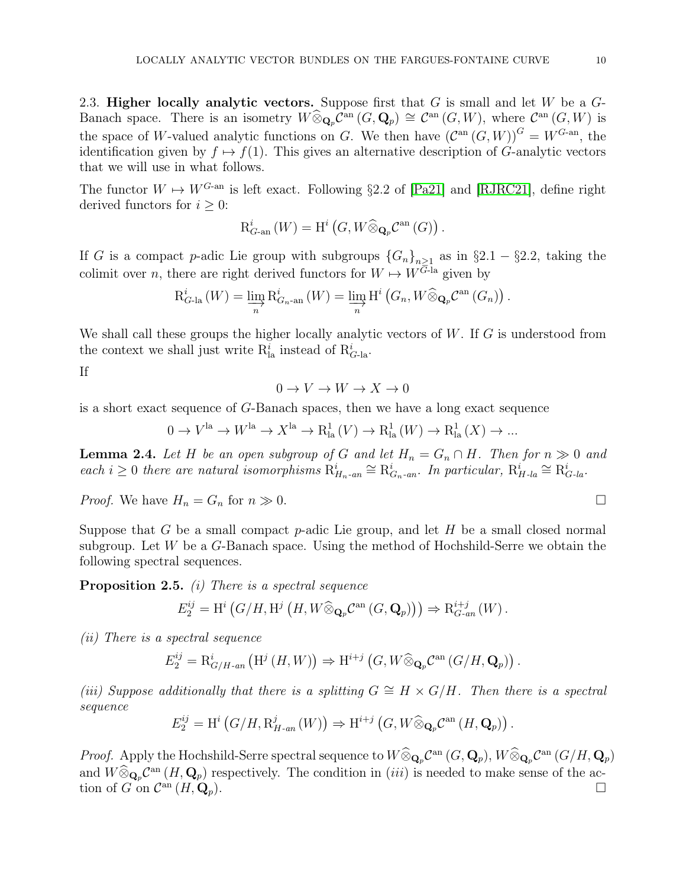2.3. **Higher locally analytic vectors.** Suppose first that $G$ is small and let $W$ be a $G$-Banach space. There is an isometry $W\widehat{\otimes}_{\mathbf{Q}_p}\mathcal{C}^{\mathrm{an}}(G,\mathbf{Q}_p)\cong\mathcal{C}^{\mathrm{an}}(G,W)$, where $\mathcal{C}^{\mathrm{an}}(G,W)$ is the space of $W$-valued analytic functions on $G$. We then have $(\mathcal{C}^{\mathrm{an}}(G,W))^G=W^{G\text{-an}}$, the identification given by $f\mapsto f(1)$. This gives an alternative description of $G$-analytic vectors that we will use in what follows.

The functor $W\mapsto W^{G\text{-an}}$ is left exact. Following §2.2 of [Pa21] and [RJRC21], define right derived functors for $i\geq 0$:

$$\mathrm{R}^i_{G\text{-an}}(W)=\mathrm{H}^i\left(G,W\widehat{\otimes}_{\mathbf{Q}_p}\mathcal{C}^{\mathrm{an}}(G)\right).$$

If $G$ is a compact $p$-adic Lie group with subgroups $\{G_n\}_{n\geq 1}$ as in §2.1 – §2.2, taking the colimit over $n$, there are right derived functors for $W\mapsto W^{G\text{-la}}$ given by

$$\mathrm{R}^i_{G\text{-la}}(W)=\varinjlim_n\mathrm{R}^i_{G_n\text{-an}}(W)=\varinjlim_n\mathrm{H}^i\left(G_n,W\widehat{\otimes}_{\mathbf{Q}_p}\mathcal{C}^{\mathrm{an}}(G_n)\right).$$

We shall call these groups the higher locally analytic vectors of $W$. If $G$ is understood from the context we shall just write $\mathrm{R}^i_{\mathrm{la}}$ instead of $\mathrm{R}^i_{G\text{-la}}$.

If

$$0\to V\to W\to X\to 0$$

is a short exact sequence of $G$-Banach spaces, then we have a long exact sequence

$$0\to V^{\mathrm{la}}\to W^{\mathrm{la}}\to X^{\mathrm{la}}\to\mathrm{R}^1_{\mathrm{la}}(V)\to\mathrm{R}^1_{\mathrm{la}}(W)\to\mathrm{R}^1_{\mathrm{la}}(X)\to...$$

**Lemma 2.4.** *Let $H$ be an open subgroup of $G$ and let $H_n=G_n\cap H$. Then for $n\gg 0$ and each $i\geq 0$ there are natural isomorphisms $\mathrm{R}^i_{H_n\text{-an}}\cong\mathrm{R}^i_{G_n\text{-an}}$. In particular, $\mathrm{R}^i_{H\text{-la}}\cong\mathrm{R}^i_{G\text{-la}}$.*

*Proof.* We have $H_n=G_n$ for $n\gg 0$. □

Suppose that $G$ be a small compact $p$-adic Lie group, and let $H$ be a small closed normal subgroup. Let $W$ be a $G$-Banach space. Using the method of Hochshild-Serre we obtain the following spectral sequences.

**Proposition 2.5.** *(i) There is a spectral sequence*

$$E_2^{ij}=\mathrm{H}^i\left(G/H,\mathrm{H}^j\left(H,W\widehat{\otimes}_{\mathbf{Q}_p}\mathcal{C}^{\mathrm{an}}(G,\mathbf{Q}_p)\right)\right)\Rightarrow\mathrm{R}^{i+j}_{G\text{-an}}(W).$$

*(ii) There is a spectral sequence*

$$E_2^{ij}=\mathrm{R}^i_{G/H\text{-an}}\left(\mathrm{H}^j(H,W)\right)\Rightarrow\mathrm{H}^{i+j}\left(G,W\widehat{\otimes}_{\mathbf{Q}_p}\mathcal{C}^{\mathrm{an}}(G/H,\mathbf{Q}_p)\right).$$

*(iii) Suppose additionally that there is a splitting $G\cong H\times G/H$. Then there is a spectral sequence*

$$E_2^{ij}=\mathrm{H}^i\left(G/H,\mathrm{R}^j_{H\text{-an}}(W)\right)\Rightarrow\mathrm{H}^{i+j}\left(G,W\widehat{\otimes}_{\mathbf{Q}_p}\mathcal{C}^{\mathrm{an}}(H,\mathbf{Q}_p)\right).$$

*Proof.* Apply the Hochshild-Serre spectral sequence to $W\widehat{\otimes}_{\mathbf{Q}_p}\mathcal{C}^{\mathrm{an}}(G,\mathbf{Q}_p)$, $W\widehat{\otimes}_{\mathbf{Q}_p}\mathcal{C}^{\mathrm{an}}(G/H,\mathbf{Q}_p)$ and $W\widehat{\otimes}_{\mathbf{Q}_p}\mathcal{C}^{\mathrm{an}}(H,\mathbf{Q}_p)$ respectively. The condition in $(iii)$ is needed to make sense of the action of $G$ on $\mathcal{C}^{\mathrm{an}}(H,\mathbf{Q}_p)$. □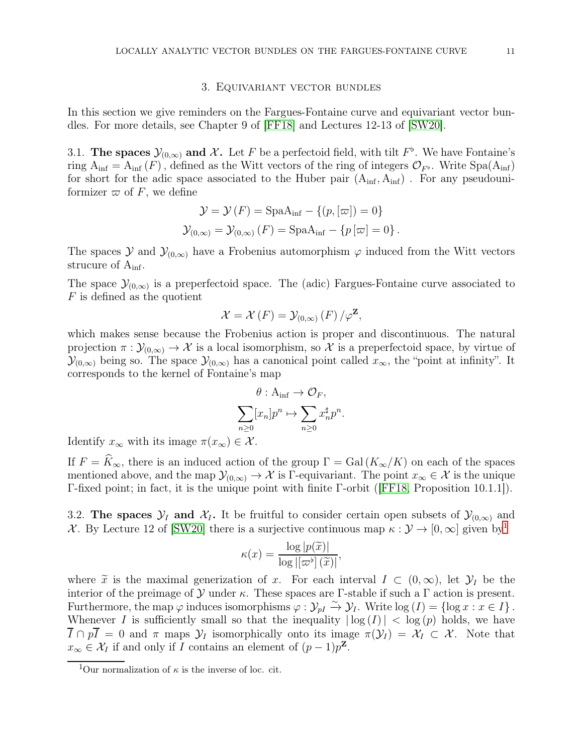## 3. Equivariant vector bundles

In this section we give reminders on the Fargues-Fontaine curve and equivariant vector bundles. For more details, see Chapter 9 of [FF18] and Lectures 12-13 of [SW20].

**3.1. The spaces $\mathcal{Y}_{(0,\infty)}$ and $\mathcal{X}$.** Let $F$ be a perfectoid field, with tilt $F^\flat$. We have Fontaine's ring $\mathrm{A}_{\mathrm{inf}} = \mathrm{A}_{\mathrm{inf}}(F)$, defined as the Witt vectors of the ring of integers $\mathcal{O}_{F^\flat}$. Write $\mathrm{Spa}(\mathrm{A}_{\mathrm{inf}})$ for short for the adic space associated to the Huber pair $(\mathrm{A}_{\mathrm{inf}}, \mathrm{A}_{\mathrm{inf}})$. For any pseudouniformizer $\varpi$ of $F$, we define

$$\mathcal{Y} = \mathcal{Y}(F) = \mathrm{Spa}\mathrm{A}_{\mathrm{inf}} - \{(p, [\varpi]) = 0\}$$
$$\mathcal{Y}_{(0,\infty)} = \mathcal{Y}_{(0,\infty)}(F) = \mathrm{Spa}\mathrm{A}_{\mathrm{inf}} - \{p[\varpi] = 0\}.$$

The spaces $\mathcal{Y}$ and $\mathcal{Y}_{(0,\infty)}$ have a Frobenius automorphism $\varphi$ induced from the Witt vectors strucure of $\mathrm{A}_{\mathrm{inf}}$.

The space $\mathcal{Y}_{(0,\infty)}$ is a preperfectoid space. The (adic) Fargues-Fontaine curve associated to $F$ is defined as the quotient

$$\mathcal{X} = \mathcal{X}(F) = \mathcal{Y}_{(0,\infty)}(F) / \varphi^{\mathbf{Z}},$$

which makes sense because the Frobenius action is proper and discontinuous. The natural projection $\pi : \mathcal{Y}_{(0,\infty)} \to \mathcal{X}$ is a local isomorphism, so $\mathcal{X}$ is a preperfectoid space, by virtue of $\mathcal{Y}_{(0,\infty)}$ being so. The space $\mathcal{Y}_{(0,\infty)}$ has a canonical point called $x_\infty$, the "point at infinity". It corresponds to the kernel of Fontaine's map

$$\theta : \mathrm{A}_{\mathrm{inf}} \to \mathcal{O}_F,$$
$$\sum_{n \geq 0} [x_n] p^n \mapsto \sum_{n \geq 0} x_n^\sharp p^n.$$

Identify $x_\infty$ with its image $\pi(x_\infty) \in \mathcal{X}$.

If $F = \widehat{K}_\infty$, there is an induced action of the group $\Gamma = \mathrm{Gal}(K_\infty/K)$ on each of the spaces mentioned above, and the map $\mathcal{Y}_{(0,\infty)} \to \mathcal{X}$ is $\Gamma$-equivariant. The point $x_\infty \in \mathcal{X}$ is the unique $\Gamma$-fixed point; in fact, it is the unique point with finite $\Gamma$-orbit ([FF18, Proposition 10.1.1]).

**3.2. The spaces $\mathcal{Y}_I$ and $\mathcal{X}_I$.** It be fruitful to consider certain open subsets of $\mathcal{Y}_{(0,\infty)}$ and $\mathcal{X}$. By Lecture 12 of [SW20] there is a surjective continuous map $\kappa : \mathcal{Y} \to [0, \infty]$ given by[1]

$$\kappa(x) = \frac{\log |p(\widetilde{x})|}{\log |[\varpi^\flat](\widetilde{x})|},$$

where $\widetilde{x}$ is the maximal generization of $x$. For each interval $I \subset (0, \infty)$, let $\mathcal{Y}_I$ be the interior of the preimage of $\mathcal{Y}$ under $\kappa$. These spaces are $\Gamma$-stable if such a $\Gamma$ action is present. Furthermore, the map $\varphi$ induces isomorphisms $\varphi : \mathcal{Y}_{pI} \xrightarrow{\sim} \mathcal{Y}_I$. Write $\log(I) = \{\log x : x \in I\}$. Whenever $I$ is sufficiently small so that the inequality $|\log(I)| < \log(p)$ holds, we have $\overline{I} \cap p\overline{I} = 0$ and $\pi$ maps $\mathcal{Y}_I$ isomorphically onto its image $\pi(\mathcal{Y}_I) = \mathcal{X}_I \subset \mathcal{X}$. Note that $x_\infty \in \mathcal{X}_I$ if and only if $I$ contains an element of $(p-1)p^{\mathbf{Z}}$.

---

[1] Our normalization of $\kappa$ is the inverse of loc. cit.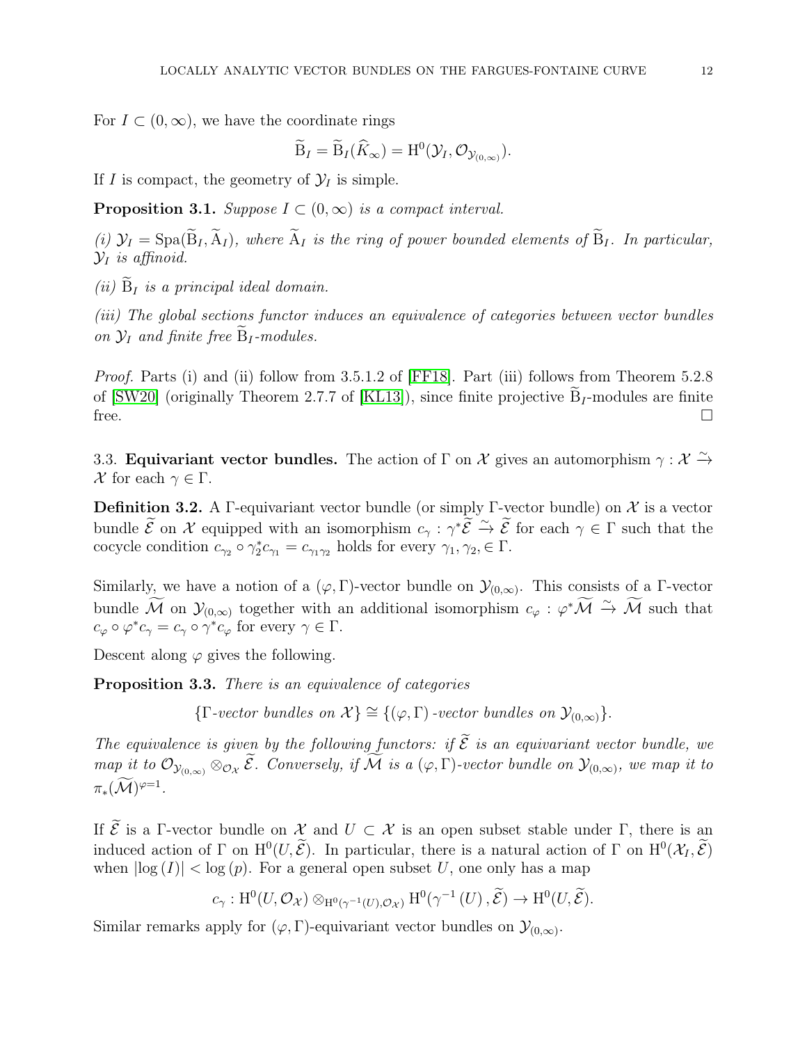For $I \subset (0, \infty)$, we have the coordinate rings

$$\widetilde{\mathrm{B}}_I = \widetilde{\mathrm{B}}_I(\widehat{K}_\infty) = \mathrm{H}^0(\mathcal{Y}_I, \mathcal{O}_{\mathcal{Y}_{(0,\infty)}}).$$

If $I$ is compact, the geometry of $\mathcal{Y}_I$ is simple.

**Proposition 3.1.** *Suppose $I \subset (0, \infty)$ is a compact interval.*

*(i) $\mathcal{Y}_I = \mathrm{Spa}(\widetilde{\mathrm{B}}_I, \widetilde{\mathrm{A}}_I)$, where $\widetilde{\mathrm{A}}_I$ is the ring of power bounded elements of $\widetilde{\mathrm{B}}_I$. In particular, $\mathcal{Y}_I$ is affinoid.*

*(ii) $\widetilde{\mathrm{B}}_I$ is a principal ideal domain.*

*(iii) The global sections functor induces an equivalence of categories between vector bundles on $\mathcal{Y}_I$ and finite free $\widetilde{\mathrm{B}}_I$-modules.*

*Proof.* Parts (i) and (ii) follow from 3.5.1.2 of [FF18]. Part (iii) follows from Theorem 5.2.8 of [SW20] (originally Theorem 2.7.7 of [KL13]), since finite projective $\widetilde{\mathrm{B}}_I$-modules are finite free. □

3.3. **Equivariant vector bundles.** The action of $\Gamma$ on $\mathcal{X}$ gives an automorphism $\gamma : \mathcal{X} \xrightarrow{\sim} \mathcal{X}$ for each $\gamma \in \Gamma$.

**Definition 3.2.** A $\Gamma$-equivariant vector bundle (or simply $\Gamma$-vector bundle) on $\mathcal{X}$ is a vector bundle $\widetilde{\mathcal{E}}$ on $\mathcal{X}$ equipped with an isomorphism $c_\gamma : \gamma^* \widetilde{\mathcal{E}} \xrightarrow{\sim} \widetilde{\mathcal{E}}$ for each $\gamma \in \Gamma$ such that the cocycle condition $c_{\gamma_2} \circ \gamma_2^* c_{\gamma_1} = c_{\gamma_1 \gamma_2}$ holds for every $\gamma_1, \gamma_2, \in \Gamma$.

Similarly, we have a notion of a $(\varphi, \Gamma)$-vector bundle on $\mathcal{Y}_{(0,\infty)}$. This consists of a $\Gamma$-vector bundle $\widetilde{\mathcal{M}}$ on $\mathcal{Y}_{(0,\infty)}$ together with an additional isomorphism $c_\varphi : \varphi^* \widetilde{\mathcal{M}} \xrightarrow{\sim} \widetilde{\mathcal{M}}$ such that $c_\varphi \circ \varphi^* c_\gamma = c_\gamma \circ \gamma^* c_\varphi$ for every $\gamma \in \Gamma$.

Descent along $\varphi$ gives the following.

**Proposition 3.3.** *There is an equivalence of categories*

$$\{\Gamma\text{-vector bundles on } \mathcal{X}\} \cong \{(\varphi, \Gamma)\text{-vector bundles on } \mathcal{Y}_{(0,\infty)}\}.$$

*The equivalence is given by the following functors: if $\widetilde{\mathcal{E}}$ is an equivariant vector bundle, we map it to $\mathcal{O}_{\mathcal{Y}_{(0,\infty)}} \otimes_{\mathcal{O}_{\mathcal{X}}} \widetilde{\mathcal{E}}$. Conversely, if $\widetilde{\mathcal{M}}$ is a $(\varphi, \Gamma)$-vector bundle on $\mathcal{Y}_{(0,\infty)}$, we map it to $\pi_*(\widetilde{\mathcal{M}})^{\varphi=1}$.*

If $\widetilde{\mathcal{E}}$ is a $\Gamma$-vector bundle on $\mathcal{X}$ and $U \subset \mathcal{X}$ is an open subset stable under $\Gamma$, there is an induced action of $\Gamma$ on $\mathrm{H}^0(U, \widetilde{\mathcal{E}})$. In particular, there is a natural action of $\Gamma$ on $\mathrm{H}^0(\mathcal{X}_I, \widetilde{\mathcal{E}})$ when $|\log(I)| < \log(p)$. For a general open subset $U$, one only has a map

$$c_\gamma : \mathrm{H}^0(U, \mathcal{O}_{\mathcal{X}}) \otimes_{\mathrm{H}^0(\gamma^{-1}(U), \mathcal{O}_{\mathcal{X}})} \mathrm{H}^0(\gamma^{-1}(U), \widetilde{\mathcal{E}}) \to \mathrm{H}^0(U, \widetilde{\mathcal{E}}).$$

Similar remarks apply for $(\varphi, \Gamma)$-equivariant vector bundles on $\mathcal{Y}_{(0,\infty)}$.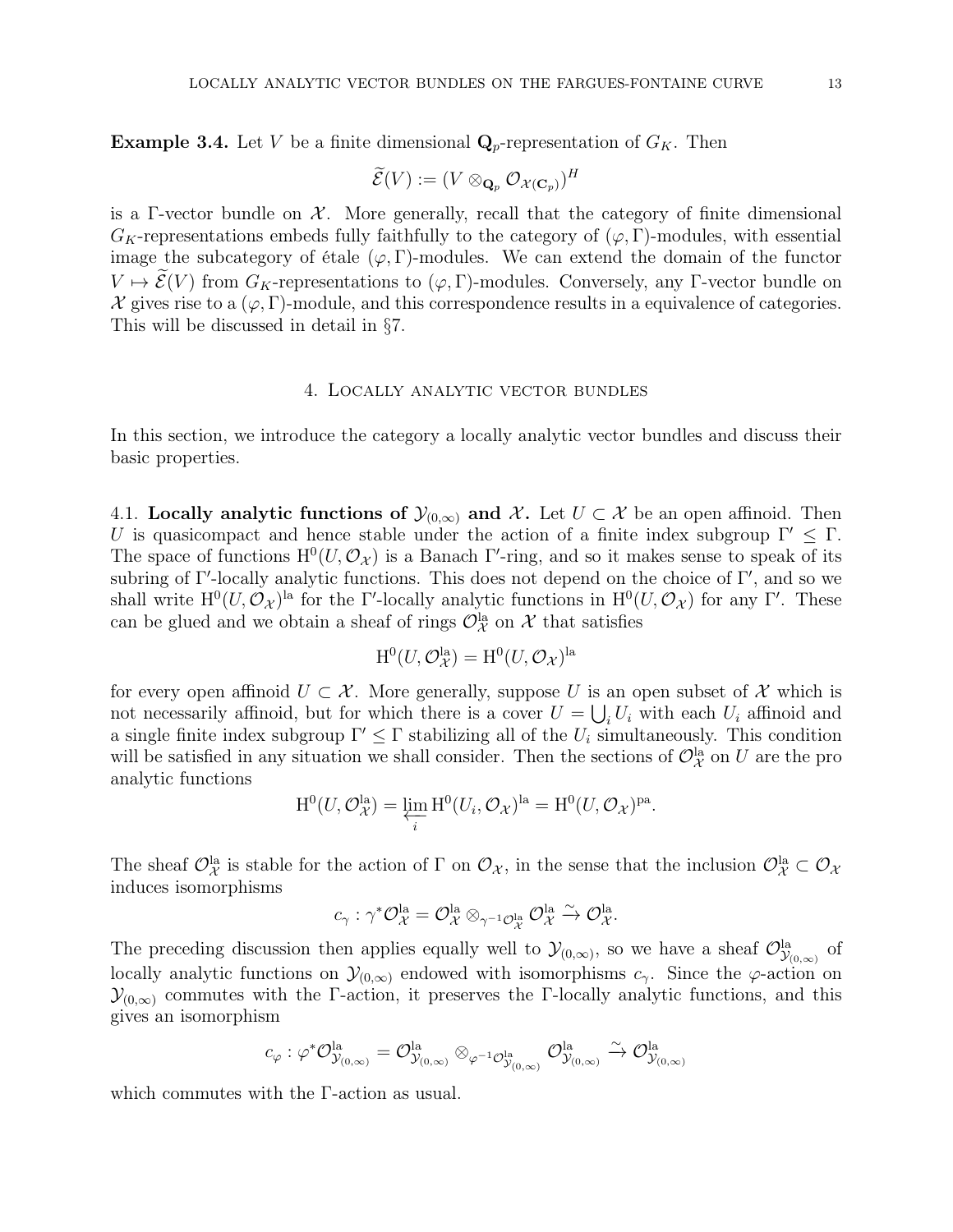**Example 3.4.** Let $V$ be a finite dimensional $\mathbf{Q}_p$-representation of $G_K$. Then

$$\widetilde{\mathcal{E}}(V) := (V \otimes_{\mathbf{Q}_p} \mathcal{O}_{\mathcal{X}(\mathbf{C}_p)})^H$$

is a $\Gamma$-vector bundle on $\mathcal{X}$. More generally, recall that the category of finite dimensional $G_K$-representations embeds fully faithfully to the category of $(\varphi, \Gamma)$-modules, with essential image the subcategory of étale $(\varphi, \Gamma)$-modules. We can extend the domain of the functor $V \mapsto \widetilde{\mathcal{E}}(V)$ from $G_K$-representations to $(\varphi, \Gamma)$-modules. Conversely, any $\Gamma$-vector bundle on $\mathcal{X}$ gives rise to a $(\varphi, \Gamma)$-module, and this correspondence results in a equivalence of categories. This will be discussed in detail in §7.

## 4. Locally analytic vector bundles

In this section, we introduce the category a locally analytic vector bundles and discuss their basic properties.

4.1. **Locally analytic functions of $\mathcal{Y}_{(0,\infty)}$ and $\mathcal{X}$.** Let $U \subset \mathcal{X}$ be an open affinoid. Then $U$ is quasicompact and hence stable under the action of a finite index subgroup $\Gamma' \leq \Gamma$. The space of functions $\mathrm{H}^0(U, \mathcal{O}_{\mathcal{X}})$ is a Banach $\Gamma'$-ring, and so it makes sense to speak of its subring of $\Gamma'$-locally analytic functions. This does not depend on the choice of $\Gamma'$, and so we shall write $\mathrm{H}^0(U, \mathcal{O}_{\mathcal{X}})^{\mathrm{la}}$ for the $\Gamma'$-locally analytic functions in $\mathrm{H}^0(U, \mathcal{O}_{\mathcal{X}})$ for any $\Gamma'$. These can be glued and we obtain a sheaf of rings $\mathcal{O}_{\mathcal{X}}^{\mathrm{la}}$ on $\mathcal{X}$ that satisfies

$$\mathrm{H}^0(U, \mathcal{O}_{\mathcal{X}}^{\mathrm{la}}) = \mathrm{H}^0(U, \mathcal{O}_{\mathcal{X}})^{\mathrm{la}}$$

for every open affinoid $U \subset \mathcal{X}$. More generally, suppose $U$ is an open subset of $\mathcal{X}$ which is not necessarily affinoid, but for which there is a cover $U = \bigcup_i U_i$ with each $U_i$ affinoid and a single finite index subgroup $\Gamma' \leq \Gamma$ stabilizing all of the $U_i$ simultaneously. This condition will be satisfied in any situation we shall consider. Then the sections of $\mathcal{O}_{\mathcal{X}}^{\mathrm{la}}$ on $U$ are the pro analytic functions

$$\mathrm{H}^0(U, \mathcal{O}_{\mathcal{X}}^{\mathrm{la}}) = \varprojlim_i \mathrm{H}^0(U_i, \mathcal{O}_{\mathcal{X}})^{\mathrm{la}} = \mathrm{H}^0(U, \mathcal{O}_{\mathcal{X}})^{\mathrm{pa}}.$$

The sheaf $\mathcal{O}_{\mathcal{X}}^{\mathrm{la}}$ is stable for the action of $\Gamma$ on $\mathcal{O}_{\mathcal{X}}$, in the sense that the inclusion $\mathcal{O}_{\mathcal{X}}^{\mathrm{la}} \subset \mathcal{O}_{\mathcal{X}}$ induces isomorphisms

$$c_\gamma : \gamma^* \mathcal{O}_{\mathcal{X}}^{\mathrm{la}} = \mathcal{O}_{\mathcal{X}}^{\mathrm{la}} \otimes_{\gamma^{-1}\mathcal{O}_{\mathcal{X}}^{\mathrm{la}}} \mathcal{O}_{\mathcal{X}}^{\mathrm{la}} \xrightarrow{\sim} \mathcal{O}_{\mathcal{X}}^{\mathrm{la}}.$$

The preceding discussion then applies equally well to $\mathcal{Y}_{(0,\infty)}$, so we have a sheaf $\mathcal{O}_{\mathcal{Y}_{(0,\infty)}}^{\mathrm{la}}$ of locally analytic functions on $\mathcal{Y}_{(0,\infty)}$ endowed with isomorphisms $c_\gamma$. Since the $\varphi$-action on $\mathcal{Y}_{(0,\infty)}$ commutes with the $\Gamma$-action, it preserves the $\Gamma$-locally analytic functions, and this gives an isomorphism

$$c_\varphi : \varphi^* \mathcal{O}_{\mathcal{Y}_{(0,\infty)}}^{\mathrm{la}} = \mathcal{O}_{\mathcal{Y}_{(0,\infty)}}^{\mathrm{la}} \otimes_{\varphi^{-1}\mathcal{O}_{\mathcal{Y}_{(0,\infty)}}^{\mathrm{la}}} \mathcal{O}_{\mathcal{Y}_{(0,\infty)}}^{\mathrm{la}} \xrightarrow{\sim} \mathcal{O}_{\mathcal{Y}_{(0,\infty)}}^{\mathrm{la}}$$

which commutes with the $\Gamma$-action as usual.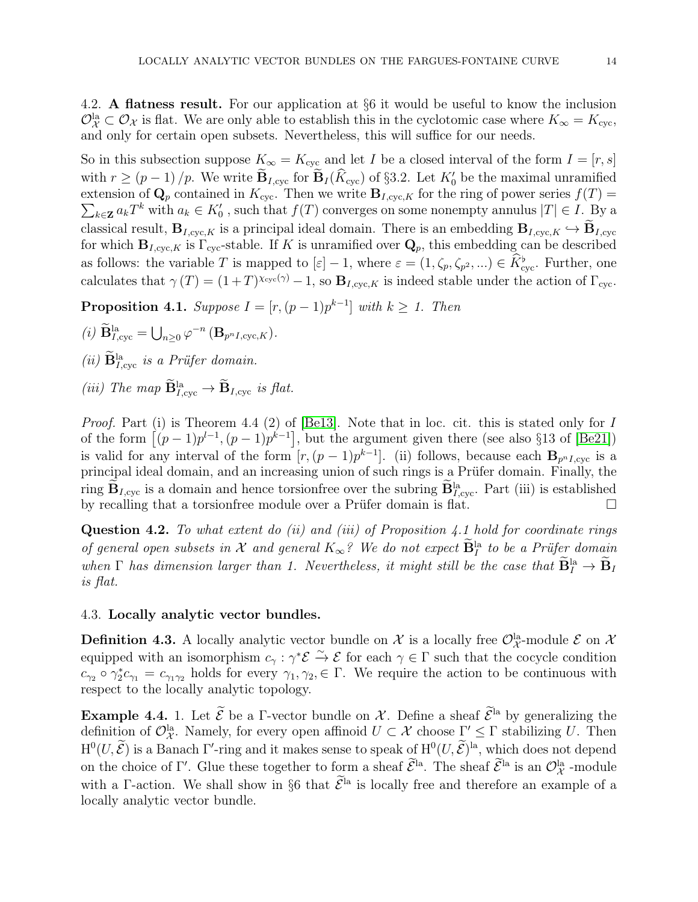## 4.2. A flatness result.

For our application at §6 it would be useful to know the inclusion $\mathcal{O}_{\mathcal{X}}^{\mathrm{la}} \subset \mathcal{O}_{\mathcal{X}}$ is flat. We are only able to establish this in the cyclotomic case where $K_\infty = K_{\mathrm{cyc}}$, and only for certain open subsets. Nevertheless, this will suffice for our needs.

So in this subsection suppose $K_\infty = K_{\mathrm{cyc}}$ and let $I$ be a closed interval of the form $I = [r, s]$ with $r \geq (p-1)/p$. We write $\widetilde{\mathbf{B}}_{I,\mathrm{cyc}}$ for $\widetilde{\mathbf{B}}_I(\widehat{K}_{\mathrm{cyc}})$ of §3.2. Let $K_0'$ be the maximal unramified extension of $\mathbf{Q}_p$ contained in $K_{\mathrm{cyc}}$. Then we write $\mathbf{B}_{I,\mathrm{cyc},K}$ for the ring of power series $f(T) = \sum_{k \in \mathbf{Z}} a_k T^k$ with $a_k \in K_0'$ , such that $f(T)$ converges on some nonempty annulus $|T| \in I$. By a classical result, $\mathbf{B}_{I,\mathrm{cyc},K}$ is a principal ideal domain. There is an embedding $\mathbf{B}_{I,\mathrm{cyc},K} \hookrightarrow \widetilde{\mathbf{B}}_{I,\mathrm{cyc}}$ for which $\mathbf{B}_{I,\mathrm{cyc},K}$ is $\Gamma_{\mathrm{cyc}}$-stable. If $K$ is unramified over $\mathbf{Q}_p$, this embedding can be described as follows: the variable $T$ is mapped to $[\varepsilon] - 1$, where $\varepsilon = (1, \zeta_p, \zeta_{p^2}, ...) \in \widehat{K}_{\mathrm{cyc}}^\flat$. Further, one calculates that $\gamma(T) = (1+T)^{\chi_{\mathrm{cyc}}(\gamma)} - 1$, so $\mathbf{B}_{I,\mathrm{cyc},K}$ is indeed stable under the action of $\Gamma_{\mathrm{cyc}}$.

**Proposition 4.1.** *Suppose $I = [r, (p-1)p^{k-1}]$ with $k \geq 1$. Then*

*(i)* $\widetilde{\mathbf{B}}_{I,\mathrm{cyc}}^{\mathrm{la}} = \bigcup_{n \geq 0} \varphi^{-n}(\mathbf{B}_{p^n I,\mathrm{cyc},K})$.

*(ii)* $\widetilde{\mathbf{B}}_{I,\mathrm{cyc}}^{\mathrm{la}}$ *is a Prüfer domain.*

*(iii) The map* $\widetilde{\mathbf{B}}_{I,\mathrm{cyc}}^{\mathrm{la}} \to \widetilde{\mathbf{B}}_{I,\mathrm{cyc}}$ *is flat.*

*Proof.* Part (i) is Theorem 4.4 (2) of [Be13]. Note that in loc. cit. this is stated only for $I$ of the form $\left[(p-1)p^{l-1}, (p-1)p^{k-1}\right]$, but the argument given there (see also §13 of [Be21]) is valid for any interval of the form $[r, (p-1)p^{k-1}]$. (ii) follows, because each $\mathbf{B}_{p^n I,\mathrm{cyc}}$ is a principal ideal domain, and an increasing union of such rings is a Prüfer domain. Finally, the ring $\widetilde{\mathbf{B}}_{I,\mathrm{cyc}}$ is a domain and hence torsionfree over the subring $\widetilde{\mathbf{B}}_{I,\mathrm{cyc}}^{\mathrm{la}}$. Part (iii) is established by recalling that a torsionfree module over a Prüfer domain is flat. □

**Question 4.2.** *To what extent do (ii) and (iii) of Proposition 4.1 hold for coordinate rings of general open subsets in $\mathcal{X}$ and general $K_\infty$? We do not expect $\widetilde{\mathbf{B}}_I^{\mathrm{la}}$ to be a Prüfer domain when $\Gamma$ has dimension larger than 1. Nevertheless, it might still be the case that $\widetilde{\mathbf{B}}_I^{\mathrm{la}} \to \widetilde{\mathbf{B}}_I$ is flat.*

## 4.3. Locally analytic vector bundles.

**Definition 4.3.** A locally analytic vector bundle on $\mathcal{X}$ is a locally free $\mathcal{O}_{\mathcal{X}}^{\mathrm{la}}$-module $\mathcal{E}$ on $\mathcal{X}$ equipped with an isomorphism $c_\gamma : \gamma^* \mathcal{E} \xrightarrow{\sim} \mathcal{E}$ for each $\gamma \in \Gamma$ such that the cocycle condition $c_{\gamma_2} \circ \gamma_2^* c_{\gamma_1} = c_{\gamma_1 \gamma_2}$ holds for every $\gamma_1, \gamma_2, \in \Gamma$. We require the action to be continuous with respect to the locally analytic topology.

**Example 4.4.** 1. Let $\widetilde{\mathcal{E}}$ be a $\Gamma$-vector bundle on $\mathcal{X}$. Define a sheaf $\widetilde{\mathcal{E}}^{\mathrm{la}}$ by generalizing the definition of $\mathcal{O}_{\mathcal{X}}^{\mathrm{la}}$. Namely, for every open affinoid $U \subset \mathcal{X}$ choose $\Gamma' \leq \Gamma$ stabilizing $U$. Then $\mathrm{H}^0(U, \widetilde{\mathcal{E}})$ is a Banach $\Gamma'$-ring and it makes sense to speak of $\mathrm{H}^0(U, \widetilde{\mathcal{E}})^{\mathrm{la}}$, which does not depend on the choice of $\Gamma'$. Glue these together to form a sheaf $\widetilde{\mathcal{E}}^{\mathrm{la}}$. The sheaf $\widetilde{\mathcal{E}}^{\mathrm{la}}$ is an $\mathcal{O}_{\mathcal{X}}^{\mathrm{la}}$ -module with a $\Gamma$-action. We shall show in §6 that $\widetilde{\mathcal{E}}^{\mathrm{la}}$ is locally free and therefore an example of a locally analytic vector bundle.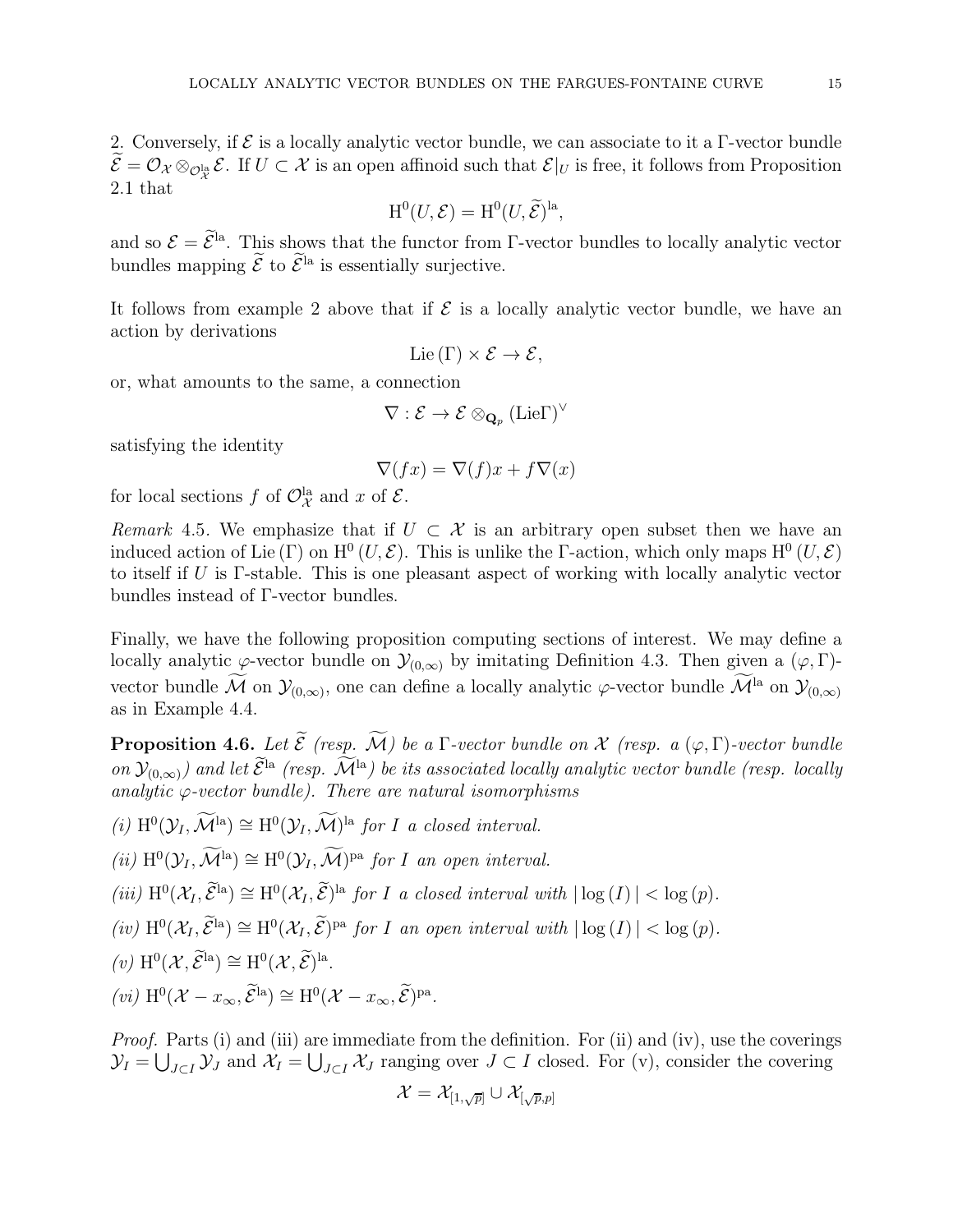2. Conversely, if $\mathcal{E}$ is a locally analytic vector bundle, we can associate to it a $\Gamma$-vector bundle $\widetilde{\mathcal{E}} = \mathcal{O}_{\mathcal{X}} \otimes_{\mathcal{O}_{\mathcal{X}}^{\mathrm{la}}} \mathcal{E}$. If $U \subset \mathcal{X}$ is an open affinoid such that $\mathcal{E}|_U$ is free, it follows from Proposition 2.1 that

$$\mathrm{H}^0(U, \mathcal{E}) = \mathrm{H}^0(U, \widetilde{\mathcal{E}})^{\mathrm{la}},$$

and so $\mathcal{E} = \widetilde{\mathcal{E}}^{\mathrm{la}}$. This shows that the functor from $\Gamma$-vector bundles to locally analytic vector bundles mapping $\widetilde{\mathcal{E}}$ to $\widetilde{\mathcal{E}}^{\mathrm{la}}$ is essentially surjective.

It follows from example 2 above that if $\mathcal{E}$ is a locally analytic vector bundle, we have an action by derivations

$$\mathrm{Lie}\,(\Gamma) \times \mathcal{E} \to \mathcal{E},$$

or, what amounts to the same, a connection

$$\nabla : \mathcal{E} \to \mathcal{E} \otimes_{\mathbf{Q}_p} (\mathrm{Lie}\Gamma)^{\vee}$$

satisfying the identity

$$\nabla(fx) = \nabla(f)x + f\nabla(x)$$

for local sections $f$ of $\mathcal{O}_{\mathcal{X}}^{\mathrm{la}}$ and $x$ of $\mathcal{E}$.

*Remark* 4.5. We emphasize that if $U \subset \mathcal{X}$ is an arbitrary open subset then we have an induced action of $\mathrm{Lie}\,(\Gamma)$ on $\mathrm{H}^0\,(U, \mathcal{E})$. This is unlike the $\Gamma$-action, which only maps $\mathrm{H}^0\,(U, \mathcal{E})$ to itself if $U$ is $\Gamma$-stable. This is one pleasant aspect of working with locally analytic vector bundles instead of $\Gamma$-vector bundles.

Finally, we have the following proposition computing sections of interest. We may define a locally analytic $\varphi$-vector bundle on $\mathcal{Y}_{(0,\infty)}$ by imitating Definition 4.3. Then given a $(\varphi, \Gamma)$-vector bundle $\widetilde{\mathcal{M}}$ on $\mathcal{Y}_{(0,\infty)}$, one can define a locally analytic $\varphi$-vector bundle $\widetilde{\mathcal{M}}^{\mathrm{la}}$ on $\mathcal{Y}_{(0,\infty)}$ as in Example 4.4.

**Proposition 4.6.** *Let $\widetilde{\mathcal{E}}$ (resp. $\widetilde{\mathcal{M}}$) be a $\Gamma$-vector bundle on $\mathcal{X}$ (resp. a $(\varphi, \Gamma)$-vector bundle on $\mathcal{Y}_{(0,\infty)}$) and let $\widetilde{\mathcal{E}}^{\mathrm{la}}$ (resp. $\widetilde{\mathcal{M}}^{\mathrm{la}}$) be its associated locally analytic vector bundle (resp. locally analytic $\varphi$-vector bundle). There are natural isomorphisms*

*(i)* $\mathrm{H}^0(\mathcal{Y}_I, \widetilde{\mathcal{M}}^{\mathrm{la}}) \cong \mathrm{H}^0(\mathcal{Y}_I, \widetilde{\mathcal{M}})^{\mathrm{la}}$ *for $I$ a closed interval.*

*(ii)* $\mathrm{H}^0(\mathcal{Y}_I, \widetilde{\mathcal{M}}^{\mathrm{la}}) \cong \mathrm{H}^0(\mathcal{Y}_I, \widetilde{\mathcal{M}})^{\mathrm{pa}}$ *for $I$ an open interval.*

*(iii)* $\mathrm{H}^0(\mathcal{X}_I, \widetilde{\mathcal{E}}^{\mathrm{la}}) \cong \mathrm{H}^0(\mathcal{X}_I, \widetilde{\mathcal{E}})^{\mathrm{la}}$ *for $I$ a closed interval with $|\log(I)| < \log(p)$.*

*(iv)* $\mathrm{H}^0(\mathcal{X}_I, \widetilde{\mathcal{E}}^{\mathrm{la}}) \cong \mathrm{H}^0(\mathcal{X}_I, \widetilde{\mathcal{E}})^{\mathrm{pa}}$ *for $I$ an open interval with $|\log(I)| < \log(p)$.*

*(v)* $\mathrm{H}^0(\mathcal{X}, \widetilde{\mathcal{E}}^{\mathrm{la}}) \cong \mathrm{H}^0(\mathcal{X}, \widetilde{\mathcal{E}})^{\mathrm{la}}$.

*(vi)* $\mathrm{H}^0(\mathcal{X} - x_\infty, \widetilde{\mathcal{E}}^{\mathrm{la}}) \cong \mathrm{H}^0(\mathcal{X} - x_\infty, \widetilde{\mathcal{E}})^{\mathrm{pa}}$.

*Proof.* Parts (i) and (iii) are immediate from the definition. For (ii) and (iv), use the coverings $\mathcal{Y}_I = \bigcup_{J \subset I} \mathcal{Y}_J$ and $\mathcal{X}_I = \bigcup_{J \subset I} \mathcal{X}_J$ ranging over $J \subset I$ closed. For (v), consider the covering

$$\mathcal{X} = \mathcal{X}_{[1,\sqrt{p}]} \cup \mathcal{X}_{[\sqrt{p},p]}$$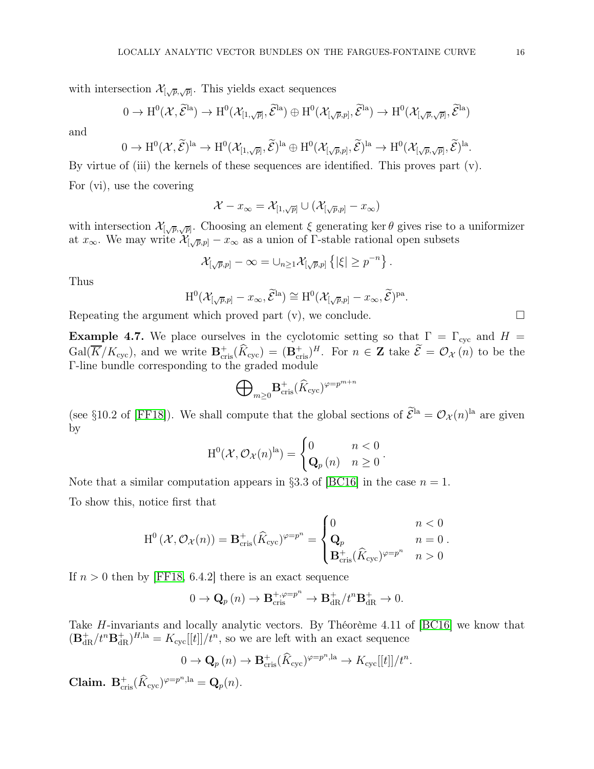with intersection $\mathcal{X}_{[\sqrt{p},\sqrt{p}]}$. This yields exact sequences

$$0 \to \mathrm{H}^0(\mathcal{X}, \widetilde{\mathcal{E}}^{\mathrm{la}}) \to \mathrm{H}^0(\mathcal{X}_{[1,\sqrt{p}]}, \widetilde{\mathcal{E}}^{\mathrm{la}}) \oplus \mathrm{H}^0(\mathcal{X}_{[\sqrt{p},p]}, \widetilde{\mathcal{E}}^{\mathrm{la}}) \to \mathrm{H}^0(\mathcal{X}_{[\sqrt{p},\sqrt{p}]}, \widetilde{\mathcal{E}}^{\mathrm{la}})$$

and

$$0 \to \mathrm{H}^0(\mathcal{X}, \widetilde{\mathcal{E}})^{\mathrm{la}} \to \mathrm{H}^0(\mathcal{X}_{[1,\sqrt{p}]}, \widetilde{\mathcal{E}})^{\mathrm{la}} \oplus \mathrm{H}^0(\mathcal{X}_{[\sqrt{p},p]}, \widetilde{\mathcal{E}})^{\mathrm{la}} \to \mathrm{H}^0(\mathcal{X}_{[\sqrt{p},\sqrt{p}]}, \widetilde{\mathcal{E}})^{\mathrm{la}}.$$

By virtue of (iii) the kernels of these sequences are identified. This proves part (v).

For (vi), use the covering

$$\mathcal{X} - x_\infty = \mathcal{X}_{[1,\sqrt{p}]} \cup (\mathcal{X}_{[\sqrt{p},p]} - x_\infty)$$

with intersection $\mathcal{X}_{[\sqrt{p},\sqrt{p}]}$. Choosing an element $\xi$ generating $\ker\theta$ gives rise to a uniformizer at $x_\infty$. We may write $\mathcal{X}_{[\sqrt{p},p]} - x_\infty$ as a union of $\Gamma$-stable rational open subsets

$$\mathcal{X}_{[\sqrt{p},p]} - \infty = \cup_{n\geq 1} \mathcal{X}_{[\sqrt{p},p]} \left\{|\xi| \geq p^{-n}\right\}.$$

Thus

$$\mathrm{H}^0(\mathcal{X}_{[\sqrt{p},p]} - x_\infty, \widetilde{\mathcal{E}}^{\mathrm{la}}) \cong \mathrm{H}^0(\mathcal{X}_{[\sqrt{p},p]} - x_\infty, \widetilde{\mathcal{E}})^{\mathrm{pa}}.$$

Repeating the argument which proved part (v), we conclude. □

**Example 4.7.** We place ourselves in the cyclotomic setting so that $\Gamma = \Gamma_{\mathrm{cyc}}$ and $H = \mathrm{Gal}(\overline{K}/K_{\mathrm{cyc}})$, and we write $\mathbf{B}^+_{\mathrm{cris}}(\widehat{K}_{\mathrm{cyc}}) = (\mathbf{B}^+_{\mathrm{cris}})^H$. For $n \in \mathbf{Z}$ take $\widetilde{\mathcal{E}} = \mathcal{O}_{\mathcal{X}}(n)$ to be the $\Gamma$-line bundle corresponding to the graded module

$$\bigoplus\nolimits_{m\geq 0} \mathbf{B}^+_{\mathrm{cris}}(\widehat{K}_{\mathrm{cyc}})^{\varphi = p^{m+n}}$$

(see §10.2 of [FF18]). We shall compute that the global sections of $\widetilde{\mathcal{E}}^{\mathrm{la}} = \mathcal{O}_{\mathcal{X}}(n)^{\mathrm{la}}$ are given by

$$\mathrm{H}^0(\mathcal{X}, \mathcal{O}_{\mathcal{X}}(n)^{\mathrm{la}}) = \begin{cases} 0 & n < 0 \\ \mathbf{Q}_p(n) & n \geq 0 \end{cases}.$$

Note that a similar computation appears in §3.3 of [BC16] in the case $n = 1$.

To show this, notice first that

$$\mathrm{H}^0(\mathcal{X}, \mathcal{O}_{\mathcal{X}}(n)) = \mathbf{B}^+_{\mathrm{cris}}(\widehat{K}_{\mathrm{cyc}})^{\varphi = p^n} = \begin{cases} 0 & n < 0 \\ \mathbf{Q}_p & n = 0 \\ \mathbf{B}^+_{\mathrm{cris}}(\widehat{K}_{\mathrm{cyc}})^{\varphi = p^n} & n > 0 \end{cases}.$$

If $n > 0$ then by [FF18, 6.4.2] there is an exact sequence

$$0 \to \mathbf{Q}_p(n) \to \mathbf{B}^{+,\varphi = p^n}_{\mathrm{cris}} \to \mathbf{B}^+_{\mathrm{dR}}/t^n\mathbf{B}^+_{\mathrm{dR}} \to 0.$$

Take $H$-invariants and locally analytic vectors. By Théorème 4.11 of [BC16] we know that $(\mathbf{B}^+_{\mathrm{dR}}/t^n\mathbf{B}^+_{\mathrm{dR}})^{H,\mathrm{la}} = K_{\mathrm{cyc}}[[t]]/t^n$, so we are left with an exact sequence

$$0 \to \mathbf{Q}_p(n) \to \mathbf{B}^+_{\mathrm{cris}}(\widehat{K}_{\mathrm{cyc}})^{\varphi = p^n,\mathrm{la}} \to K_{\mathrm{cyc}}[[t]]/t^n.$$

**Claim.** $\mathbf{B}^+_{\mathrm{cris}}(\widehat{K}_{\mathrm{cyc}})^{\varphi = p^n,\mathrm{la}} = \mathbf{Q}_p(n)$.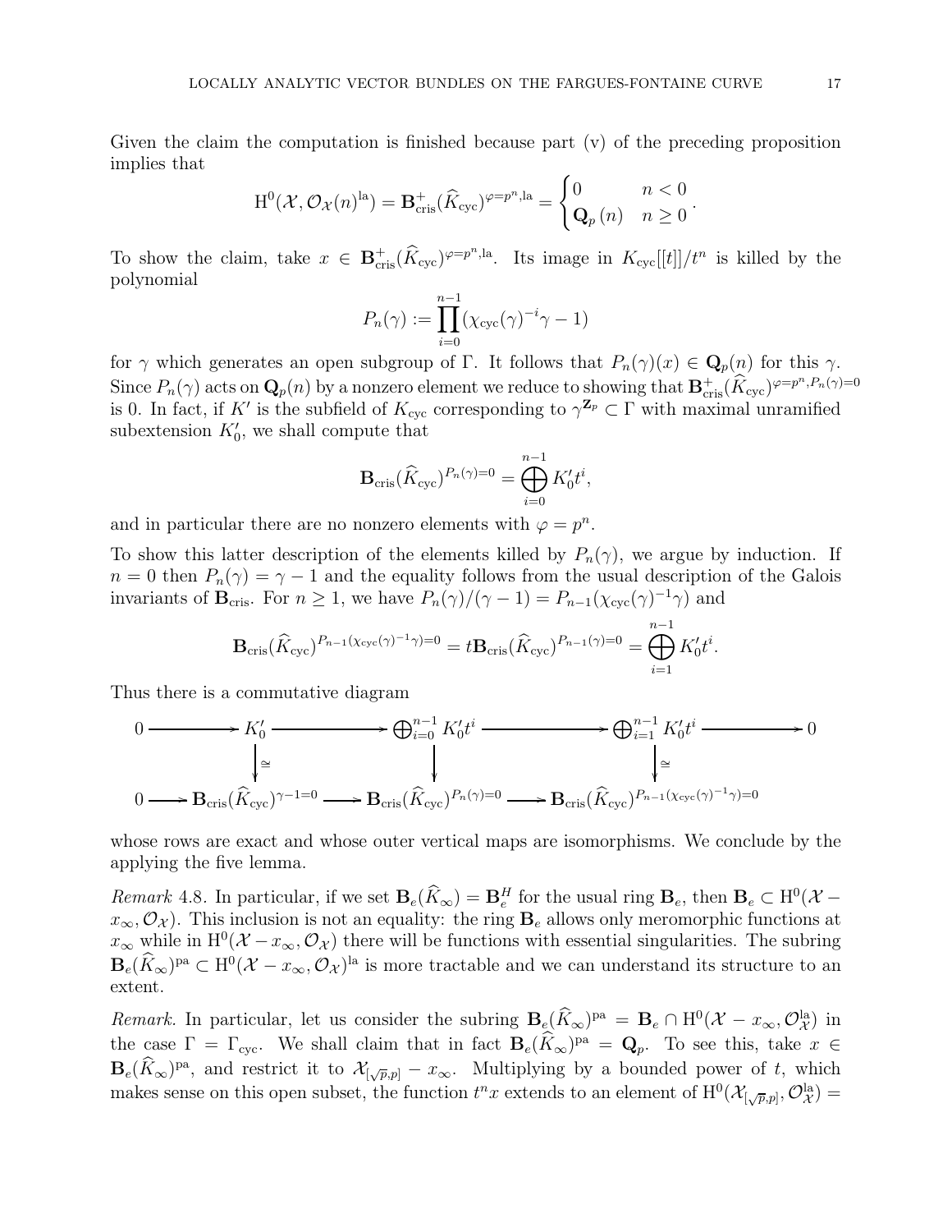Given the claim the computation is finished because part (v) of the preceding proposition implies that

$$\mathrm{H}^0(\mathcal{X}, \mathcal{O}_{\mathcal{X}}(n)^{\mathrm{la}}) = \mathbf{B}^+_{\mathrm{cris}}(\widehat{K}_{\mathrm{cyc}})^{\varphi = p^n, \mathrm{la}} = \begin{cases} 0 & n < 0 \\ \mathbf{Q}_p(n) & n \geq 0 \end{cases}.$$

To show the claim, take $x \in \mathbf{B}^+_{\mathrm{cris}}(\widehat{K}_{\mathrm{cyc}})^{\varphi = p^n, \mathrm{la}}$. Its image in $K_{\mathrm{cyc}}[[t]]/t^n$ is killed by the polynomial

$$P_n(\gamma) := \prod_{i=0}^{n-1} (\chi_{\mathrm{cyc}}(\gamma)^{-i}\gamma - 1)$$

for $\gamma$ which generates an open subgroup of $\Gamma$. It follows that $P_n(\gamma)(x) \in \mathbf{Q}_p(n)$ for this $\gamma$. Since $P_n(\gamma)$ acts on $\mathbf{Q}_p(n)$ by a nonzero element we reduce to showing that $\mathbf{B}^+_{\mathrm{cris}}(\widehat{K}_{\mathrm{cyc}})^{\varphi = p^n, P_n(\gamma) = 0}$ is 0. In fact, if $K'$ is the subfield of $K_{\mathrm{cyc}}$ corresponding to $\gamma^{\mathbf{Z}_p} \subset \Gamma$ with maximal unramified subextension $K'_0$, we shall compute that

$$\mathbf{B}_{\mathrm{cris}}(\widehat{K}_{\mathrm{cyc}})^{P_n(\gamma) = 0} = \bigoplus_{i=0}^{n-1} K'_0 t^i,$$

and in particular there are no nonzero elements with $\varphi = p^n$.

To show this latter description of the elements killed by $P_n(\gamma)$, we argue by induction. If $n = 0$ then $P_n(\gamma) = \gamma - 1$ and the equality follows from the usual description of the Galois invariants of $\mathbf{B}_{\mathrm{cris}}$. For $n \geq 1$, we have $P_n(\gamma)/(\gamma - 1) = P_{n-1}(\chi_{\mathrm{cyc}}(\gamma)^{-1}\gamma)$ and

$$\mathbf{B}_{\mathrm{cris}}(\widehat{K}_{\mathrm{cyc}})^{P_{n-1}(\chi_{\mathrm{cyc}}(\gamma)^{-1}\gamma) = 0} = t\mathbf{B}_{\mathrm{cris}}(\widehat{K}_{\mathrm{cyc}})^{P_{n-1}(\gamma) = 0} = \bigoplus_{i=1}^{n-1} K'_0 t^i.$$

Thus there is a commutative diagram

$$\begin{array}{ccccccccc} 0 & \longrightarrow & K'_0 & \longrightarrow & \bigoplus_{i=0}^{n-1} K'_0 t^i & \longrightarrow & \bigoplus_{i=1}^{n-1} K'_0 t^i & \longrightarrow & 0 \\ & & \downarrow \cong & & \downarrow & & \downarrow \cong & & \\ 0 & \longrightarrow & \mathbf{B}_{\mathrm{cris}}(\widehat{K}_{\mathrm{cyc}})^{\gamma - 1 = 0} & \longrightarrow & \mathbf{B}_{\mathrm{cris}}(\widehat{K}_{\mathrm{cyc}})^{P_n(\gamma) = 0} & \longrightarrow & \mathbf{B}_{\mathrm{cris}}(\widehat{K}_{\mathrm{cyc}})^{P_{n-1}(\chi_{\mathrm{cyc}}(\gamma)^{-1}\gamma) = 0} & & \end{array}$$

whose rows are exact and whose outer vertical maps are isomorphisms. We conclude by the applying the five lemma.

*Remark* 4.8. In particular, if we set $\mathbf{B}_e(\widehat{K}_\infty) = \mathbf{B}_e^H$ for the usual ring $\mathbf{B}_e$, then $\mathbf{B}_e \subset \mathrm{H}^0(\mathcal{X} - x_\infty, \mathcal{O}_{\mathcal{X}})$. This inclusion is not an equality: the ring $\mathbf{B}_e$ allows only meromorphic functions at $x_\infty$ while in $\mathrm{H}^0(\mathcal{X} - x_\infty, \mathcal{O}_{\mathcal{X}})$ there will be functions with essential singularities. The subring $\mathbf{B}_e(\widehat{K}_\infty)^{\mathrm{pa}} \subset \mathrm{H}^0(\mathcal{X} - x_\infty, \mathcal{O}_{\mathcal{X}})^{\mathrm{la}}$ is more tractable and we can understand its structure to an extent.

*Remark.* In particular, let us consider the subring $\mathbf{B}_e(\widehat{K}_\infty)^{\mathrm{pa}} = \mathbf{B}_e \cap \mathrm{H}^0(\mathcal{X} - x_\infty, \mathcal{O}^{\mathrm{la}}_{\mathcal{X}})$ in the case $\Gamma = \Gamma_{\mathrm{cyc}}$. We shall claim that in fact $\mathbf{B}_e(\widehat{K}_\infty)^{\mathrm{pa}} = \mathbf{Q}_p$. To see this, take $x \in \mathbf{B}_e(\widehat{K}_\infty)^{\mathrm{pa}}$, and restrict it to $\mathcal{X}_{[\sqrt{p}, p]} - x_\infty$. Multiplying by a bounded power of $t$, which makes sense on this open subset, the function $t^n x$ extends to an element of $\mathrm{H}^0(\mathcal{X}_{[\sqrt{p}, p]}, \mathcal{O}^{\mathrm{la}}_{\mathcal{X}}) =$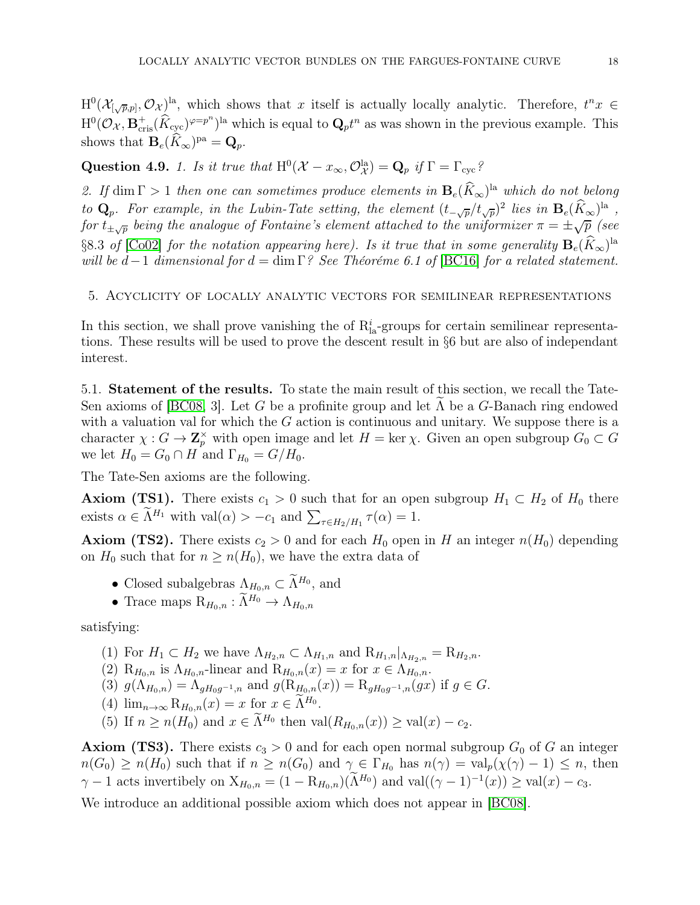$\mathrm{H}^0(\mathcal{X}_{[\sqrt{p},p]}, \mathcal{O}_{\mathcal{X}})^{\mathrm{la}}$, which shows that $x$ itself is actually locally analytic. Therefore, $t^n x \in \mathrm{H}^0(\mathcal{O}_{\mathcal{X}}, \mathbf{B}^+_{\mathrm{cris}}(\widehat{K}_{\mathrm{cyc}})^{\varphi=p^n})^{\mathrm{la}}$ which is equal to $\mathbf{Q}_p t^n$ as was shown in the previous example. This shows that $\mathbf{B}_e(\widehat{K}_\infty)^{\mathrm{pa}} = \mathbf{Q}_p$.

**Question 4.9.** *1. Is it true that $\mathrm{H}^0(\mathcal{X} - x_\infty, \mathcal{O}^{\mathrm{la}}_{\mathcal{X}}) = \mathbf{Q}_p$ if $\Gamma = \Gamma_{\mathrm{cyc}}$?*

*2. If $\dim \Gamma > 1$ then one can sometimes produce elements in $\mathbf{B}_e(\widehat{K}_\infty)^{\mathrm{la}}$ which do not belong to $\mathbf{Q}_p$. For example, in the Lubin-Tate setting, the element $(t_{-\sqrt{p}}/t_{\sqrt{p}})^2$ lies in $\mathbf{B}_e(\widehat{K}_\infty)^{\mathrm{la}}$, for $t_{\pm\sqrt{p}}$ being the analogue of Fontaine's element attached to the uniformizer $\pi = \pm\sqrt{p}$ (see §8.3 of [Co02] for the notation appearing here). Is it true that in some generality $\mathbf{B}_e(\widehat{K}_\infty)^{\mathrm{la}}$ will be $d-1$ dimensional for $d = \dim \Gamma$? See Théoréme 6.1 of [BC16] for a related statement.*

## 5. Acyclicity of locally analytic vectors for semilinear representations

In this section, we shall prove vanishing the of $\mathrm{R}^i_{\mathrm{la}}$-groups for certain semilinear representations. These results will be used to prove the descent result in §6 but are also of independant interest.

### 5.1. Statement of the results.

To state the main result of this section, we recall the Tate-Sen axioms of [BC08, 3]. Let $G$ be a profinite group and let $\widetilde{\Lambda}$ be a $G$-Banach ring endowed with a valuation val for which the $G$ action is continuous and unitary. We suppose there is a character $\chi : G \to \mathbf{Z}_p^\times$ with open image and let $H = \ker \chi$. Given an open subgroup $G_0 \subset G$ we let $H_0 = G_0 \cap H$ and $\Gamma_{H_0} = G/H_0$.

The Tate-Sen axioms are the following.

**Axiom (TS1).** There exists $c_1 > 0$ such that for an open subgroup $H_1 \subset H_2$ of $H_0$ there exists $\alpha \in \widetilde{\Lambda}^{H_1}$ with $\mathrm{val}(\alpha) > -c_1$ and $\sum_{\tau \in H_2/H_1} \tau(\alpha) = 1$.

**Axiom (TS2).** There exists $c_2 > 0$ and for each $H_0$ open in $H$ an integer $n(H_0)$ depending on $H_0$ such that for $n \geq n(H_0)$, we have the extra data of

- Closed subalgebras $\Lambda_{H_0,n} \subset \widetilde{\Lambda}^{H_0}$, and
- Trace maps $\mathrm{R}_{H_0,n} : \widetilde{\Lambda}^{H_0} \to \Lambda_{H_0,n}$

satisfying:

1. For $H_1 \subset H_2$ we have $\Lambda_{H_2,n} \subset \Lambda_{H_1,n}$ and $\mathrm{R}_{H_1,n}|_{\Lambda_{H_2,n}} = \mathrm{R}_{H_2,n}$.
2. $\mathrm{R}_{H_0,n}$ is $\Lambda_{H_0,n}$-linear and $\mathrm{R}_{H_0,n}(x) = x$ for $x \in \Lambda_{H_0,n}$.
3. $g(\Lambda_{H_0,n}) = \Lambda_{gH_0g^{-1},n}$ and $g(\mathrm{R}_{H_0,n}(x)) = \mathrm{R}_{gH_0g^{-1},n}(gx)$ if $g \in G$.
4. $\lim_{n\to\infty} \mathrm{R}_{H_0,n}(x) = x$ for $x \in \widetilde{\Lambda}^{H_0}$.
5. If $n \geq n(H_0)$ and $x \in \widetilde{\Lambda}^{H_0}$ then $\mathrm{val}(R_{H_0,n}(x)) \geq \mathrm{val}(x) - c_2$.

**Axiom (TS3).** There exists $c_3 > 0$ and for each open normal subgroup $G_0$ of $G$ an integer $n(G_0) \geq n(H_0)$ such that if $n \geq n(G_0)$ and $\gamma \in \Gamma_{H_0}$ has $n(\gamma) = \mathrm{val}_p(\chi(\gamma) - 1) \leq n$, then $\gamma - 1$ acts invertibely on $\mathrm{X}_{H_0,n} = (1 - \mathrm{R}_{H_0,n})(\widetilde{\Lambda}^{H_0})$ and $\mathrm{val}((\gamma - 1)^{-1}(x)) \geq \mathrm{val}(x) - c_3$.

We introduce an additional possible axiom which does not appear in [BC08].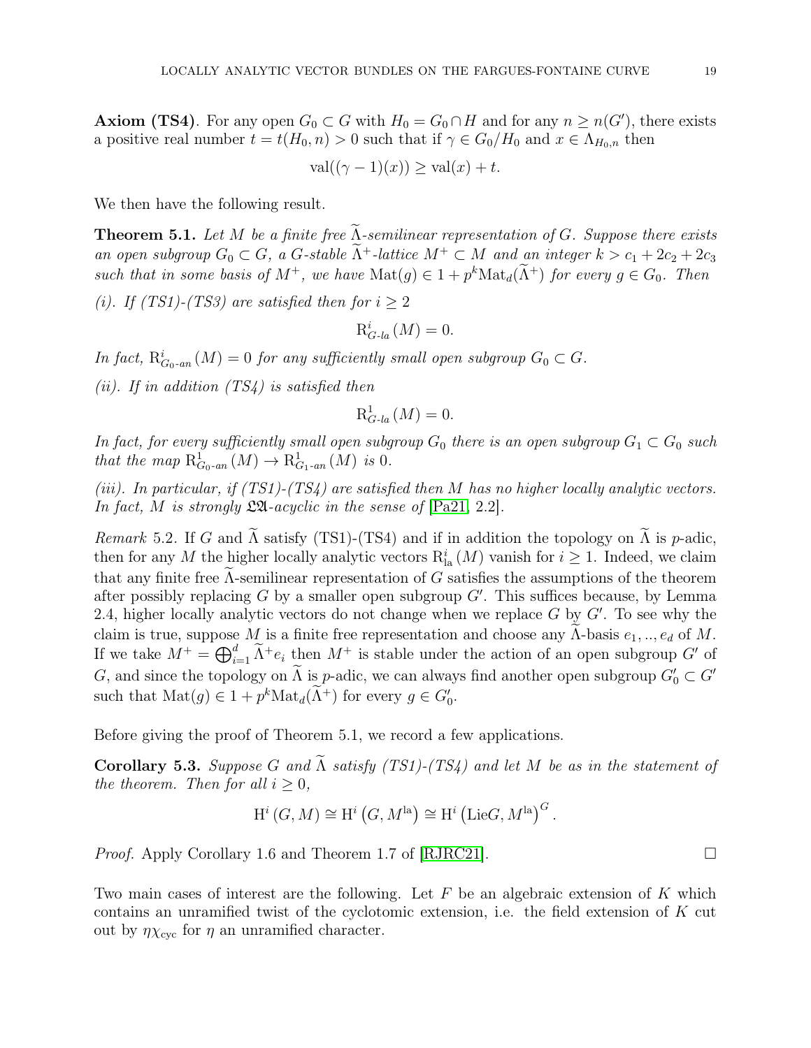**Axiom (TS4)**. For any open $G_0 \subset G$ with $H_0 = G_0 \cap H$ and for any $n \geq n(G')$, there exists a positive real number $t = t(H_0, n) > 0$ such that if $\gamma \in G_0/H_0$ and $x \in \Lambda_{H_0,n}$ then

$$\mathrm{val}((\gamma - 1)(x)) \geq \mathrm{val}(x) + t.$$

We then have the following result.

**Theorem 5.1.** *Let $M$ be a finite free $\widetilde{\Lambda}$-semilinear representation of $G$. Suppose there exists an open subgroup $G_0 \subset G$, a $G$-stable $\widetilde{\Lambda}^+$-lattice $M^+ \subset M$ and an integer $k > c_1 + 2c_2 + 2c_3$ such that in some basis of $M^+$, we have $\mathrm{Mat}(g) \in 1 + p^k \mathrm{Mat}_d(\widetilde{\Lambda}^+)$ for every $g \in G_0$. Then*

*(i). If (TS1)-(TS3) are satisfied then for $i \geq 2$*

$$\mathrm{R}^i_{G\text{-}la}(M) = 0.$$

*In fact, $\mathrm{R}^i_{G_0\text{-}an}(M) = 0$ for any sufficiently small open subgroup $G_0 \subset G$.*

*(ii). If in addition (TS4) is satisfied then*

$$\mathrm{R}^1_{G\text{-}la}(M) = 0.$$

*In fact, for every sufficiently small open subgroup $G_0$ there is an open subgroup $G_1 \subset G_0$ such that the map $\mathrm{R}^1_{G_0\text{-}an}(M) \to \mathrm{R}^1_{G_1\text{-}an}(M)$ is 0.*

*(iii). In particular, if (TS1)-(TS4) are satisfied then $M$ has no higher locally analytic vectors. In fact, $M$ is strongly $\mathfrak{LA}$-acyclic in the sense of [Pa21, 2.2].*

*Remark* 5.2. If $G$ and $\widetilde{\Lambda}$ satisfy (TS1)-(TS4) and if in addition the topology on $\widetilde{\Lambda}$ is $p$-adic, then for any $M$ the higher locally analytic vectors $\mathrm{R}^i_{\mathrm{la}}(M)$ vanish for $i \geq 1$. Indeed, we claim that any finite free $\widetilde{\Lambda}$-semilinear representation of $G$ satisfies the assumptions of the theorem after possibly replacing $G$ by a smaller open subgroup $G'$. This suffices because, by Lemma 2.4, higher locally analytic vectors do not change when we replace $G$ by $G'$. To see why the claim is true, suppose $M$ is a finite free representation and choose any $\widetilde{\Lambda}$-basis $e_1, .., e_d$ of $M$. If we take $M^+ = \bigoplus_{i=1}^d \widetilde{\Lambda}^+ e_i$ then $M^+$ is stable under the action of an open subgroup $G'$ of $G$, and since the topology on $\widetilde{\Lambda}$ is $p$-adic, we can always find another open subgroup $G'_0 \subset G'$ such that $\mathrm{Mat}(g) \in 1 + p^k \mathrm{Mat}_d(\widetilde{\Lambda}^+)$ for every $g \in G'_0$.

Before giving the proof of Theorem 5.1, we record a few applications.

**Corollary 5.3.** *Suppose $G$ and $\widetilde{\Lambda}$ satisfy (TS1)-(TS4) and let $M$ be as in the statement of the theorem. Then for all $i \geq 0$,*

$$\mathrm{H}^i(G, M) \cong \mathrm{H}^i\left(G, M^{\mathrm{la}}\right) \cong \mathrm{H}^i\left(\mathrm{Lie} G, M^{\mathrm{la}}\right)^G.$$

*Proof.* Apply Corollary 1.6 and Theorem 1.7 of [RJRC21]. $\square$

Two main cases of interest are the following. Let $F$ be an algebraic extension of $K$ which contains an unramified twist of the cyclotomic extension, i.e. the field extension of $K$ cut out by $\eta\chi_{\mathrm{cyc}}$ for $\eta$ an unramified character.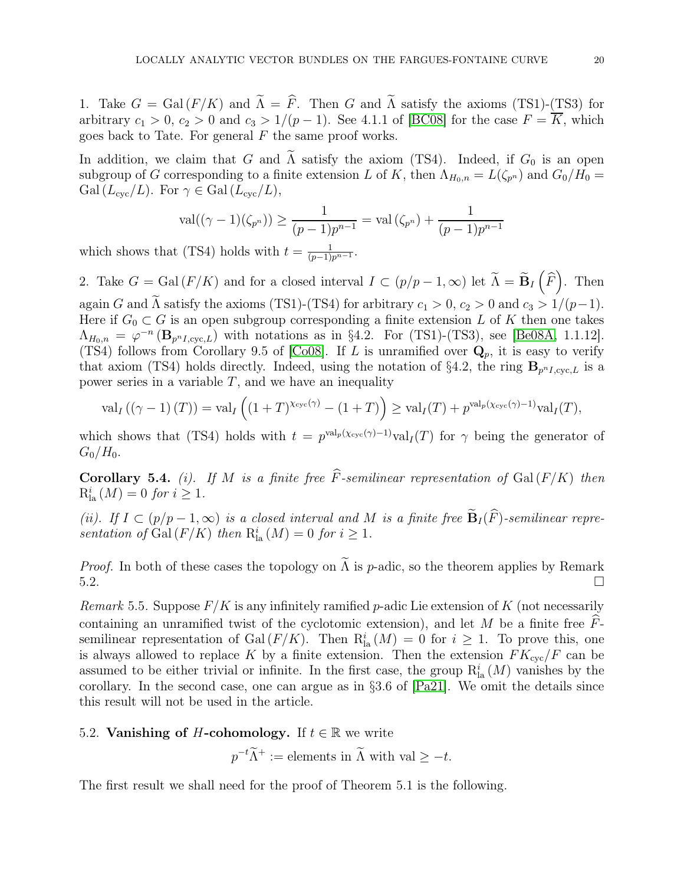1. Take $G = \mathrm{Gal}(F/K)$ and $\widetilde{\Lambda} = \widehat{F}$. Then $G$ and $\widetilde{\Lambda}$ satisfy the axioms (TS1)-(TS3) for arbitrary $c_1 > 0$, $c_2 > 0$ and $c_3 > 1/(p-1)$. See 4.1.1 of [BC08] for the case $F = \overline{K}$, which goes back to Tate. For general $F$ the same proof works.

In addition, we claim that $G$ and $\widetilde{\Lambda}$ satisfy the axiom (TS4). Indeed, if $G_0$ is an open subgroup of $G$ corresponding to a finite extension $L$ of $K$, then $\Lambda_{H_0,n} = L(\zeta_{p^n})$ and $G_0/H_0 = \mathrm{Gal}(L_{\mathrm{cyc}}/L)$. For $\gamma \in \mathrm{Gal}(L_{\mathrm{cyc}}/L)$,

$$\mathrm{val}((\gamma - 1)(\zeta_{p^n})) \geq \frac{1}{(p-1)p^{n-1}} = \mathrm{val}(\zeta_{p^n}) + \frac{1}{(p-1)p^{n-1}}$$

which shows that (TS4) holds with $t = \frac{1}{(p-1)p^{n-1}}$.

2. Take $G = \mathrm{Gal}(F/K)$ and for a closed interval $I \subset (p/p-1, \infty)$ let $\widetilde{\Lambda} = \widetilde{\mathbf{B}}_I\left(\widehat{F}\right)$. Then again $G$ and $\widetilde{\Lambda}$ satisfy the axioms (TS1)-(TS4) for arbitrary $c_1 > 0$, $c_2 > 0$ and $c_3 > 1/(p-1)$. Here if $G_0 \subset G$ is an open subgroup corresponding a finite extension $L$ of $K$ then one takes $\Lambda_{H_0,n} = \varphi^{-n}(\mathbf{B}_{p^n I,\mathrm{cyc},L})$ with notations as in §4.2. For (TS1)-(TS3), see [Be08A, 1.1.12]. (TS4) follows from Corollary 9.5 of [Co08]. If $L$ is unramified over $\mathbf{Q}_p$, it is easy to verify that axiom (TS4) holds directly. Indeed, using the notation of §4.2, the ring $\mathbf{B}_{p^n I,\mathrm{cyc},L}$ is a power series in a variable $T$, and we have an inequality

$$\mathrm{val}_I\left((\gamma - 1)(T)\right) = \mathrm{val}_I\left((1+T)^{\chi_{\mathrm{cyc}}(\gamma)} - (1+T)\right) \geq \mathrm{val}_I(T) + p^{\mathrm{val}_p(\chi_{\mathrm{cyc}}(\gamma)-1)}\mathrm{val}_I(T),$$

which shows that (TS4) holds with $t = p^{\mathrm{val}_p(\chi_{\mathrm{cyc}}(\gamma)-1)}\mathrm{val}_I(T)$ for $\gamma$ being the generator of $G_0/H_0$.

**Corollary 5.4.** *(i). If $M$ is a finite free $\widehat{F}$-semilinear representation of $\mathrm{Gal}(F/K)$ then $\mathrm{R}^i_{\mathrm{la}}(M) = 0$ for $i \geq 1$.*

*(ii). If $I \subset (p/p-1, \infty)$ is a closed interval and $M$ is a finite free $\widetilde{\mathbf{B}}_I(\widehat{F})$-semilinear representation of $\mathrm{Gal}(F/K)$ then $\mathrm{R}^i_{\mathrm{la}}(M) = 0$ for $i \geq 1$.*

*Proof.* In both of these cases the topology on $\widetilde{\Lambda}$ is $p$-adic, so the theorem applies by Remark 5.2. □

*Remark* 5.5. Suppose $F/K$ is any infinitely ramified $p$-adic Lie extension of $K$ (not necessarily containing an unramified twist of the cyclotomic extension), and let $M$ be a finite free $\widehat{F}$-semilinear representation of $\mathrm{Gal}(F/K)$. Then $\mathrm{R}^i_{\mathrm{la}}(M) = 0$ for $i \geq 1$. To prove this, one is always allowed to replace $K$ by a finite extension. Then the extension $FK_{\mathrm{cyc}}/F$ can be assumed to be either trivial or infinite. In the first case, the group $\mathrm{R}^i_{\mathrm{la}}(M)$ vanishes by the corollary. In the second case, one can argue as in §3.6 of [Pa21]. We omit the details since this result will not be used in the article.

## 5.2. Vanishing of $H$-cohomology.

If $t \in \mathbb{R}$ we write

$$p^{-t}\widetilde{\Lambda}^+ := \text{elements in } \widetilde{\Lambda} \text{ with val} \geq -t.$$

The first result we shall need for the proof of Theorem 5.1 is the following.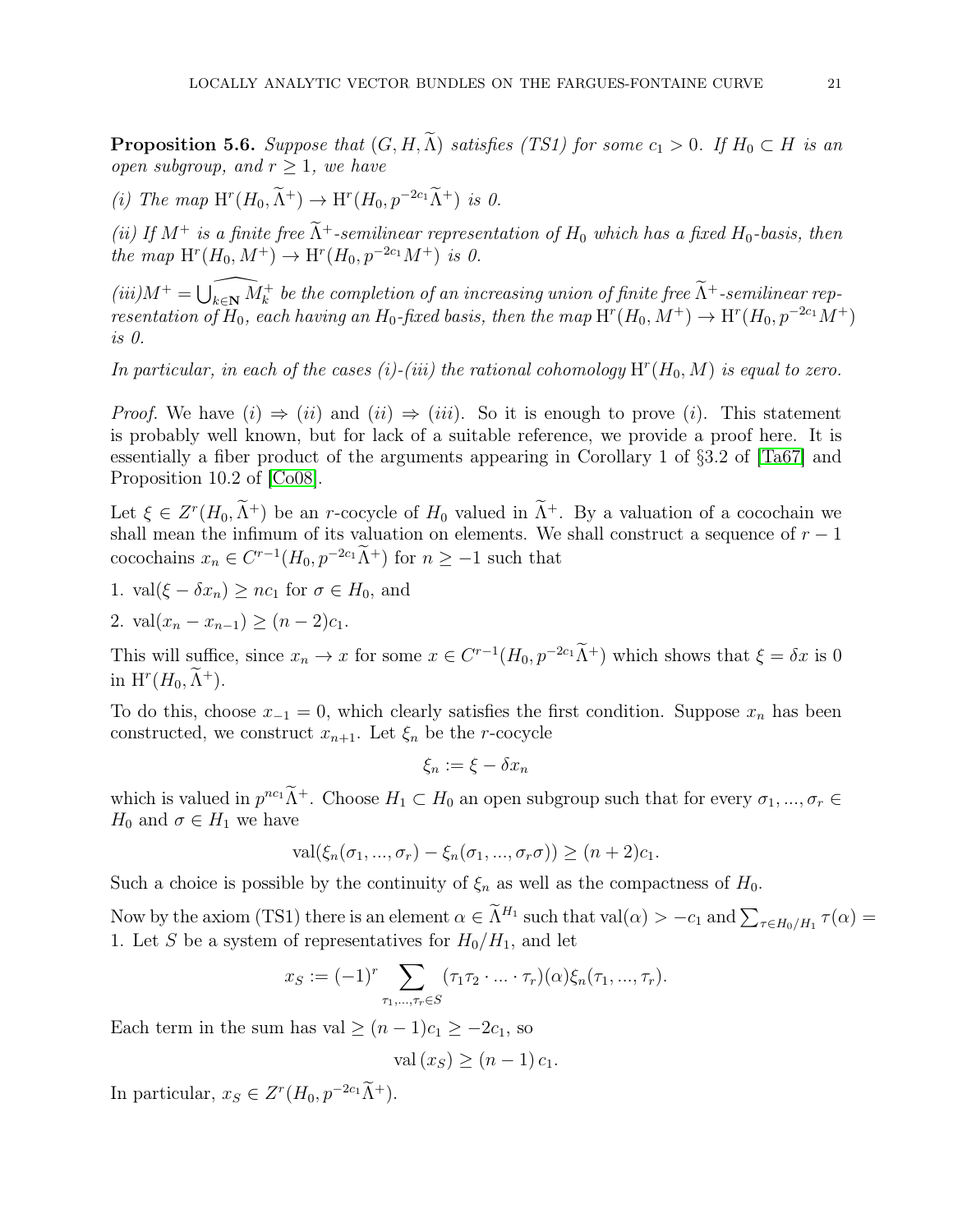**Proposition 5.6.** *Suppose that $(G, H, \widetilde{\Lambda})$ satisfies (TS1) for some $c_1 > 0$. If $H_0 \subset H$ is an open subgroup, and $r \geq 1$, we have*

*(i) The map $\mathrm{H}^r(H_0, \widetilde{\Lambda}^+) \to \mathrm{H}^r(H_0, p^{-2c_1}\widetilde{\Lambda}^+)$ is 0.*

*(ii) If $M^+$ is a finite free $\widetilde{\Lambda}^+$-semilinear representation of $H_0$ which has a fixed $H_0$-basis, then the map $\mathrm{H}^r(H_0, M^+) \to \mathrm{H}^r(H_0, p^{-2c_1}M^+)$ is 0.*

*(iii)$M^+ = \widehat{\bigcup_{k \in \mathbf{N}} M_k^+}$ be the completion of an increasing union of finite free $\widetilde{\Lambda}^+$-semilinear representation of $H_0$, each having an $H_0$-fixed basis, then the map $\mathrm{H}^r(H_0, M^+) \to \mathrm{H}^r(H_0, p^{-2c_1}M^+)$ is 0.*

*In particular, in each of the cases (i)-(iii) the rational cohomology $\mathrm{H}^r(H_0, M)$ is equal to zero.*

*Proof.* We have $(i) \Rightarrow (ii)$ and $(ii) \Rightarrow (iii)$. So it is enough to prove $(i)$. This statement is probably well known, but for lack of a suitable reference, we provide a proof here. It is essentially a fiber product of the arguments appearing in Corollary 1 of §3.2 of [Ta67] and Proposition 10.2 of [Co08].

Let $\xi \in Z^r(H_0, \widetilde{\Lambda}^+)$ be an $r$-cocycle of $H_0$ valued in $\widetilde{\Lambda}^+$. By a valuation of a cocochain we shall mean the infimum of its valuation on elements. We shall construct a sequence of $r-1$ cocochains $x_n \in C^{r-1}(H_0, p^{-2c_1}\widetilde{\Lambda}^+)$ for $n \geq -1$ such that

1. $\mathrm{val}(\xi - \delta x_n) \geq nc_1$ for $\sigma \in H_0$, and
2. $\mathrm{val}(x_n - x_{n-1}) \geq (n-2)c_1$.

This will suffice, since $x_n \to x$ for some $x \in C^{r-1}(H_0, p^{-2c_1}\widetilde{\Lambda}^+)$ which shows that $\xi = \delta x$ is 0 in $\mathrm{H}^r(H_0, \widetilde{\Lambda}^+)$.

To do this, choose $x_{-1} = 0$, which clearly satisfies the first condition. Suppose $x_n$ has been constructed, we construct $x_{n+1}$. Let $\xi_n$ be the $r$-cocycle

$$\xi_n := \xi - \delta x_n$$

which is valued in $p^{nc_1}\widetilde{\Lambda}^+$. Choose $H_1 \subset H_0$ an open subgroup such that for every $\sigma_1, ..., \sigma_r \in H_0$ and $\sigma \in H_1$ we have

$$\mathrm{val}(\xi_n(\sigma_1, ..., \sigma_r) - \xi_n(\sigma_1, ..., \sigma_r\sigma)) \geq (n+2)c_1.$$

Such a choice is possible by the continuity of $\xi_n$ as well as the compactness of $H_0$.

Now by the axiom (TS1) there is an element $\alpha \in \widetilde{\Lambda}^{H_1}$ such that $\mathrm{val}(\alpha) > -c_1$ and $\sum_{\tau \in H_0/H_1} \tau(\alpha) = 1$. Let $S$ be a system of representatives for $H_0/H_1$, and let

$$x_S := (-1)^r \sum_{\tau_1, ..., \tau_r \in S} (\tau_1 \tau_2 \cdot ... \cdot \tau_r)(\alpha)\xi_n(\tau_1, ..., \tau_r).$$

Each term in the sum has val $\geq (n-1)c_1 \geq -2c_1$, so

$$\mathrm{val}\,(x_S) \geq (n-1)\,c_1.$$

In particular, $x_S \in Z^r(H_0, p^{-2c_1}\widetilde{\Lambda}^+)$.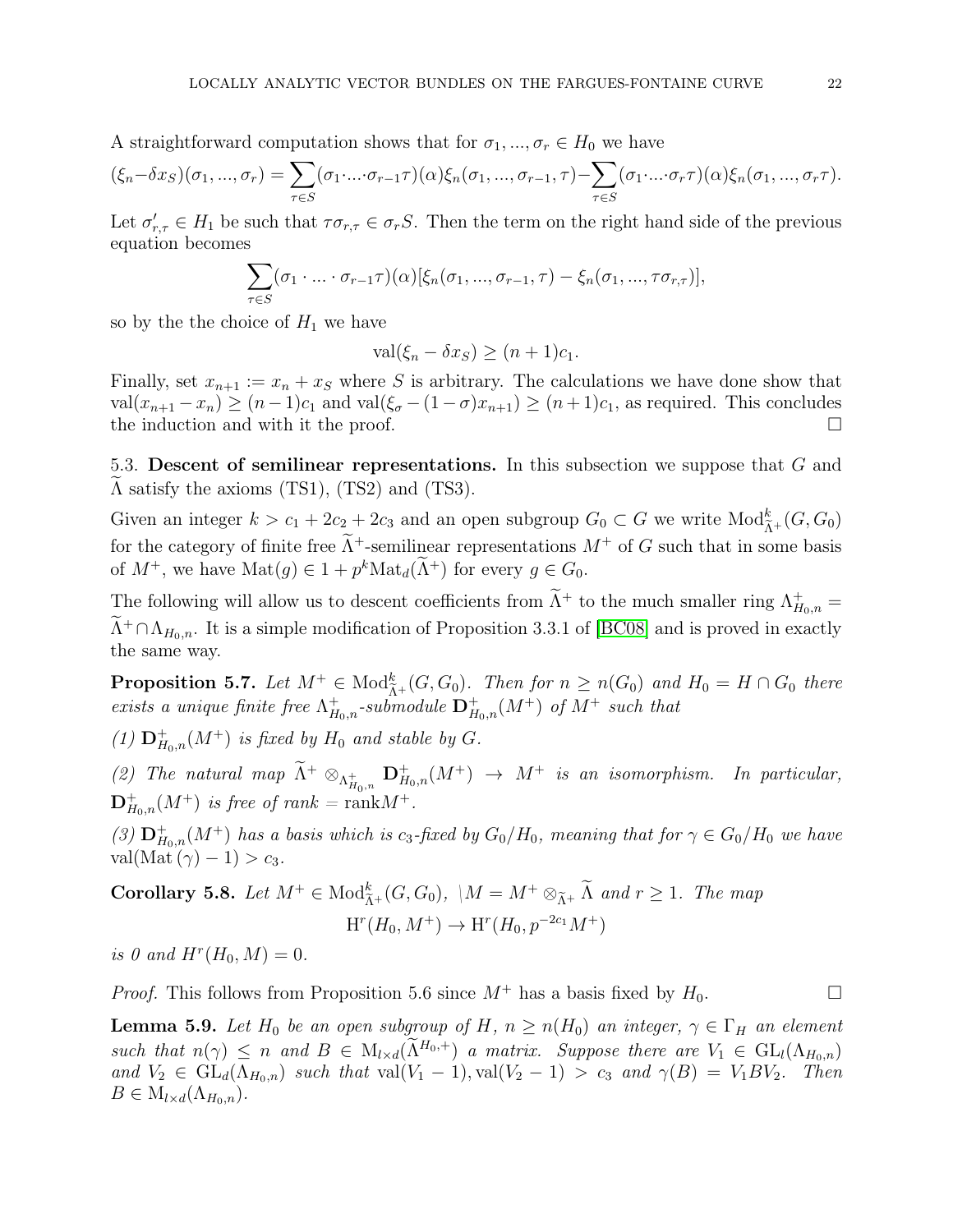A straightforward computation shows that for $\sigma_1, ..., \sigma_r \in H_0$ we have

$$(\xi_n - \delta x_S)(\sigma_1, ..., \sigma_r) = \sum_{\tau \in S} (\sigma_1 \cdot ... \cdot \sigma_{r-1}\tau)(\alpha)\xi_n(\sigma_1, ..., \sigma_{r-1}, \tau) - \sum_{\tau \in S} (\sigma_1 \cdot ... \cdot \sigma_r \tau)(\alpha)\xi_n(\sigma_1, ..., \sigma_r \tau).$$

Let $\sigma'_{r,\tau} \in H_1$ be such that $\tau\sigma_{r,\tau} \in \sigma_r S$. Then the term on the right hand side of the previous equation becomes

$$\sum_{\tau \in S} (\sigma_1 \cdot ... \cdot \sigma_{r-1}\tau)(\alpha)[\xi_n(\sigma_1, ..., \sigma_{r-1}, \tau) - \xi_n(\sigma_1, ..., \tau\sigma_{r,\tau})],$$

so by the the choice of $H_1$ we have

$$\text{val}(\xi_n - \delta x_S) \geq (n+1)c_1.$$

Finally, set $x_{n+1} := x_n + x_S$ where $S$ is arbitrary. The calculations we have done show that $\text{val}(x_{n+1} - x_n) \geq (n-1)c_1$ and $\text{val}(\xi_\sigma - (1-\sigma)x_{n+1}) \geq (n+1)c_1$, as required. This concludes the induction and with it the proof. $\square$

5.3. **Descent of semilinear representations.** In this subsection we suppose that $G$ and $\widetilde{\Lambda}$ satisfy the axioms (TS1), (TS2) and (TS3).

Given an integer $k > c_1 + 2c_2 + 2c_3$ and an open subgroup $G_0 \subset G$ we write $\text{Mod}^k_{\widetilde{\Lambda}^+}(G, G_0)$ for the category of finite free $\widetilde{\Lambda}^+$-semilinear representations $M^+$ of $G$ such that in some basis of $M^+$, we have $\text{Mat}(g) \in 1 + p^k \text{Mat}_d(\widetilde{\Lambda}^+)$ for every $g \in G_0$.

The following will allow us to descent coefficients from $\widetilde{\Lambda}^+$ to the much smaller ring $\Lambda^+_{H_0,n} = \widetilde{\Lambda}^+ \cap \Lambda_{H_0,n}$. It is a simple modification of Proposition 3.3.1 of [BC08] and is proved in exactly the same way.

**Proposition 5.7.** *Let $M^+ \in \text{Mod}^k_{\widetilde{\Lambda}^+}(G, G_0)$. Then for $n \geq n(G_0)$ and $H_0 = H \cap G_0$ there exists a unique finite free $\Lambda^+_{H_0,n}$-submodule $\mathbf{D}^+_{H_0,n}(M^+)$ of $M^+$ such that*

*(1) $\mathbf{D}^+_{H_0,n}(M^+)$ is fixed by $H_0$ and stable by $G$.*

*(2) The natural map $\widetilde{\Lambda}^+ \otimes_{\Lambda^+_{H_0,n}} \mathbf{D}^+_{H_0,n}(M^+) \to M^+$ is an isomorphism. In particular, $\mathbf{D}^+_{H_0,n}(M^+)$ is free of rank $= \text{rank} M^+$.*

*(3) $\mathbf{D}^+_{H_0,n}(M^+)$ has a basis which is $c_3$-fixed by $G_0/H_0$, meaning that for $\gamma \in G_0/H_0$ we have $\text{val}(\text{Mat}(\gamma) - 1) > c_3$.*

**Corollary 5.8.** *Let $M^+ \in \text{Mod}^k_{\widetilde{\Lambda}^+}(G, G_0)$, $\backslash M = M^+ \otimes_{\widetilde{\Lambda}^+} \widetilde{\Lambda}$ and $r \geq 1$. The map*

$$\text{H}^r(H_0, M^+) \to \text{H}^r(H_0, p^{-2c_1} M^+)$$

*is 0 and $H^r(H_0, M) = 0$.*

*Proof.* This follows from Proposition 5.6 since $M^+$ has a basis fixed by $H_0$. $\square$

**Lemma 5.9.** *Let $H_0$ be an open subgroup of $H$, $n \geq n(H_0)$ an integer, $\gamma \in \Gamma_H$ an element such that $n(\gamma) \leq n$ and $B \in \text{M}_{l \times d}(\widetilde{\Lambda}^{H_0,+})$ a matrix. Suppose there are $V_1 \in \text{GL}_l(\Lambda_{H_0,n})$ and $V_2 \in \text{GL}_d(\Lambda_{H_0,n})$ such that $\text{val}(V_1 - 1), \text{val}(V_2 - 1) > c_3$ and $\gamma(B) = V_1 B V_2$. Then $B \in \text{M}_{l \times d}(\Lambda_{H_0,n})$.*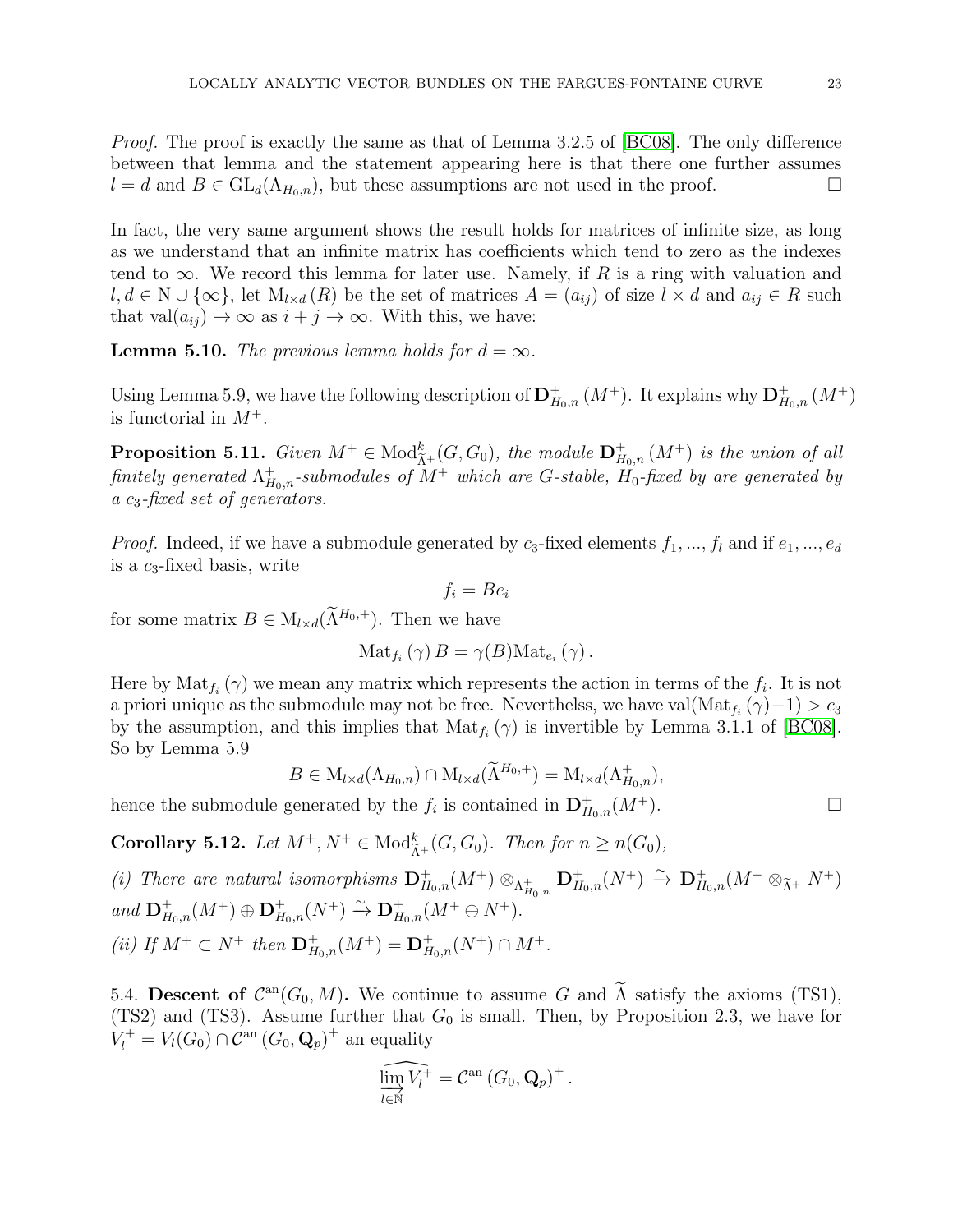*Proof.* The proof is exactly the same as that of Lemma 3.2.5 of [BC08]. The only difference between that lemma and the statement appearing here is that there one further assumes $l = d$ and $B \in \mathrm{GL}_d(\Lambda_{H_0,n})$, but these assumptions are not used in the proof. $\square$

In fact, the very same argument shows the result holds for matrices of infinite size, as long as we understand that an infinite matrix has coefficients which tend to zero as the indexes tend to $\infty$. We record this lemma for later use. Namely, if $R$ is a ring with valuation and $l, d \in \mathrm{N} \cup \{\infty\}$, let $\mathrm{M}_{l\times d}(R)$ be the set of matrices $A = (a_{ij})$ of size $l \times d$ and $a_{ij} \in R$ such that $\mathrm{val}(a_{ij}) \to \infty$ as $i + j \to \infty$. With this, we have:

**Lemma 5.10.** *The previous lemma holds for $d = \infty$.*

Using Lemma 5.9, we have the following description of $\mathbf{D}^+_{H_0,n}(M^+)$. It explains why $\mathbf{D}^+_{H_0,n}(M^+)$ is functorial in $M^+$.

**Proposition 5.11.** *Given $M^+ \in \mathrm{Mod}^k_{\widetilde{\Lambda}^+}(G, G_0)$, the module $\mathbf{D}^+_{H_0,n}(M^+)$ is the union of all finitely generated $\Lambda^+_{H_0,n}$-submodules of $M^+$ which are $G$-stable, $H_0$-fixed by are generated by a $c_3$-fixed set of generators.*

*Proof.* Indeed, if we have a submodule generated by $c_3$-fixed elements $f_1, ..., f_l$ and if $e_1, ..., e_d$ is a $c_3$-fixed basis, write

$$f_i = Be_i$$

for some matrix $B \in \mathrm{M}_{l\times d}(\widetilde{\Lambda}^{H_0,+})$. Then we have

$$\mathrm{Mat}_{f_i}(\gamma)\, B = \gamma(B)\mathrm{Mat}_{e_i}(\gamma).$$

Here by $\mathrm{Mat}_{f_i}(\gamma)$ we mean any matrix which represents the action in terms of the $f_i$. It is not a priori unique as the submodule may not be free. Neverthelss, we have $\mathrm{val}(\mathrm{Mat}_{f_i}(\gamma) - 1) > c_3$ by the assumption, and this implies that $\mathrm{Mat}_{f_i}(\gamma)$ is invertible by Lemma 3.1.1 of [BC08]. So by Lemma 5.9

$$B \in \mathrm{M}_{l\times d}(\Lambda_{H_0,n}) \cap \mathrm{M}_{l\times d}(\widetilde{\Lambda}^{H_0,+}) = \mathrm{M}_{l\times d}(\Lambda^+_{H_0,n}),$$

hence the submodule generated by the $f_i$ is contained in $\mathbf{D}^+_{H_0,n}(M^+)$. $\square$

**Corollary 5.12.** *Let $M^+, N^+ \in \mathrm{Mod}^k_{\widetilde{\Lambda}^+}(G, G_0)$. Then for $n \geq n(G_0)$,*

*(i) There are natural isomorphisms $\mathbf{D}^+_{H_0,n}(M^+) \otimes_{\Lambda^+_{H_0,n}} \mathbf{D}^+_{H_0,n}(N^+) \xrightarrow{\sim} \mathbf{D}^+_{H_0,n}(M^+ \otimes_{\widetilde{\Lambda}^+} N^+)$ and $\mathbf{D}^+_{H_0,n}(M^+) \oplus \mathbf{D}^+_{H_0,n}(N^+) \xrightarrow{\sim} \mathbf{D}^+_{H_0,n}(M^+ \oplus N^+)$.*

*(ii) If $M^+ \subset N^+$ then $\mathbf{D}^+_{H_0,n}(M^+) = \mathbf{D}^+_{H_0,n}(N^+) \cap M^+$.*

5.4. **Descent of $\mathcal{C}^{\mathrm{an}}(G_0, M)$.** We continue to assume $G$ and $\widetilde{\Lambda}$ satisfy the axioms (TS1), (TS2) and (TS3). Assume further that $G_0$ is small. Then, by Proposition 2.3, we have for $V_l^+ = V_l(G_0) \cap \mathcal{C}^{\mathrm{an}}(G_0, \mathbf{Q}_p)^+$ an equality

$$\widehat{\varinjlim_{l\in\mathbb{N}} V_l^+} = \mathcal{C}^{\mathrm{an}}(G_0, \mathbf{Q}_p)^+.$$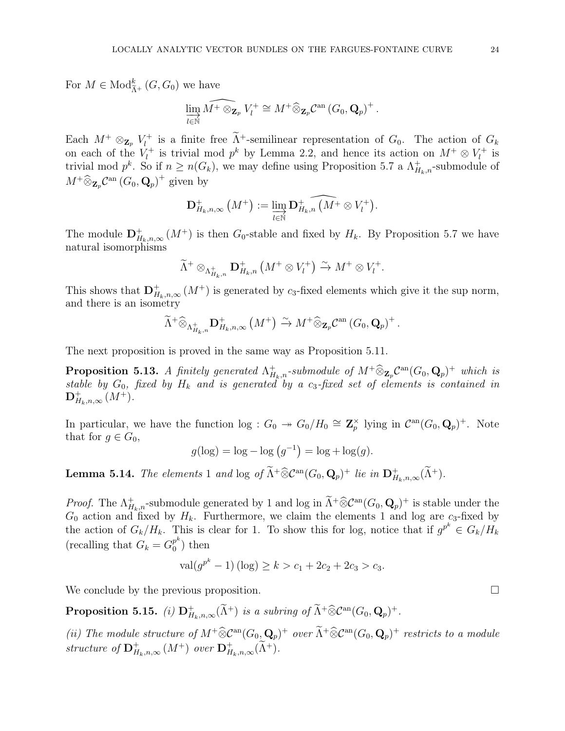For $M \in \mathrm{Mod}^k_{\widetilde{\Lambda}^+}(G, G_0)$ we have

$$\varinjlim_{l \in \mathbb{N}} \widehat{M^+ \otimes_{\mathbf{Z}_p} V_l^+} \cong M^+ \widehat{\otimes}_{\mathbf{Z}_p} \mathcal{C}^{\mathrm{an}}(G_0, \mathbf{Q}_p)^+ .$$

Each $M^+ \otimes_{\mathbf{Z}_p} V_l^+$ is a finite free $\widetilde{\Lambda}^+$-semilinear representation of $G_0$. The action of $G_k$ on each of the $V_l^+$ is trivial mod $p^k$ by Lemma 2.2, and hence its action on $M^+ \otimes V_l^+$ is trivial mod $p^k$. So if $n \geq n(G_k)$, we may define using Proposition 5.7 a $\Lambda^+_{H_k,n}$-submodule of $M^+ \widehat{\otimes}_{\mathbf{Z}_p} \mathcal{C}^{\mathrm{an}}(G_0, \mathbf{Q}_p)^+$ given by

$$\mathbf{D}^+_{H_k,n,\infty}(M^+) := \varinjlim_{l \in \mathbb{N}} \widehat{\mathbf{D}^+_{H_k,n}(M^+ \otimes V_l^+)}.$$

The module $\mathbf{D}^+_{H_k,n,\infty}(M^+)$ is then $G_0$-stable and fixed by $H_k$. By Proposition 5.7 we have natural isomorphisms

$$\widetilde{\Lambda}^+ \otimes_{\Lambda^+_{H_k,n}} \mathbf{D}^+_{H_k,n}(M^+ \otimes V_l^+) \xrightarrow{\sim} M^+ \otimes V_l^+.$$

This shows that $\mathbf{D}^+_{H_k,n,\infty}(M^+)$ is generated by $c_3$-fixed elements which give it the sup norm, and there is an isometry

$$\widetilde{\Lambda}^+ \widehat{\otimes}_{\Lambda^+_{H_k,n}} \mathbf{D}^+_{H_k,n,\infty}(M^+) \xrightarrow{\sim} M^+ \widehat{\otimes}_{\mathbf{Z}_p} \mathcal{C}^{\mathrm{an}}(G_0, \mathbf{Q}_p)^+ .$$

The next proposition is proved in the same way as Proposition 5.11.

**Proposition 5.13.** *A finitely generated $\Lambda^+_{H_k,n}$-submodule of $M^+ \widehat{\otimes}_{\mathbf{Z}_p} \mathcal{C}^{\mathrm{an}}(G_0, \mathbf{Q}_p)^+$ which is stable by $G_0$, fixed by $H_k$ and is generated by a $c_3$-fixed set of elements is contained in $\mathbf{D}^+_{H_k,n,\infty}(M^+)$.*

In particular, we have the function $\log : G_0 \twoheadrightarrow G_0/H_0 \cong \mathbf{Z}_p^\times$ lying in $\mathcal{C}^{\mathrm{an}}(G_0, \mathbf{Q}_p)^+$. Note that for $g \in G_0$,

$$g(\log) = \log - \log(g^{-1}) = \log + \log(g).$$

**Lemma 5.14.** *The elements 1 and* $\log$ *of $\widetilde{\Lambda}^+ \widehat{\otimes} \mathcal{C}^{\mathrm{an}}(G_0, \mathbf{Q}_p)^+$ lie in $\mathbf{D}^+_{H_k,n,\infty}(\widetilde{\Lambda}^+)$.*

*Proof.* The $\Lambda^+_{H_k,n}$-submodule generated by 1 and $\log$ in $\widetilde{\Lambda}^+ \widehat{\otimes} \mathcal{C}^{\mathrm{an}}(G_0, \mathbf{Q}_p)^+$ is stable under the $G_0$ action and fixed by $H_k$. Furthermore, we claim the elements 1 and $\log$ are $c_3$-fixed by the action of $G_k/H_k$. This is clear for 1. To show this for $\log$, notice that if $g^{p^k} \in G_k/H_k$ (recalling that $G_k = G_0^{p^k}$) then

$$\mathrm{val}(g^{p^k} - 1)(\log) \geq k > c_1 + 2c_2 + 2c_3 > c_3.$$

We conclude by the previous proposition. $\square$

**Proposition 5.15.** *(i) $\mathbf{D}^+_{H_k,n,\infty}(\widetilde{\Lambda}^+)$ is a subring of $\widetilde{\Lambda}^+ \widehat{\otimes} \mathcal{C}^{\mathrm{an}}(G_0, \mathbf{Q}_p)^+$.*

*(ii) The module structure of $M^+ \widehat{\otimes} \mathcal{C}^{\mathrm{an}}(G_0, \mathbf{Q}_p)^+$ over $\widetilde{\Lambda}^+ \widehat{\otimes} \mathcal{C}^{\mathrm{an}}(G_0, \mathbf{Q}_p)^+$ restricts to a module structure of $\mathbf{D}^+_{H_k,n,\infty}(M^+)$ over $\mathbf{D}^+_{H_k,n,\infty}(\widetilde{\Lambda}^+)$.*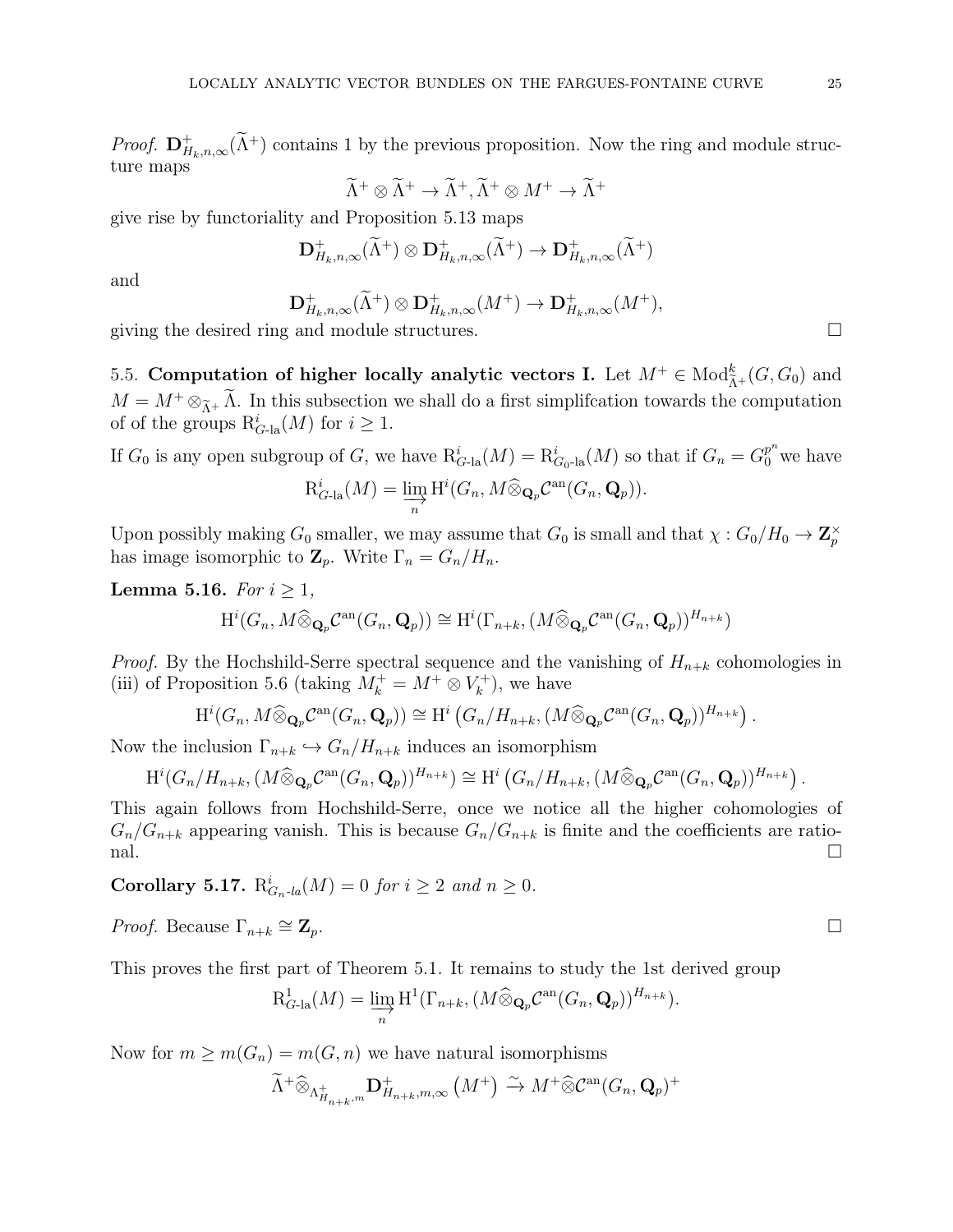*Proof.* $\mathbf{D}^+_{H_k,n,\infty}(\widetilde{\Lambda}^+)$ contains 1 by the previous proposition. Now the ring and module structure maps

$$\widetilde{\Lambda}^+ \otimes \widetilde{\Lambda}^+ \to \widetilde{\Lambda}^+, \widetilde{\Lambda}^+ \otimes M^+ \to \widetilde{\Lambda}^+$$

give rise by functoriality and Proposition 5.13 maps

$$\mathbf{D}^+_{H_k,n,\infty}(\widetilde{\Lambda}^+) \otimes \mathbf{D}^+_{H_k,n,\infty}(\widetilde{\Lambda}^+) \to \mathbf{D}^+_{H_k,n,\infty}(\widetilde{\Lambda}^+)$$

and

$$\mathbf{D}^+_{H_k,n,\infty}(\widetilde{\Lambda}^+) \otimes \mathbf{D}^+_{H_k,n,\infty}(M^+) \to \mathbf{D}^+_{H_k,n,\infty}(M^+),$$

giving the desired ring and module structures. □

5.5. **Computation of higher locally analytic vectors I.** Let $M^+ \in \mathrm{Mod}^k_{\widetilde{\Lambda}^+}(G, G_0)$ and $M = M^+ \otimes_{\widetilde{\Lambda}^+} \widetilde{\Lambda}$. In this subsection we shall do a first simplifcation towards the computation of of the groups $\mathrm{R}^i_{G\text{-la}}(M)$ for $i \geq 1$.

If $G_0$ is any open subgroup of $G$, we have $\mathrm{R}^i_{G\text{-la}}(M) = \mathrm{R}^i_{G_0\text{-la}}(M)$ so that if $G_n = G_0^{p^n}$ we have

$$\mathrm{R}^i_{G\text{-la}}(M) = \varinjlim_n \mathrm{H}^i(G_n, M \widehat{\otimes}_{\mathbf{Q}_p} \mathcal{C}^{\mathrm{an}}(G_n, \mathbf{Q}_p)).$$

Upon possibly making $G_0$ smaller, we may assume that $G_0$ is small and that $\chi : G_0/H_0 \to \mathbf{Z}_p^\times$ has image isomorphic to $\mathbf{Z}_p$. Write $\Gamma_n = G_n/H_n$.

**Lemma 5.16.** *For $i \geq 1$,*

$$\mathrm{H}^i(G_n, M \widehat{\otimes}_{\mathbf{Q}_p} \mathcal{C}^{\mathrm{an}}(G_n, \mathbf{Q}_p)) \cong \mathrm{H}^i(\Gamma_{n+k}, (M \widehat{\otimes}_{\mathbf{Q}_p} \mathcal{C}^{\mathrm{an}}(G_n, \mathbf{Q}_p))^{H_{n+k}})$$

*Proof.* By the Hochshild-Serre spectral sequence and the vanishing of $H_{n+k}$ cohomologies in (iii) of Proposition 5.6 (taking $M^+_k = M^+ \otimes V^+_k$), we have

$$\mathrm{H}^i(G_n, M \widehat{\otimes}_{\mathbf{Q}_p} \mathcal{C}^{\mathrm{an}}(G_n, \mathbf{Q}_p)) \cong \mathrm{H}^i\left(G_n/H_{n+k}, (M \widehat{\otimes}_{\mathbf{Q}_p} \mathcal{C}^{\mathrm{an}}(G_n, \mathbf{Q}_p))^{H_{n+k}}\right).$$

Now the inclusion $\Gamma_{n+k} \hookrightarrow G_n/H_{n+k}$ induces an isomorphism

$$\mathrm{H}^i(G_n/H_{n+k}, (M \widehat{\otimes}_{\mathbf{Q}_p} \mathcal{C}^{\mathrm{an}}(G_n, \mathbf{Q}_p))^{H_{n+k}}) \cong \mathrm{H}^i\left(G_n/H_{n+k}, (M \widehat{\otimes}_{\mathbf{Q}_p} \mathcal{C}^{\mathrm{an}}(G_n, \mathbf{Q}_p))^{H_{n+k}}\right).$$

This again follows from Hochshild-Serre, once we notice all the higher cohomologies of $G_n/G_{n+k}$ appearing vanish. This is because $G_n/G_{n+k}$ is finite and the coefficients are rational. □

**Corollary 5.17.** $\mathrm{R}^i_{G_n\text{-}la}(M) = 0$ *for $i \geq 2$ and $n \geq 0$.*

*Proof.* Because $\Gamma_{n+k} \cong \mathbf{Z}_p$. □

This proves the first part of Theorem 5.1. It remains to study the 1st derived group

$$\mathrm{R}^1_{G\text{-la}}(M) = \varinjlim_n \mathrm{H}^1(\Gamma_{n+k}, (M \widehat{\otimes}_{\mathbf{Q}_p} \mathcal{C}^{\mathrm{an}}(G_n, \mathbf{Q}_p))^{H_{n+k}}).$$

Now for $m \geq m(G_n) = m(G, n)$ we have natural isomorphisms

$$\widetilde{\Lambda}^+ \widehat{\otimes}_{\Lambda^+_{H_{n+k},m}} \mathbf{D}^+_{H_{n+k},m,\infty}\left(M^+\right) \xrightarrow{\sim} M^+ \widehat{\otimes} \mathcal{C}^{\mathrm{an}}(G_n, \mathbf{Q}_p)^+$$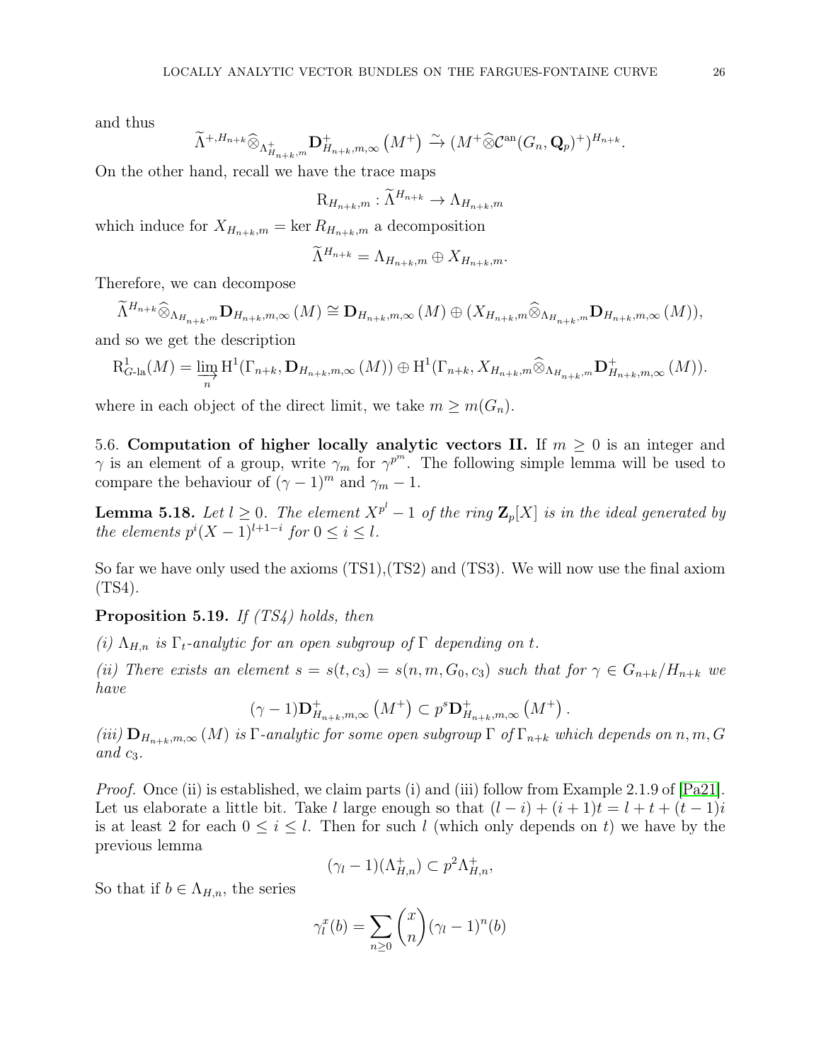and thus

$$\widetilde{\Lambda}^{+,H_{n+k}}\widehat{\otimes}_{\Lambda^+_{H_{n+k},m}}\mathbf{D}^+_{H_{n+k},m,\infty}\left(M^+\right) \xrightarrow{\sim} (M^+\widehat{\otimes}\mathcal{C}^{\mathrm{an}}(G_n,\mathbf{Q}_p)^+)^{H_{n+k}}.$$

On the other hand, recall we have the trace maps

$$\mathrm{R}_{H_{n+k},m}:\widetilde{\Lambda}^{H_{n+k}}\to\Lambda_{H_{n+k},m}$$

which induce for $X_{H_{n+k},m}=\ker R_{H_{n+k},m}$ a decomposition

$$\widetilde{\Lambda}^{H_{n+k}}=\Lambda_{H_{n+k},m}\oplus X_{H_{n+k},m}.$$

Therefore, we can decompose

$$\widetilde{\Lambda}^{H_{n+k}}\widehat{\otimes}_{\Lambda_{H_{n+k},m}}\mathbf{D}_{H_{n+k},m,\infty}\left(M\right)\cong\mathbf{D}_{H_{n+k},m,\infty}\left(M\right)\oplus(X_{H_{n+k},m}\widehat{\otimes}_{\Lambda_{H_{n+k},m}}\mathbf{D}_{H_{n+k},m,\infty}\left(M\right)),$$

and so we get the description

$$\mathrm{R}^1_{G\text{-la}}(M)=\varinjlim_n\mathrm{H}^1(\Gamma_{n+k},\mathbf{D}_{H_{n+k},m,\infty}\left(M\right))\oplus\mathrm{H}^1(\Gamma_{n+k},X_{H_{n+k},m}\widehat{\otimes}_{\Lambda_{H_{n+k},m}}\mathbf{D}^+_{H_{n+k},m,\infty}\left(M\right)).$$

where in each object of the direct limit, we take $m\geq m(G_n)$.

5.6. **Computation of higher locally analytic vectors II.** If $m\geq 0$ is an integer and $\gamma$ is an element of a group, write $\gamma_m$ for $\gamma^{p^m}$. The following simple lemma will be used to compare the behaviour of $(\gamma-1)^m$ and $\gamma_m-1$.

**Lemma 5.18.** *Let $l\geq 0$. The element $X^{p^l}-1$ of the ring $\mathbf{Z}_p[X]$ is in the ideal generated by the elements $p^i(X-1)^{l+1-i}$ for $0\leq i\leq l$.*

So far we have only used the axioms (TS1),(TS2) and (TS3). We will now use the final axiom (TS4).

**Proposition 5.19.** *If (TS4) holds, then*

*(i) $\Lambda_{H,n}$ is $\Gamma_t$-analytic for an open subgroup of $\Gamma$ depending on $t$.*

*(ii) There exists an element $s=s(t,c_3)=s(n,m,G_0,c_3)$ such that for $\gamma\in G_{n+k}/H_{n+k}$ we have*

$$(\gamma-1)\mathbf{D}^+_{H_{n+k},m,\infty}\left(M^+\right)\subset p^s\mathbf{D}^+_{H_{n+k},m,\infty}\left(M^+\right).$$

*(iii) $\mathbf{D}_{H_{n+k},m,\infty}\left(M\right)$ is $\Gamma$-analytic for some open subgroup $\Gamma$ of $\Gamma_{n+k}$ which depends on $n,m,G$ and $c_3$.*

*Proof.* Once (ii) is established, we claim parts (i) and (iii) follow from Example 2.1.9 of [Pa21]. Let us elaborate a little bit. Take $l$ large enough so that $(l-i)+(i+1)t=l+t+(t-1)i$ is at least 2 for each $0\leq i\leq l$. Then for such $l$ (which only depends on $t$) we have by the previous lemma

$$(\gamma_l-1)(\Lambda^+_{H,n})\subset p^2\Lambda^+_{H,n},$$

So that if $b\in\Lambda_{H,n}$, the series

$$\gamma_l^x(b)=\sum_{n\geq 0}\binom{x}{n}(\gamma_l-1)^n(b)$$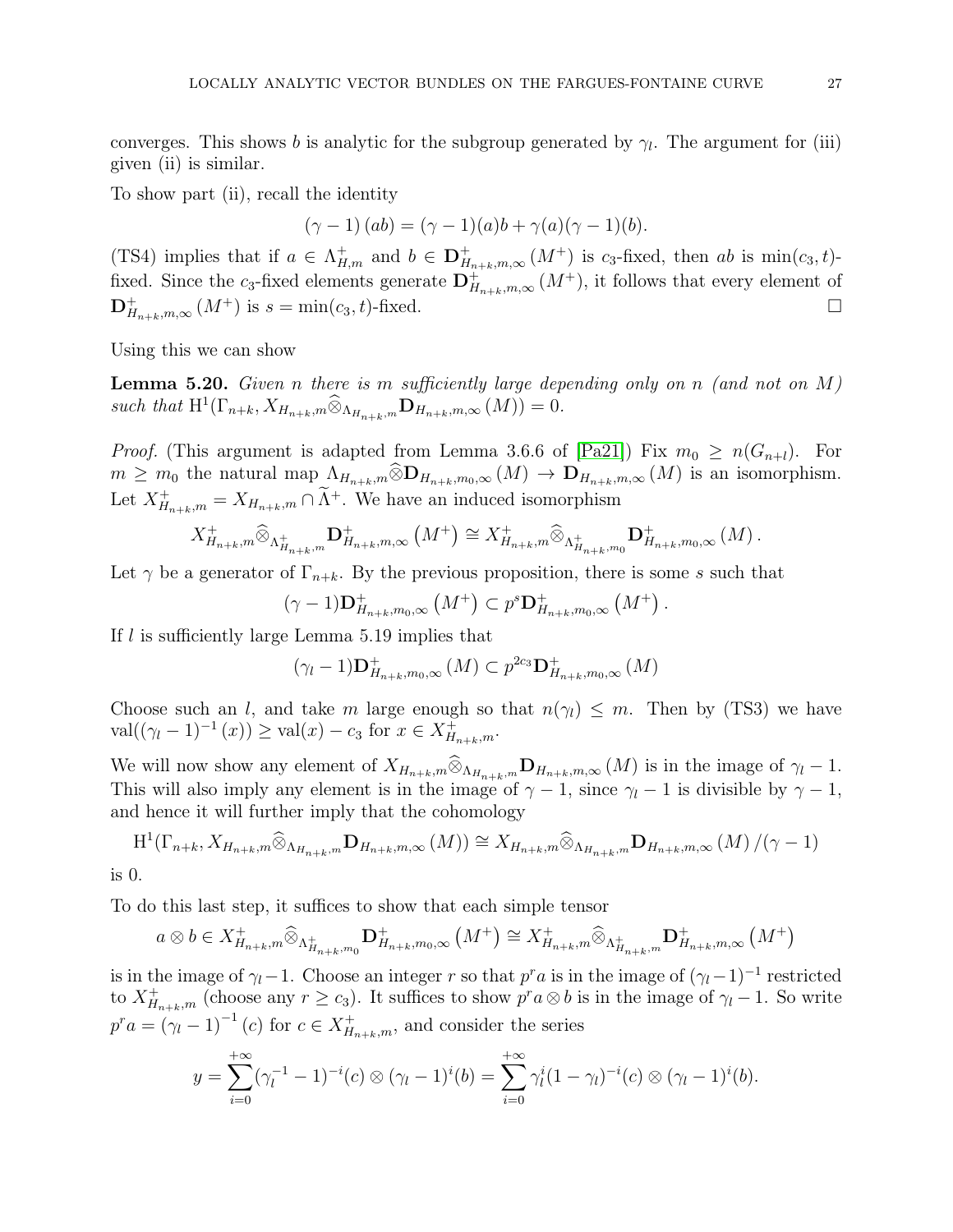converges. This shows $b$ is analytic for the subgroup generated by $\gamma_l$. The argument for (iii) given (ii) is similar.

To show part (ii), recall the identity

$$(\gamma - 1)(ab) = (\gamma - 1)(a)b + \gamma(a)(\gamma - 1)(b).$$

(TS4) implies that if $a \in \Lambda^+_{H,m}$ and $b \in \mathbf{D}^+_{H_{n+k},m,\infty}(M^+)$ is $c_3$-fixed, then $ab$ is $\min(c_3, t)$-fixed. Since the $c_3$-fixed elements generate $\mathbf{D}^+_{H_{n+k},m,\infty}(M^+)$, it follows that every element of $\mathbf{D}^+_{H_{n+k},m,\infty}(M^+)$ is $s = \min(c_3, t)$-fixed. $\square$

Using this we can show

**Lemma 5.20.** *Given $n$ there is $m$ sufficiently large depending only on $n$ (and not on $M$) such that $\mathrm{H}^1(\Gamma_{n+k}, X_{H_{n+k},m}\widehat{\otimes}_{\Lambda_{H_{n+k},m}}\mathbf{D}_{H_{n+k},m,\infty}(M)) = 0$.*

*Proof.* (This argument is adapted from Lemma 3.6.6 of [Pa21]) Fix $m_0 \geq n(G_{n+l})$. For $m \geq m_0$ the natural map $\Lambda_{H_{n+k},m}\widehat{\otimes}\mathbf{D}_{H_{n+k},m_0,\infty}(M) \to \mathbf{D}_{H_{n+k},m,\infty}(M)$ is an isomorphism. Let $X^+_{H_{n+k},m} = X_{H_{n+k},m} \cap \widetilde{\Lambda}^+$. We have an induced isomorphism

$$X^+_{H_{n+k},m}\widehat{\otimes}_{\Lambda^+_{H_{n+k},m}}\mathbf{D}^+_{H_{n+k},m,\infty}(M^+) \cong X^+_{H_{n+k},m}\widehat{\otimes}_{\Lambda^+_{H_{n+k},m_0}}\mathbf{D}^+_{H_{n+k},m_0,\infty}(M).$$

Let $\gamma$ be a generator of $\Gamma_{n+k}$. By the previous proposition, there is some $s$ such that

$$(\gamma - 1)\mathbf{D}^+_{H_{n+k},m_0,\infty}(M^+) \subset p^s\mathbf{D}^+_{H_{n+k},m_0,\infty}(M^+).$$

If $l$ is sufficiently large Lemma 5.19 implies that

$$(\gamma_l - 1)\mathbf{D}^+_{H_{n+k},m_0,\infty}(M) \subset p^{2c_3}\mathbf{D}^+_{H_{n+k},m_0,\infty}(M)$$

Choose such an $l$, and take $m$ large enough so that $n(\gamma_l) \leq m$. Then by (TS3) we have $\mathrm{val}((\gamma_l - 1)^{-1}(x)) \geq \mathrm{val}(x) - c_3$ for $x \in X^+_{H_{n+k},m}$.

We will now show any element of $X_{H_{n+k},m}\widehat{\otimes}_{\Lambda_{H_{n+k},m}}\mathbf{D}_{H_{n+k},m,\infty}(M)$ is in the image of $\gamma_l - 1$. This will also imply any element is in the image of $\gamma - 1$, since $\gamma_l - 1$ is divisible by $\gamma - 1$, and hence it will further imply that the cohomology

$$\mathrm{H}^1(\Gamma_{n+k}, X_{H_{n+k},m}\widehat{\otimes}_{\Lambda_{H_{n+k},m}}\mathbf{D}_{H_{n+k},m,\infty}(M)) \cong X_{H_{n+k},m}\widehat{\otimes}_{\Lambda_{H_{n+k},m}}\mathbf{D}_{H_{n+k},m,\infty}(M)/(\gamma - 1)$$

is 0.

To do this last step, it suffices to show that each simple tensor

$$a \otimes b \in X^+_{H_{n+k},m}\widehat{\otimes}_{\Lambda^+_{H_{n+k},m_0}}\mathbf{D}^+_{H_{n+k},m_0,\infty}(M^+) \cong X^+_{H_{n+k},m}\widehat{\otimes}_{\Lambda^+_{H_{n+k},m}}\mathbf{D}^+_{H_{n+k},m,\infty}(M^+)$$

is in the image of $\gamma_l - 1$. Choose an integer $r$ so that $p^r a$ is in the image of $(\gamma_l - 1)^{-1}$ restricted to $X^+_{H_{n+k},m}$ (choose any $r \geq c_3$). It suffices to show $p^r a \otimes b$ is in the image of $\gamma_l - 1$. So write $p^r a = (\gamma_l - 1)^{-1}(c)$ for $c \in X^+_{H_{n+k},m}$, and consider the series

$$y = \sum_{i=0}^{+\infty}(\gamma_l^{-1} - 1)^{-i}(c) \otimes (\gamma_l - 1)^i(b) = \sum_{i=0}^{+\infty}\gamma_l^i(1 - \gamma_l)^{-i}(c) \otimes (\gamma_l - 1)^i(b).$$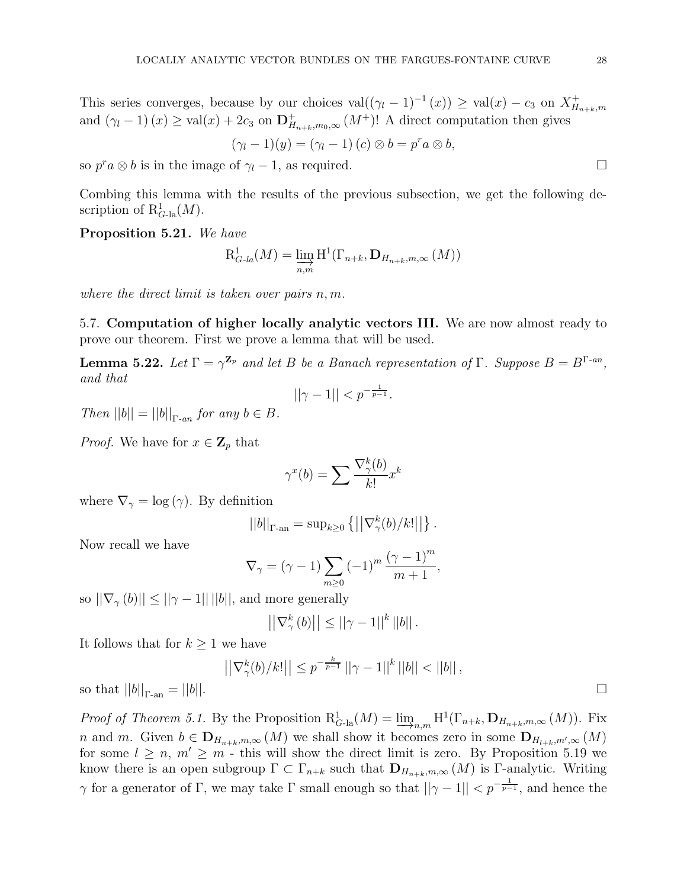This series converges, because by our choices $\mathrm{val}((\gamma_l - 1)^{-1}(x)) \geq \mathrm{val}(x) - c_3$ on $X^+_{H_{n+k},m}$ and $(\gamma_l - 1)(x) \geq \mathrm{val}(x) + 2c_3$ on $\mathbf{D}^+_{H_{n+k},m_0,\infty}(M^+)$! A direct computation then gives

$$(\gamma_l - 1)(y) = (\gamma_l - 1)(c) \otimes b = p^r a \otimes b,$$

so $p^r a \otimes b$ is in the image of $\gamma_l - 1$, as required. $\square$

Combing this lemma with the results of the previous subsection, we get the following description of $\mathrm{R}^1_{G\text{-la}}(M)$.

**Proposition 5.21.** *We have*

$$\mathrm{R}^1_{G\text{-}la}(M) = \varinjlim_{n,m} \mathrm{H}^1(\Gamma_{n+k}, \mathbf{D}_{H_{n+k},m,\infty}(M))$$

*where the direct limit is taken over pairs $n, m$.*

## 5.7. Computation of higher locally analytic vectors III.

We are now almost ready to prove our theorem. First we prove a lemma that will be used.

**Lemma 5.22.** *Let $\Gamma = \gamma^{\mathbf{Z}_p}$ and let $B$ be a Banach representation of $\Gamma$. Suppose $B = B^{\Gamma\text{-}an}$, and that*

$$||\gamma - 1|| < p^{-\frac{1}{p-1}}.$$

*Then $||b|| = ||b||_{\Gamma\text{-}an}$ for any $b \in B$.*

*Proof.* We have for $x \in \mathbf{Z}_p$ that

$$\gamma^x(b) = \sum \frac{\nabla^k_\gamma(b)}{k!} x^k$$

where $\nabla_\gamma = \log(\gamma)$. By definition

$$||b||_{\Gamma\text{-an}} = \sup_{k \geq 0} \left\{ \left|\left|\nabla^k_\gamma(b)/k!\right|\right| \right\}.$$

Now recall we have

$$\nabla_\gamma = (\gamma - 1) \sum_{m \geq 0} (-1)^m \frac{(\gamma - 1)^m}{m+1},$$

so $||\nabla_\gamma(b)|| \leq ||\gamma - 1||\, ||b||$, and more generally

$$\left|\left|\nabla^k_\gamma(b)\right|\right| \leq ||\gamma - 1||^k\, ||b||.$$

It follows that for $k \geq 1$ we have

$$\left|\left|\nabla^k_\gamma(b)/k!\right|\right| \leq p^{-\frac{k}{p-1}} ||\gamma - 1||^k\, ||b|| < ||b||,$$

so that $||b||_{\Gamma\text{-an}} = ||b||$. $\square$

*Proof of Theorem 5.1.* By the Proposition $\mathrm{R}^1_{G\text{-la}}(M) = \varinjlim_{n,m} \mathrm{H}^1(\Gamma_{n+k}, \mathbf{D}_{H_{n+k},m,\infty}(M))$. Fix $n$ and $m$. Given $b \in \mathbf{D}_{H_{n+k},m,\infty}(M)$ we shall show it becomes zero in some $\mathbf{D}_{H_{l+k},m',\infty}(M)$ for some $l \geq n$, $m' \geq m$ - this will show the direct limit is zero. By Proposition 5.19 we know there is an open subgroup $\Gamma \subset \Gamma_{n+k}$ such that $\mathbf{D}_{H_{n+k},m,\infty}(M)$ is $\Gamma$-analytic. Writing $\gamma$ for a generator of $\Gamma$, we may take $\Gamma$ small enough so that $||\gamma - 1|| < p^{-\frac{1}{p-1}}$, and hence the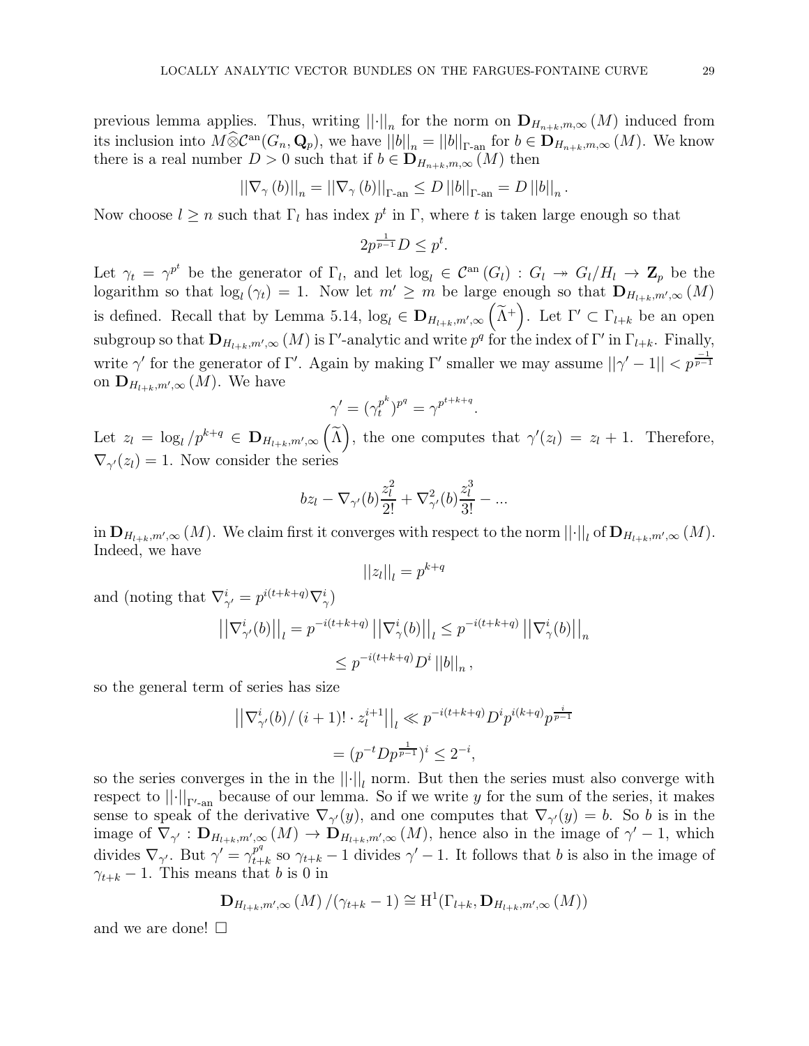previous lemma applies. Thus, writing $||\cdot||_n$ for the norm on $\mathbf{D}_{H_{n+k},m,\infty}(M)$ induced from its inclusion into $M\widehat{\otimes}\mathcal{C}^{\mathrm{an}}(G_n,\mathbf{Q}_p)$, we have $||b||_n = ||b||_{\Gamma\text{-an}}$ for $b \in \mathbf{D}_{H_{n+k},m,\infty}(M)$. We know there is a real number $D > 0$ such that if $b \in \mathbf{D}_{H_{n+k},m,\infty}(M)$ then

$$||\nabla_\gamma(b)||_n = ||\nabla_\gamma(b)||_{\Gamma\text{-an}} \leq D\,||b||_{\Gamma\text{-an}} = D\,||b||_n .$$

Now choose $l \geq n$ such that $\Gamma_l$ has index $p^t$ in $\Gamma$, where $t$ is taken large enough so that

$$2p^{\frac{1}{p-1}}D \leq p^t.$$

Let $\gamma_t = \gamma^{p^t}$ be the generator of $\Gamma_l$, and let $\log_l \in \mathcal{C}^{\mathrm{an}}(G_l) : G_l \twoheadrightarrow G_l/H_l \to \mathbf{Z}_p$ be the logarithm so that $\log_l(\gamma_t) = 1$. Now let $m' \geq m$ be large enough so that $\mathbf{D}_{H_{l+k},m',\infty}(M)$ is defined. Recall that by Lemma 5.14, $\log_l \in \mathbf{D}_{H_{l+k},m',\infty}\left(\widetilde{\Lambda}^+\right)$. Let $\Gamma' \subset \Gamma_{l+k}$ be an open subgroup so that $\mathbf{D}_{H_{l+k},m',\infty}(M)$ is $\Gamma'$-analytic and write $p^q$ for the index of $\Gamma'$ in $\Gamma_{l+k}$. Finally, write $\gamma'$ for the generator of $\Gamma'$. Again by making $\Gamma'$ smaller we may assume $||\gamma' - 1|| < p^{\frac{-1}{p-1}}$ on $\mathbf{D}_{H_{l+k},m',\infty}(M)$. We have

$$\gamma' = (\gamma_t^{p^k})^{p^q} = \gamma^{p^{t+k+q}}.$$

Let $z_l = \log_l / p^{k+q} \in \mathbf{D}_{H_{l+k},m',\infty}\left(\widetilde{\Lambda}\right)$, the one computes that $\gamma'(z_l) = z_l + 1$. Therefore, $\nabla_{\gamma'}(z_l) = 1$. Now consider the series

$$bz_l - \nabla_{\gamma'}(b)\frac{z_l^2}{2!} + \nabla_{\gamma'}^2(b)\frac{z_l^3}{3!} - \ldots$$

in $\mathbf{D}_{H_{l+k},m',\infty}(M)$. We claim first it converges with respect to the norm $||\cdot||_l$ of $\mathbf{D}_{H_{l+k},m',\infty}(M)$. Indeed, we have

$$||z_l||_l = p^{k+q}$$

and (noting that $\nabla_{\gamma'}^i = p^{i(t+k+q)}\nabla_\gamma^i$)

$$\begin{aligned}
\left|\left|\nabla_{\gamma'}^i(b)\right|\right|_l = p^{-i(t+k+q)}\left|\left|\nabla_\gamma^i(b)\right|\right|_l &\leq p^{-i(t+k+q)}\left|\left|\nabla_\gamma^i(b)\right|\right|_n \\
&\leq p^{-i(t+k+q)}D^i\,||b||_n ,
\end{aligned}$$

so the general term of series has size

$$\begin{aligned}
\left|\left|\nabla_{\gamma'}^i(b)/\,(i+1)! \cdot z_l^{i+1}\right|\right|_l &\ll p^{-i(t+k+q)}D^i p^{i(k+q)} p^{\frac{i}{p-1}} \\
&= (p^{-t}Dp^{\frac{1}{p-1}})^i \leq 2^{-i},
\end{aligned}$$

so the series converges in the in the $||\cdot||_l$ norm. But then the series must also converge with respect to $||\cdot||_{\Gamma'\text{-an}}$ because of our lemma. So if we write $y$ for the sum of the series, it makes sense to speak of the derivative $\nabla_{\gamma'}(y)$, and one computes that $\nabla_{\gamma'}(y) = b$. So $b$ is in the image of $\nabla_{\gamma'} : \mathbf{D}_{H_{l+k},m',\infty}(M) \to \mathbf{D}_{H_{l+k},m',\infty}(M)$, hence also in the image of $\gamma' - 1$, which divides $\nabla_{\gamma'}$. But $\gamma' = \gamma_{t+k}^{p^q}$ so $\gamma_{t+k} - 1$ divides $\gamma' - 1$. It follows that $b$ is also in the image of $\gamma_{t+k} - 1$. This means that $b$ is 0 in

$$\mathbf{D}_{H_{l+k},m',\infty}(M)/(\gamma_{t+k} - 1) \cong \mathrm{H}^1(\Gamma_{l+k}, \mathbf{D}_{H_{l+k},m',\infty}(M))$$

and we are done! $\square$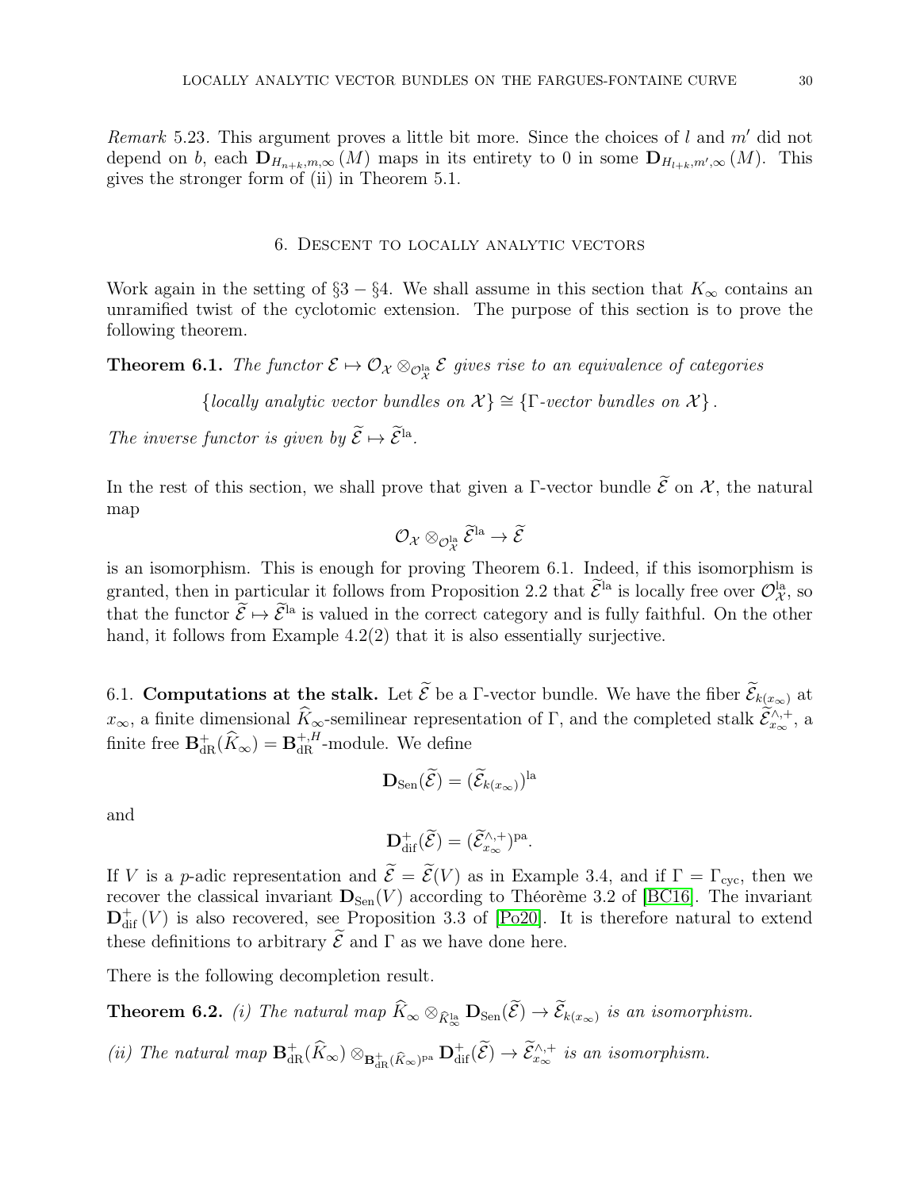*Remark* 5.23. This argument proves a little bit more. Since the choices of $l$ and $m'$ did not depend on $b$, each $\mathbf{D}_{H_{n+k},m,\infty}(M)$ maps in its entirety to 0 in some $\mathbf{D}_{H_{l+k},m',\infty}(M)$. This gives the stronger form of (ii) in Theorem 5.1.

## 6. Descent to locally analytic vectors

Work again in the setting of §3 − §4. We shall assume in this section that $K_\infty$ contains an unramified twist of the cyclotomic extension. The purpose of this section is to prove the following theorem.

**Theorem 6.1.** *The functor $\mathcal{E} \mapsto \mathcal{O}_{\mathcal{X}} \otimes_{\mathcal{O}_{\mathcal{X}}^{\mathrm{la}}} \mathcal{E}$ gives rise to an equivalence of categories*

$$\{\textit{locally analytic vector bundles on } \mathcal{X}\} \cong \{\Gamma\textit{-vector bundles on } \mathcal{X}\}.$$

*The inverse functor is given by $\widetilde{\mathcal{E}} \mapsto \widetilde{\mathcal{E}}^{\mathrm{la}}$.*

In the rest of this section, we shall prove that given a $\Gamma$-vector bundle $\widetilde{\mathcal{E}}$ on $\mathcal{X}$, the natural map

$$\mathcal{O}_{\mathcal{X}} \otimes_{\mathcal{O}_{\mathcal{X}}^{\mathrm{la}}} \widetilde{\mathcal{E}}^{\mathrm{la}} \to \widetilde{\mathcal{E}}$$

is an isomorphism. This is enough for proving Theorem 6.1. Indeed, if this isomorphism is granted, then in particular it follows from Proposition 2.2 that $\widetilde{\mathcal{E}}^{\mathrm{la}}$ is locally free over $\mathcal{O}_{\mathcal{X}}^{\mathrm{la}}$, so that the functor $\widetilde{\mathcal{E}} \mapsto \widetilde{\mathcal{E}}^{\mathrm{la}}$ is valued in the correct category and is fully faithful. On the other hand, it follows from Example 4.2(2) that it is also essentially surjective.

6.1. **Computations at the stalk.** Let $\widetilde{\mathcal{E}}$ be a $\Gamma$-vector bundle. We have the fiber $\widetilde{\mathcal{E}}_{k(x_\infty)}$ at $x_\infty$, a finite dimensional $\widehat{K}_\infty$-semilinear representation of $\Gamma$, and the completed stalk $\widetilde{\mathcal{E}}_{x_\infty}^{\wedge,+}$, a finite free $\mathbf{B}_{\mathrm{dR}}^+(\widehat{K}_\infty) = \mathbf{B}_{\mathrm{dR}}^{+,H}$-module. We define

$$\mathbf{D}_{\mathrm{Sen}}(\widetilde{\mathcal{E}}) = (\widetilde{\mathcal{E}}_{k(x_\infty)})^{\mathrm{la}}$$

and

$$\mathbf{D}_{\mathrm{dif}}^+(\widetilde{\mathcal{E}}) = (\widetilde{\mathcal{E}}_{x_\infty}^{\wedge,+})^{\mathrm{pa}}.$$

If $V$ is a $p$-adic representation and $\widetilde{\mathcal{E}} = \widetilde{\mathcal{E}}(V)$ as in Example 3.4, and if $\Gamma = \Gamma_{\mathrm{cyc}}$, then we recover the classical invariant $\mathbf{D}_{\mathrm{Sen}}(V)$ according to Théorème 3.2 of [BC16]. The invariant $\mathbf{D}_{\mathrm{dif}}^+(V)$ is also recovered, see Proposition 3.3 of [Po20]. It is therefore natural to extend these definitions to arbitrary $\widetilde{\mathcal{E}}$ and $\Gamma$ as we have done here.

There is the following decompletion result.

**Theorem 6.2.** *(i) The natural map $\widehat{K}_\infty \otimes_{\widehat{K}_\infty^{\mathrm{la}}} \mathbf{D}_{\mathrm{Sen}}(\widetilde{\mathcal{E}}) \to \widetilde{\mathcal{E}}_{k(x_\infty)}$ is an isomorphism.*

*(ii) The natural map $\mathbf{B}_{\mathrm{dR}}^+(\widehat{K}_\infty) \otimes_{\mathbf{B}_{\mathrm{dR}}^+(\widehat{K}_\infty)^{\mathrm{pa}}} \mathbf{D}_{\mathrm{dif}}^+(\widetilde{\mathcal{E}}) \to \widetilde{\mathcal{E}}_{x_\infty}^{\wedge,+}$ is an isomorphism.*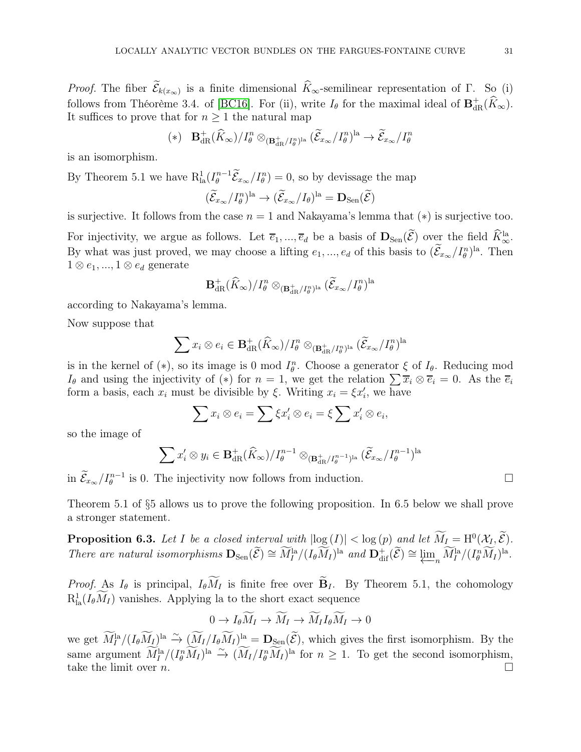*Proof.* The fiber $\widetilde{\mathcal{E}}_{k(x_\infty)}$ is a finite dimensional $\widehat{K}_\infty$-semilinear representation of $\Gamma$. So (i) follows from Théorème 3.4. of [BC16]. For (ii), write $I_\theta$ for the maximal ideal of $\mathbf{B}^+_{\mathrm{dR}}(\widehat{K}_\infty)$. It suffices to prove that for $n \geq 1$ the natural map

$$(*) \quad \mathbf{B}^+_{\mathrm{dR}}(\widehat{K}_\infty)/I_\theta^n \otimes_{(\mathbf{B}^+_{\mathrm{dR}}/I_\theta^n)^{\mathrm{la}}} (\widetilde{\mathcal{E}}_{x_\infty}/I_\theta^n)^{\mathrm{la}} \to \widetilde{\mathcal{E}}_{x_\infty}/I_\theta^n$$

is an isomorphism.

By Theorem 5.1 we have $\mathrm{R}^1_{\mathrm{la}}(I_\theta^{n-1}\widetilde{\mathcal{E}}_{x_\infty}/I_\theta^n) = 0$, so by devissage the map

$$(\widetilde{\mathcal{E}}_{x_\infty}/I_\theta^n)^{\mathrm{la}} \to (\widetilde{\mathcal{E}}_{x_\infty}/I_\theta)^{\mathrm{la}} = \mathbf{D}_{\mathrm{Sen}}(\widetilde{\mathcal{E}})$$

is surjective. It follows from the case $n = 1$ and Nakayama's lemma that $(*)$ is surjective too.

For injectivity, we argue as follows. Let $\overline{e}_1, ..., \overline{e}_d$ be a basis of $\mathbf{D}_{\mathrm{Sen}}(\widetilde{\mathcal{E}})$ over the field $\widehat{K}^{\mathrm{la}}_\infty$. By what was just proved, we may choose a lifting $e_1, ..., e_d$ of this basis to $(\widetilde{\mathcal{E}}_{x_\infty}/I_\theta^n)^{\mathrm{la}}$. Then $1 \otimes e_1, ..., 1 \otimes e_d$ generate

$$\mathbf{B}^+_{\mathrm{dR}}(\widehat{K}_\infty)/I_\theta^n \otimes_{(\mathbf{B}^+_{\mathrm{dR}}/I_\theta^n)^{\mathrm{la}}} (\widetilde{\mathcal{E}}_{x_\infty}/I_\theta^n)^{\mathrm{la}}$$

according to Nakayama's lemma.

Now suppose that

$$\sum x_i \otimes e_i \in \mathbf{B}^+_{\mathrm{dR}}(\widehat{K}_\infty)/I_\theta^n \otimes_{(\mathbf{B}^+_{\mathrm{dR}}/I_\theta^n)^{\mathrm{la}}} (\widetilde{\mathcal{E}}_{x_\infty}/I_\theta^n)^{\mathrm{la}}$$

is in the kernel of $(*)$, so its image is 0 mod $I_\theta^n$. Choose a generator $\xi$ of $I_\theta$. Reducing mod $I_\theta$ and using the injectivity of $(*)$ for $n = 1$, we get the relation $\sum \overline{x}_i \otimes \overline{e}_i = 0$. As the $\overline{e}_i$ form a basis, each $x_i$ must be divisible by $\xi$. Writing $x_i = \xi x'_i$, we have

$$\sum x_i \otimes e_i = \sum \xi x'_i \otimes e_i = \xi \sum x'_i \otimes e_i,$$

so the image of

$$\sum x'_i \otimes y_i \in \mathbf{B}^+_{\mathrm{dR}}(\widehat{K}_\infty)/I_\theta^{n-1} \otimes_{(\mathbf{B}^+_{\mathrm{dR}}/I_\theta^{n-1})^{\mathrm{la}}} (\widetilde{\mathcal{E}}_{x_\infty}/I_\theta^{n-1})^{\mathrm{la}}$$

in $\widetilde{\mathcal{E}}_{x_\infty}/I_\theta^{n-1}$ is 0. The injectivity now follows from induction. $\square$

Theorem 5.1 of §5 allows us to prove the following proposition. In 6.5 below we shall prove a stronger statement.

**Proposition 6.3.** *Let $I$ be a closed interval with $|\log(I)| < \log(p)$ and let $\widetilde{M}_I = \mathrm{H}^0(\mathcal{X}_I, \widetilde{\mathcal{E}})$. There are natural isomorphisms $\mathbf{D}_{\mathrm{Sen}}(\widetilde{\mathcal{E}}) \cong \widetilde{M}_I^{\mathrm{la}}/(I_\theta\widetilde{M}_I)^{\mathrm{la}}$ and $\mathbf{D}^+_{\mathrm{dif}}(\widetilde{\mathcal{E}}) \cong \varprojlim_n \widetilde{M}_I^{\mathrm{la}}/(I_\theta^n\widetilde{M}_I)^{\mathrm{la}}$.*

*Proof.* As $I_\theta$ is principal, $I_\theta\widetilde{M}_I$ is finite free over $\widetilde{\mathbf{B}}_I$. By Theorem 5.1, the cohomology $\mathrm{R}^1_{\mathrm{la}}(I_\theta\widetilde{M}_I)$ vanishes. Applying la to the short exact sequence

$$0 \to I_\theta\widetilde{M}_I \to \widetilde{M}_I \to \widetilde{M}_I I_\theta\widetilde{M}_I \to 0$$

we get $\widetilde{M}_I^{\mathrm{la}}/(I_\theta\widetilde{M}_I)^{\mathrm{la}} \xrightarrow{\sim} (\widetilde{M}_I/I_\theta\widetilde{M}_I)^{\mathrm{la}} = \mathbf{D}_{\mathrm{Sen}}(\widetilde{\mathcal{E}})$, which gives the first isomorphism. By the same argument $\widetilde{M}_I^{\mathrm{la}}/(I_\theta^n\widetilde{M}_I)^{\mathrm{la}} \xrightarrow{\sim} (\widetilde{M}_I/I_\theta^n\widetilde{M}_I)^{\mathrm{la}}$ for $n \geq 1$. To get the second isomorphism, take the limit over $n$. $\square$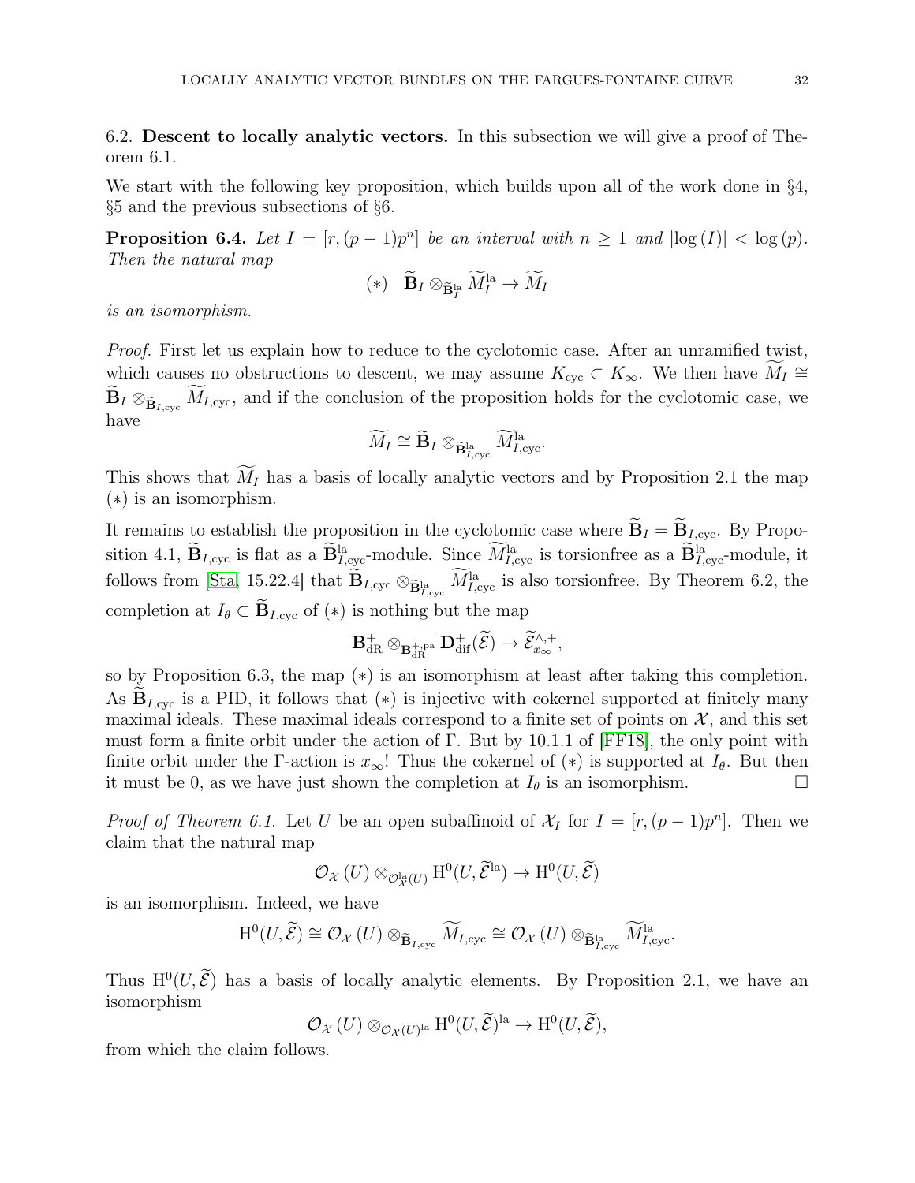### 6.2. Descent to locally analytic vectors.

In this subsection we will give a proof of Theorem 6.1.

We start with the following key proposition, which builds upon all of the work done in §4, §5 and the previous subsections of §6.

**Proposition 6.4.** *Let $I = [r, (p-1)p^n]$ be an interval with $n \geq 1$ and $|\log(I)| < \log(p)$. Then the natural map*

$$(*) \quad \widetilde{\mathbf{B}}_I \otimes_{\widetilde{\mathbf{B}}_I^{\mathrm{la}}} \widetilde{M}_I^{\mathrm{la}} \to \widetilde{M}_I$$

*is an isomorphism.*

*Proof.* First let us explain how to reduce to the cyclotomic case. After an unramified twist, which causes no obstructions to descent, we may assume $K_{\mathrm{cyc}} \subset K_\infty$. We then have $\widetilde{M}_I \cong \widetilde{\mathbf{B}}_I \otimes_{\widetilde{\mathbf{B}}_{I,\mathrm{cyc}}} \widetilde{M}_{I,\mathrm{cyc}}$, and if the conclusion of the proposition holds for the cyclotomic case, we have

$$\widetilde{M}_I \cong \widetilde{\mathbf{B}}_I \otimes_{\widetilde{\mathbf{B}}_{I,\mathrm{cyc}}^{\mathrm{la}}} \widetilde{M}_{I,\mathrm{cyc}}^{\mathrm{la}}.$$

This shows that $\widetilde{M}_I$ has a basis of locally analytic vectors and by Proposition 2.1 the map $(*)$ is an isomorphism.

It remains to establish the proposition in the cyclotomic case where $\widetilde{\mathbf{B}}_I = \widetilde{\mathbf{B}}_{I,\mathrm{cyc}}$. By Proposition 4.1, $\widetilde{\mathbf{B}}_{I,\mathrm{cyc}}$ is flat as a $\widetilde{\mathbf{B}}_{I,\mathrm{cyc}}^{\mathrm{la}}$-module. Since $\widetilde{M}_{I,\mathrm{cyc}}^{\mathrm{la}}$ is torsionfree as a $\widetilde{\mathbf{B}}_{I,\mathrm{cyc}}^{\mathrm{la}}$-module, it follows from [Sta, 15.22.4] that $\widetilde{\mathbf{B}}_{I,\mathrm{cyc}} \otimes_{\widetilde{\mathbf{B}}_{I,\mathrm{cyc}}^{\mathrm{la}}} \widetilde{M}_{I,\mathrm{cyc}}^{\mathrm{la}}$ is also torsionfree. By Theorem 6.2, the completion at $I_\theta \subset \widetilde{\mathbf{B}}_{I,\mathrm{cyc}}$ of $(*)$ is nothing but the map

$$\mathbf{B}_{\mathrm{dR}}^+ \otimes_{\mathbf{B}_{\mathrm{dR}}^{+,\mathrm{pa}}} \mathbf{D}_{\mathrm{dif}}^+(\widetilde{\mathcal{E}}) \to \widetilde{\mathcal{E}}_{x_\infty}^{\wedge,+},$$

so by Proposition 6.3, the map $(*)$ is an isomorphism at least after taking this completion. As $\widetilde{\mathbf{B}}_{I,\mathrm{cyc}}$ is a PID, it follows that $(*)$ is injective with cokernel supported at finitely many maximal ideals. These maximal ideals correspond to a finite set of points on $\mathcal{X}$, and this set must form a finite orbit under the action of $\Gamma$. But by 10.1.1 of [FF18], the only point with finite orbit under the $\Gamma$-action is $x_\infty$! Thus the cokernel of $(*)$ is supported at $I_\theta$. But then it must be 0, as we have just shown the completion at $I_\theta$ is an isomorphism. $\square$

*Proof of Theorem 6.1.* Let $U$ be an open subaffinoid of $\mathcal{X}_I$ for $I = [r, (p-1)p^n]$. Then we claim that the natural map

$$\mathcal{O}_{\mathcal{X}}(U) \otimes_{\mathcal{O}_{\mathcal{X}}^{\mathrm{la}}(U)} \mathrm{H}^0(U, \widetilde{\mathcal{E}}^{\mathrm{la}}) \to \mathrm{H}^0(U, \widetilde{\mathcal{E}})$$

is an isomorphism. Indeed, we have

$$\mathrm{H}^0(U, \widetilde{\mathcal{E}}) \cong \mathcal{O}_{\mathcal{X}}(U) \otimes_{\widetilde{\mathbf{B}}_{I,\mathrm{cyc}}} \widetilde{M}_{I,\mathrm{cyc}} \cong \mathcal{O}_{\mathcal{X}}(U) \otimes_{\widetilde{\mathbf{B}}_{I,\mathrm{cyc}}^{\mathrm{la}}} \widetilde{M}_{I,\mathrm{cyc}}^{\mathrm{la}}.$$

Thus $\mathrm{H}^0(U, \widetilde{\mathcal{E}})$ has a basis of locally analytic elements. By Proposition 2.1, we have an isomorphism

$$\mathcal{O}_{\mathcal{X}}(U) \otimes_{\mathcal{O}_{\mathcal{X}}(U)^{\mathrm{la}}} \mathrm{H}^0(U, \widetilde{\mathcal{E}})^{\mathrm{la}} \to \mathrm{H}^0(U, \widetilde{\mathcal{E}}),$$

from which the claim follows.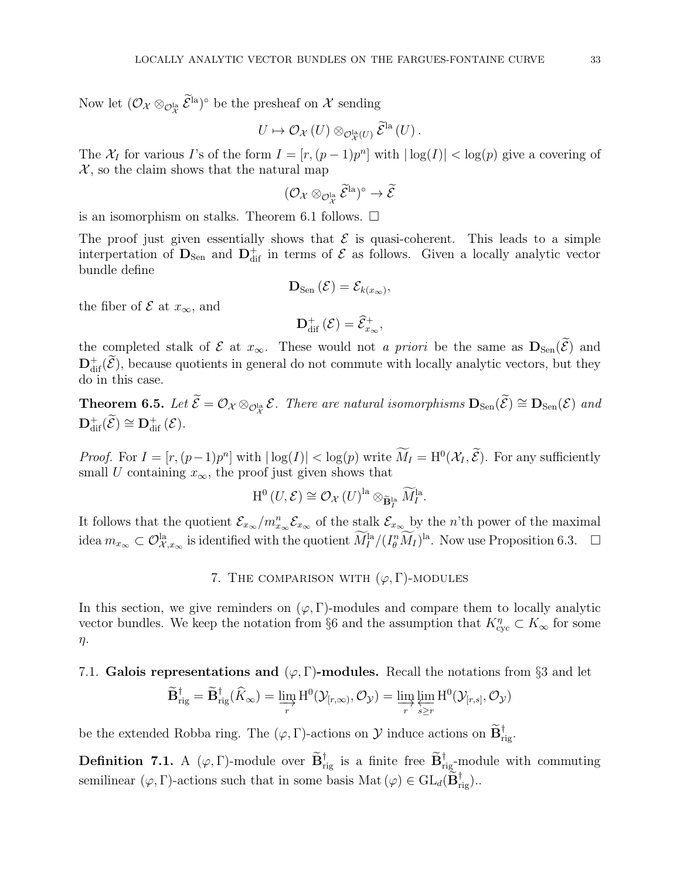Now let $(\mathcal{O}_{\mathcal{X}} \otimes_{\mathcal{O}_{\mathcal{X}}^{\mathrm{la}}} \widetilde{\mathcal{E}}^{\mathrm{la}})^\circ$ be the presheaf on $\mathcal{X}$ sending

$$U \mapsto \mathcal{O}_{\mathcal{X}}(U) \otimes_{\mathcal{O}_{\mathcal{X}}^{\mathrm{la}}(U)} \widetilde{\mathcal{E}}^{\mathrm{la}}(U).$$

The $\mathcal{X}_I$ for various $I$'s of the form $I = [r, (p-1)p^n]$ with $|\log(I)| < \log(p)$ give a covering of $\mathcal{X}$, so the claim shows that the natural map

$$(\mathcal{O}_{\mathcal{X}} \otimes_{\mathcal{O}_{\mathcal{X}}^{\mathrm{la}}} \widetilde{\mathcal{E}}^{\mathrm{la}})^\circ \to \widetilde{\mathcal{E}}$$

is an isomorphism on stalks. Theorem 6.1 follows. $\square$

The proof just given essentially shows that $\mathcal{E}$ is quasi-coherent. This leads to a simple interpertation of $\mathbf{D}_{\mathrm{Sen}}$ and $\mathbf{D}_{\mathrm{dif}}^+$ in terms of $\mathcal{E}$ as follows. Given a locally analytic vector bundle define

$$\mathbf{D}_{\mathrm{Sen}}(\mathcal{E}) = \mathcal{E}_{k(x_\infty)},$$

the fiber of $\mathcal{E}$ at $x_\infty$, and

$$\mathbf{D}_{\mathrm{dif}}^+(\mathcal{E}) = \widehat{\mathcal{E}}_{x_\infty}^+,$$

the completed stalk of $\mathcal{E}$ at $x_\infty$. These would not *a priori* be the same as $\mathbf{D}_{\mathrm{Sen}}(\widetilde{\mathcal{E}})$ and $\mathbf{D}_{\mathrm{dif}}^+(\widetilde{\mathcal{E}})$, because quotients in general do not commute with locally analytic vectors, but they do in this case.

**Theorem 6.5.** *Let $\widetilde{\mathcal{E}} = \mathcal{O}_{\mathcal{X}} \otimes_{\mathcal{O}_{\mathcal{X}}^{\mathrm{la}}} \mathcal{E}$. There are natural isomorphisms $\mathbf{D}_{\mathrm{Sen}}(\widetilde{\mathcal{E}}) \cong \mathbf{D}_{\mathrm{Sen}}(\mathcal{E})$ and $\mathbf{D}_{\mathrm{dif}}^+(\widetilde{\mathcal{E}}) \cong \mathbf{D}_{\mathrm{dif}}^+(\mathcal{E})$.*

*Proof.* For $I = [r, (p-1)p^n]$ with $|\log(I)| < \log(p)$ write $\widetilde{M}_I = \mathrm{H}^0(\mathcal{X}_I, \widetilde{\mathcal{E}})$. For any sufficiently small $U$ containing $x_\infty$, the proof just given shows that

$$\mathrm{H}^0(U, \mathcal{E}) \cong \mathcal{O}_{\mathcal{X}}(U)^{\mathrm{la}} \otimes_{\widetilde{\mathbf{B}}_I^{\mathrm{la}}} \widetilde{M}_I^{\mathrm{la}}.$$

It follows that the quotient $\mathcal{E}_{x_\infty}/m_{x_\infty}^n \mathcal{E}_{x_\infty}$ of the stalk $\mathcal{E}_{x_\infty}$ by the $n$'th power of the maximal idea $m_{x_\infty} \subset \mathcal{O}_{\mathcal{X},x_\infty}^{\mathrm{la}}$ is identified with the quotient $\widetilde{M}_I^{\mathrm{la}}/(I_\theta^n \widetilde{M}_I)^{\mathrm{la}}$. Now use Proposition 6.3. $\square$

## 7. The comparison with $(\varphi, \Gamma)$-modules

In this section, we give reminders on $(\varphi, \Gamma)$-modules and compare them to locally analytic vector bundles. We keep the notation from §6 and the assumption that $K_{\mathrm{cyc}}^\eta \subset K_\infty$ for some $\eta$.

7.1. **Galois representations and $(\varphi, \Gamma)$-modules.** Recall the notations from §3 and let

$$\widetilde{\mathbf{B}}_{\mathrm{rig}}^\dagger = \widetilde{\mathbf{B}}_{\mathrm{rig}}^\dagger(\widehat{K}_\infty) = \varinjlim_r \mathrm{H}^0(\mathcal{Y}_{[r,\infty)}, \mathcal{O}_{\mathcal{Y}}) = \varinjlim_r \varprojlim_{s \geq r} \mathrm{H}^0(\mathcal{Y}_{[r,s]}, \mathcal{O}_{\mathcal{Y}})$$

be the extended Robba ring. The $(\varphi, \Gamma)$-actions on $\mathcal{Y}$ induce actions on $\widetilde{\mathbf{B}}_{\mathrm{rig}}^\dagger$.

**Definition 7.1.** A $(\varphi, \Gamma)$-module over $\widetilde{\mathbf{B}}_{\mathrm{rig}}^\dagger$ is a finite free $\widetilde{\mathbf{B}}_{\mathrm{rig}}^\dagger$-module with commuting semilinear $(\varphi, \Gamma)$-actions such that in some basis $\mathrm{Mat}(\varphi) \in \mathrm{GL}_d(\widetilde{\mathbf{B}}_{\mathrm{rig}}^\dagger)$..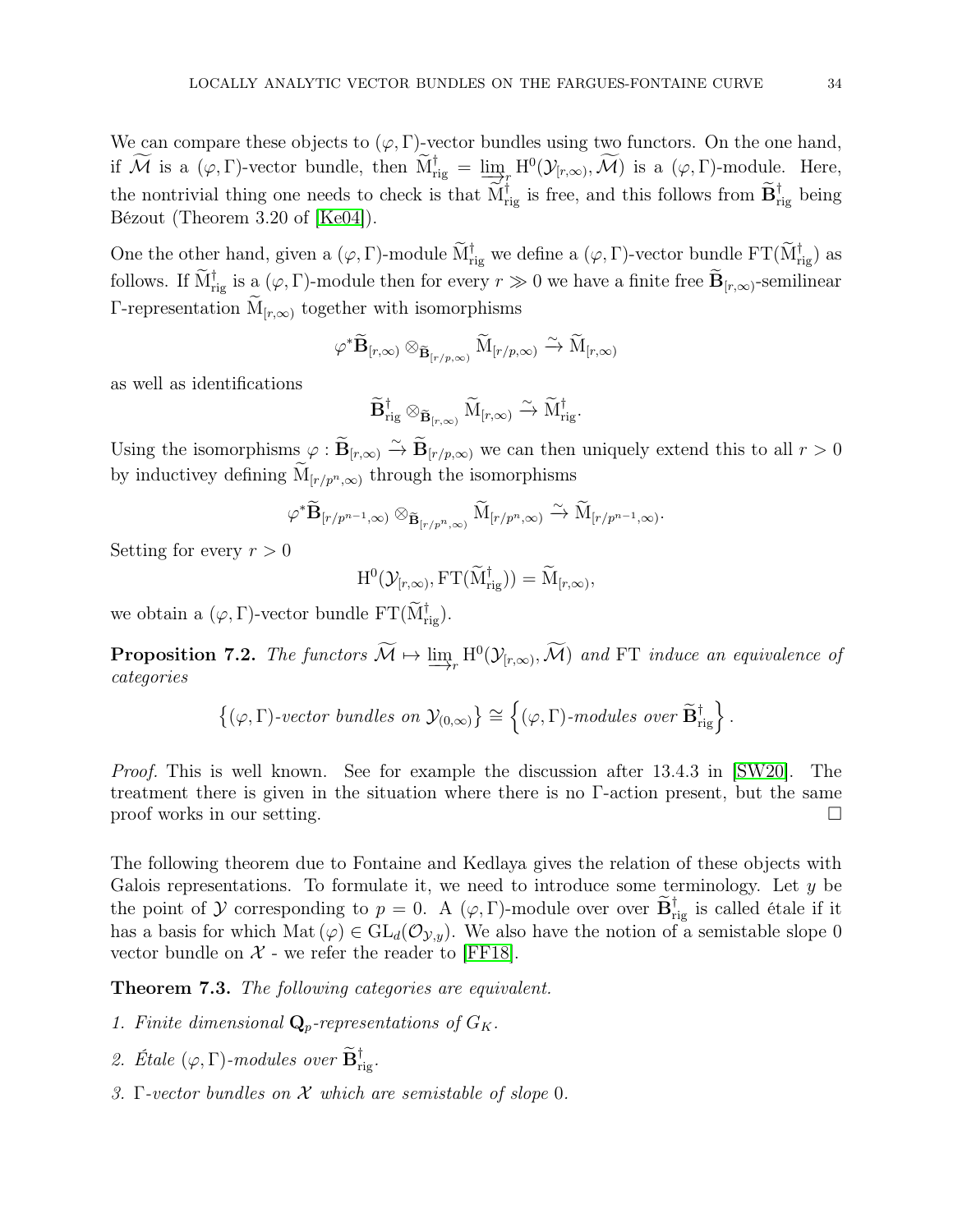We can compare these objects to $(\varphi, \Gamma)$-vector bundles using two functors. On the one hand, if $\widetilde{\mathcal{M}}$ is a $(\varphi, \Gamma)$-vector bundle, then $\widetilde{\mathrm{M}}^\dagger_{\mathrm{rig}} = \varinjlim_r \mathrm{H}^0(\mathcal{Y}_{[r,\infty)}, \widetilde{\mathcal{M}})$ is a $(\varphi, \Gamma)$-module. Here, the nontrivial thing one needs to check is that $\widetilde{\mathrm{M}}^\dagger_{\mathrm{rig}}$ is free, and this follows from $\widetilde{\mathbf{B}}^\dagger_{\mathrm{rig}}$ being Bézout (Theorem 3.20 of [Ke04]).

One the other hand, given a $(\varphi, \Gamma)$-module $\widetilde{\mathrm{M}}^\dagger_{\mathrm{rig}}$ we define a $(\varphi, \Gamma)$-vector bundle $\mathrm{FT}(\widetilde{\mathrm{M}}^\dagger_{\mathrm{rig}})$ as follows. If $\widetilde{\mathrm{M}}^\dagger_{\mathrm{rig}}$ is a $(\varphi, \Gamma)$-module then for every $r \gg 0$ we have a finite free $\widetilde{\mathbf{B}}_{[r,\infty)}$-semilinear $\Gamma$-representation $\widetilde{\mathrm{M}}_{[r,\infty)}$ together with isomorphisms

$$\varphi^* \widetilde{\mathbf{B}}_{[r,\infty)} \otimes_{\widetilde{\mathbf{B}}_{[r/p,\infty)}} \widetilde{\mathrm{M}}_{[r/p,\infty)} \xrightarrow{\sim} \widetilde{\mathrm{M}}_{[r,\infty)}$$

as well as identifications

$$\widetilde{\mathbf{B}}^\dagger_{\mathrm{rig}} \otimes_{\widetilde{\mathbf{B}}_{[r,\infty)}} \widetilde{\mathrm{M}}_{[r,\infty)} \xrightarrow{\sim} \widetilde{\mathrm{M}}^\dagger_{\mathrm{rig}}.$$

Using the isomorphisms $\varphi : \widetilde{\mathbf{B}}_{[r,\infty)} \xrightarrow{\sim} \widetilde{\mathbf{B}}_{[r/p,\infty)}$ we can then uniquely extend this to all $r > 0$ by inductivey defining $\widetilde{\mathrm{M}}_{[r/p^n,\infty)}$ through the isomorphisms

$$\varphi^* \widetilde{\mathbf{B}}_{[r/p^{n-1},\infty)} \otimes_{\widetilde{\mathbf{B}}_{[r/p^n,\infty)}} \widetilde{\mathrm{M}}_{[r/p^n,\infty)} \xrightarrow{\sim} \widetilde{\mathrm{M}}_{[r/p^{n-1},\infty)}.$$

Setting for every $r > 0$

$$\mathrm{H}^0(\mathcal{Y}_{[r,\infty)}, \mathrm{FT}(\widetilde{\mathrm{M}}^\dagger_{\mathrm{rig}})) = \widetilde{\mathrm{M}}_{[r,\infty)},$$

we obtain a $(\varphi, \Gamma)$-vector bundle $\mathrm{FT}(\widetilde{\mathrm{M}}^\dagger_{\mathrm{rig}})$.

**Proposition 7.2.** *The functors $\widetilde{\mathcal{M}} \mapsto \varinjlim_r \mathrm{H}^0(\mathcal{Y}_{[r,\infty)}, \widetilde{\mathcal{M}})$ and $\mathrm{FT}$ induce an equivalence of categories*

$$\left\{(\varphi, \Gamma)\text{-vector bundles on } \mathcal{Y}_{(0,\infty)}\right\} \cong \left\{(\varphi, \Gamma)\text{-modules over } \widetilde{\mathbf{B}}^\dagger_{\mathrm{rig}}\right\}.$$

*Proof.* This is well known. See for example the discussion after 13.4.3 in [SW20]. The treatment there is given in the situation where there is no $\Gamma$-action present, but the same proof works in our setting. □

The following theorem due to Fontaine and Kedlaya gives the relation of these objects with Galois representations. To formulate it, we need to introduce some terminology. Let $y$ be the point of $\mathcal{Y}$ corresponding to $p = 0$. A $(\varphi, \Gamma)$-module over over $\widetilde{\mathbf{B}}^\dagger_{\mathrm{rig}}$ is called étale if it has a basis for which $\mathrm{Mat}(\varphi) \in \mathrm{GL}_d(\mathcal{O}_{\mathcal{Y},y})$. We also have the notion of a semistable slope 0 vector bundle on $\mathcal{X}$ - we refer the reader to [FF18].

**Theorem 7.3.** *The following categories are equivalent.*

1. *Finite dimensional $\mathbf{Q}_p$-representations of $G_K$.*
2. *Étale $(\varphi, \Gamma)$-modules over $\widetilde{\mathbf{B}}^\dagger_{\mathrm{rig}}$.*
3. *$\Gamma$-vector bundles on $\mathcal{X}$ which are semistable of slope 0.*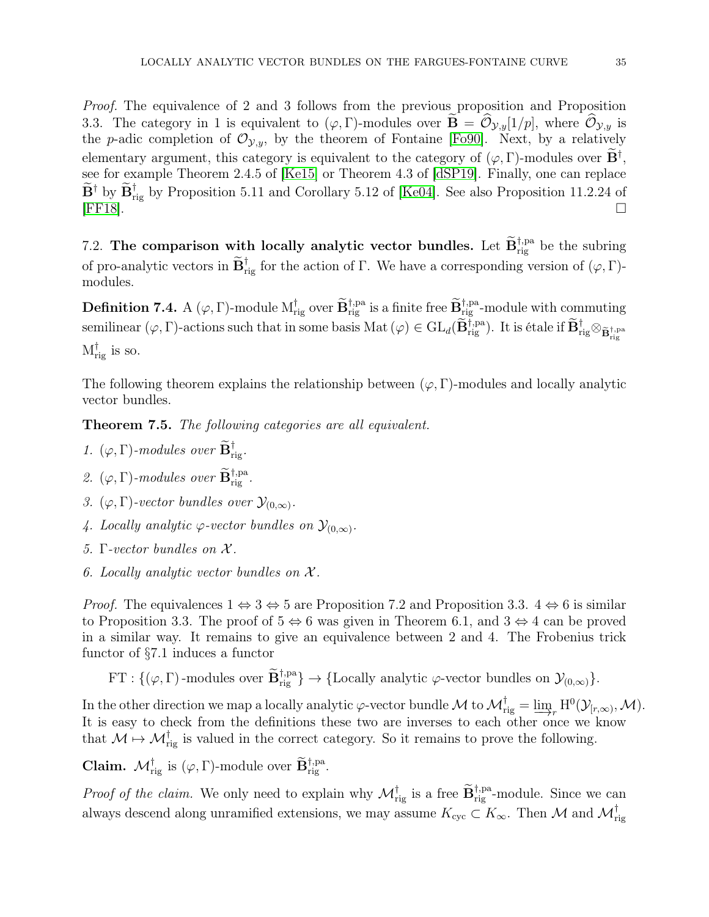*Proof.* The equivalence of 2 and 3 follows from the previous proposition and Proposition 3.3. The category in 1 is equivalent to $(\varphi, \Gamma)$-modules over $\widetilde{\mathbf{B}} = \widehat{\mathcal{O}}_{\mathcal{Y},y}[1/p]$, where $\widehat{\mathcal{O}}_{\mathcal{Y},y}$ is the $p$-adic completion of $\mathcal{O}_{\mathcal{Y},y}$, by the theorem of Fontaine [Fo90]. Next, by a relatively elementary argument, this category is equivalent to the category of $(\varphi, \Gamma)$-modules over $\widetilde{\mathbf{B}}^{\dagger}$, see for example Theorem 2.4.5 of [Ke15] or Theorem 4.3 of [dSP19]. Finally, one can replace $\widetilde{\mathbf{B}}^{\dagger}$ by $\widetilde{\mathbf{B}}^{\dagger}_{\mathrm{rig}}$ by Proposition 5.11 and Corollary 5.12 of [Ke04]. See also Proposition 11.2.24 of [FF18]. $\square$

7.2. **The comparison with locally analytic vector bundles.** Let $\widetilde{\mathbf{B}}^{\dagger,\mathrm{pa}}_{\mathrm{rig}}$ be the subring of pro-analytic vectors in $\widetilde{\mathbf{B}}^{\dagger}_{\mathrm{rig}}$ for the action of $\Gamma$. We have a corresponding version of $(\varphi, \Gamma)$-modules.

**Definition 7.4.** A $(\varphi, \Gamma)$-module $\mathrm{M}^{\dagger}_{\mathrm{rig}}$ over $\widetilde{\mathbf{B}}^{\dagger,\mathrm{pa}}_{\mathrm{rig}}$ is a finite free $\widetilde{\mathbf{B}}^{\dagger,\mathrm{pa}}_{\mathrm{rig}}$-module with commuting semilinear $(\varphi, \Gamma)$-actions such that in some basis $\mathrm{Mat}\,(\varphi) \in \mathrm{GL}_d(\widetilde{\mathbf{B}}^{\dagger,\mathrm{pa}}_{\mathrm{rig}})$. It is étale if $\widetilde{\mathbf{B}}^{\dagger}_{\mathrm{rig}} \otimes_{\widetilde{\mathbf{B}}^{\dagger,\mathrm{pa}}_{\mathrm{rig}}} \mathrm{M}^{\dagger}_{\mathrm{rig}}$ is so.

The following theorem explains the relationship between $(\varphi, \Gamma)$-modules and locally analytic vector bundles.

**Theorem 7.5.** *The following categories are all equivalent.*

1. $(\varphi, \Gamma)$*-modules over* $\widetilde{\mathbf{B}}^{\dagger}_{\mathrm{rig}}$.
2. $(\varphi, \Gamma)$*-modules over* $\widetilde{\mathbf{B}}^{\dagger,\mathrm{pa}}_{\mathrm{rig}}$.
3. $(\varphi, \Gamma)$*-vector bundles over* $\mathcal{Y}_{(0,\infty)}$.
4. *Locally analytic* $\varphi$*-vector bundles on* $\mathcal{Y}_{(0,\infty)}$.
5. $\Gamma$*-vector bundles on* $\mathcal{X}$.
6. *Locally analytic vector bundles on* $\mathcal{X}$.

*Proof.* The equivalences $1 \Leftrightarrow 3 \Leftrightarrow 5$ are Proposition 7.2 and Proposition 3.3. $4 \Leftrightarrow 6$ is similar to Proposition 3.3. The proof of $5 \Leftrightarrow 6$ was given in Theorem 6.1, and $3 \Leftrightarrow 4$ can be proved in a similar way. It remains to give an equivalence between 2 and 4. The Frobenius trick functor of §7.1 induces a functor

$$\mathrm{FT} : \{(\varphi, \Gamma)\text{-modules over } \widetilde{\mathbf{B}}^{\dagger,\mathrm{pa}}_{\mathrm{rig}}\} \to \{\text{Locally analytic } \varphi\text{-vector bundles on } \mathcal{Y}_{(0,\infty)}\}.$$

In the other direction we map a locally analytic $\varphi$-vector bundle $\mathcal{M}$ to $\mathcal{M}^{\dagger}_{\mathrm{rig}} = \varinjlim_r \mathrm{H}^0(\mathcal{Y}_{[r,\infty)}, \mathcal{M})$. It is easy to check from the definitions these two are inverses to each other once we know that $\mathcal{M} \mapsto \mathcal{M}^{\dagger}_{\mathrm{rig}}$ is valued in the correct category. So it remains to prove the following.

**Claim.** $\mathcal{M}^{\dagger}_{\mathrm{rig}}$ is $(\varphi, \Gamma)$-module over $\widetilde{\mathbf{B}}^{\dagger,\mathrm{pa}}_{\mathrm{rig}}$.

*Proof of the claim.* We only need to explain why $\mathcal{M}^{\dagger}_{\mathrm{rig}}$ is a free $\widetilde{\mathbf{B}}^{\dagger,\mathrm{pa}}_{\mathrm{rig}}$-module. Since we can always descend along unramified extensions, we may assume $K_{\mathrm{cyc}} \subset K_{\infty}$. Then $\mathcal{M}$ and $\mathcal{M}^{\dagger}_{\mathrm{rig}}$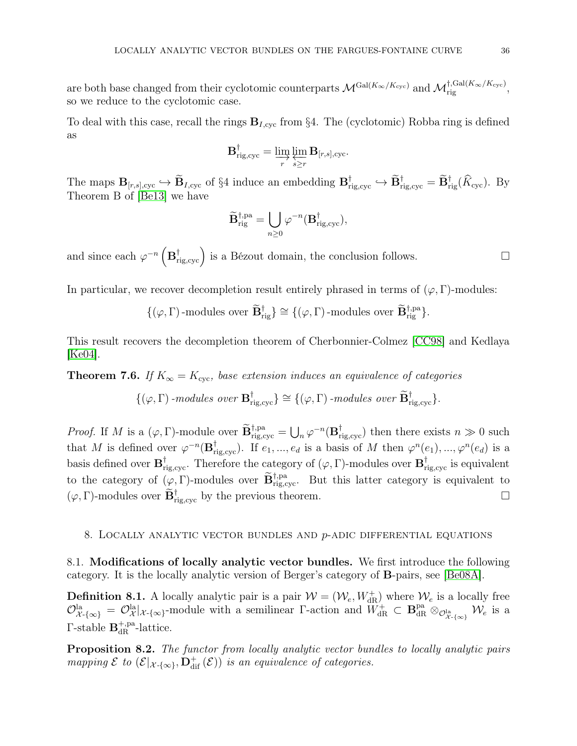are both base changed from their cyclotomic counterparts $\mathcal{M}^{\mathrm{Gal}(K_\infty/K_{\mathrm{cyc}})}$ and $\mathcal{M}_{\mathrm{rig}}^{\dagger,\mathrm{Gal}(K_\infty/K_{\mathrm{cyc}})}$, so we reduce to the cyclotomic case.

To deal with this case, recall the rings $\mathbf{B}_{I,\mathrm{cyc}}$ from §4. The (cyclotomic) Robba ring is defined as

$$\mathbf{B}^\dagger_{\mathrm{rig},\mathrm{cyc}} = \varinjlim_r \varprojlim_{s\geq r} \mathbf{B}_{[r,s],\mathrm{cyc}}.$$

The maps $\mathbf{B}_{[r,s],\mathrm{cyc}} \hookrightarrow \widetilde{\mathbf{B}}_{I,\mathrm{cyc}}$ of §4 induce an embedding $\mathbf{B}^\dagger_{\mathrm{rig},\mathrm{cyc}} \hookrightarrow \widetilde{\mathbf{B}}^\dagger_{\mathrm{rig},\mathrm{cyc}} = \widetilde{\mathbf{B}}^\dagger_{\mathrm{rig}}(\widehat{K}_{\mathrm{cyc}})$. By Theorem B of [Be13] we have

$$\widetilde{\mathbf{B}}^{\dagger,\mathrm{pa}}_{\mathrm{rig}} = \bigcup_{n\geq 0} \varphi^{-n}(\mathbf{B}^\dagger_{\mathrm{rig},\mathrm{cyc}}),$$

and since each $\varphi^{-n}\left(\mathbf{B}^\dagger_{\mathrm{rig},\mathrm{cyc}}\right)$ is a Bézout domain, the conclusion follows. $\square$

In particular, we recover decompletion result entirely phrased in terms of $(\varphi,\Gamma)$-modules:

$$\{(\varphi,\Gamma)\text{-modules over } \widetilde{\mathbf{B}}^\dagger_{\mathrm{rig}}\} \cong \{(\varphi,\Gamma)\text{-modules over } \widetilde{\mathbf{B}}^{\dagger,\mathrm{pa}}_{\mathrm{rig}}\}.$$

This result recovers the decompletion theorem of Cherbonnier-Colmez [CC98] and Kedlaya [Ke04].

**Theorem 7.6.** *If $K_\infty = K_{\mathrm{cyc}}$, base extension induces an equivalence of categories*

$$\{(\varphi,\Gamma)\text{-modules over } \mathbf{B}^\dagger_{\mathrm{rig},\mathrm{cyc}}\} \cong \{(\varphi,\Gamma)\text{-modules over } \widetilde{\mathbf{B}}^\dagger_{\mathrm{rig},\mathrm{cyc}}\}.$$

*Proof.* If $M$ is a $(\varphi,\Gamma)$-module over $\widetilde{\mathbf{B}}^{\dagger,\mathrm{pa}}_{\mathrm{rig},\mathrm{cyc}} = \bigcup_n \varphi^{-n}(\mathbf{B}^\dagger_{\mathrm{rig},\mathrm{cyc}})$ then there exists $n \gg 0$ such that $M$ is defined over $\varphi^{-n}(\mathbf{B}^\dagger_{\mathrm{rig},\mathrm{cyc}})$. If $e_1,...,e_d$ is a basis of $M$ then $\varphi^n(e_1),...,\varphi^n(e_d)$ is a basis defined over $\mathbf{B}^\dagger_{\mathrm{rig},\mathrm{cyc}}$. Therefore the category of $(\varphi,\Gamma)$-modules over $\mathbf{B}^\dagger_{\mathrm{rig},\mathrm{cyc}}$ is equivalent to the category of $(\varphi,\Gamma)$-modules over $\widetilde{\mathbf{B}}^{\dagger,\mathrm{pa}}_{\mathrm{rig},\mathrm{cyc}}$. But this latter category is equivalent to $(\varphi,\Gamma)$-modules over $\widetilde{\mathbf{B}}^\dagger_{\mathrm{rig},\mathrm{cyc}}$ by the previous theorem. $\square$

## 8. Locally analytic vector bundles and $p$-adic differential equations

8.1. **Modifications of locally analytic vector bundles.** We first introduce the following category. It is the locally analytic version of Berger's category of $\mathbf{B}$-pairs, see [Be08A].

**Definition 8.1.** A locally analytic pair is a pair $\mathcal{W} = (\mathcal{W}_e, W^+_{\mathrm{dR}})$ where $\mathcal{W}_e$ is a locally free $\mathcal{O}^{\mathrm{la}}_{\mathcal{X}\text{-}\{\infty\}} = \mathcal{O}^{\mathrm{la}}_{\mathcal{X}}|_{\mathcal{X}\text{-}\{\infty\}}$-module with a semilinear $\Gamma$-action and $W^+_{\mathrm{dR}} \subset \mathbf{B}^{\mathrm{pa}}_{\mathrm{dR}} \otimes_{\mathcal{O}^{\mathrm{la}}_{\mathcal{X}\text{-}\{\infty\}}} \mathcal{W}_e$ is a $\Gamma$-stable $\mathbf{B}^{+,\mathrm{pa}}_{\mathrm{dR}}$-lattice.

**Proposition 8.2.** *The functor from locally analytic vector bundles to locally analytic pairs mapping $\mathcal{E}$ to $(\mathcal{E}|_{\mathcal{X}\text{-}\{\infty\}}, \mathbf{D}^+_{\mathrm{dif}}(\mathcal{E}))$ is an equivalence of categories.*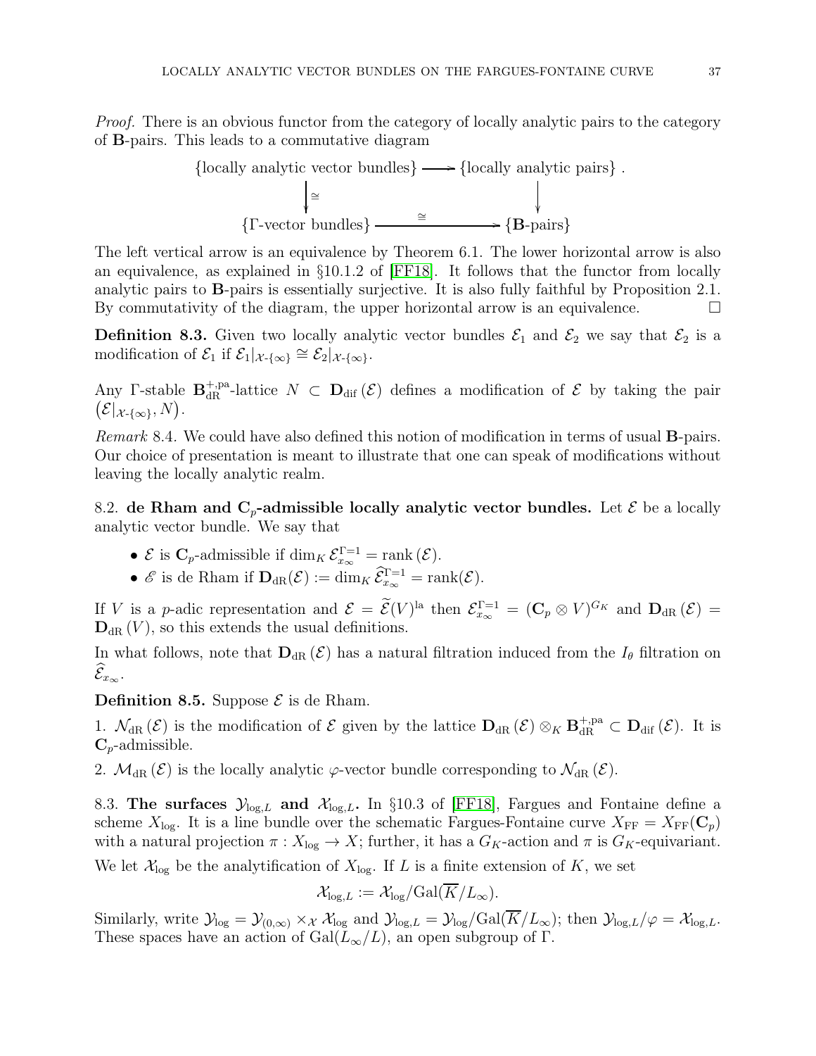*Proof.* There is an obvious functor from the category of locally analytic pairs to the category of **B**-pairs. This leads to a commutative diagram

$$\begin{array}{ccc} \{\text{locally analytic vector bundles}\} & \longrightarrow & \{\text{locally analytic pairs}\} \\ \downarrow \cong & & \downarrow \\ \{\Gamma\text{-vector bundles}\} & \xrightarrow{\cong} & \{\mathbf{B}\text{-pairs}\} \end{array}$$

The left vertical arrow is an equivalence by Theorem 6.1. The lower horizontal arrow is also an equivalence, as explained in §10.1.2 of [FF18]. It follows that the functor from locally analytic pairs to **B**-pairs is essentially surjective. It is also fully faithful by Proposition 2.1. By commutativity of the diagram, the upper horizontal arrow is an equivalence. □

**Definition 8.3.** Given two locally analytic vector bundles $\mathcal{E}_1$ and $\mathcal{E}_2$ we say that $\mathcal{E}_2$ is a modification of $\mathcal{E}_1$ if $\mathcal{E}_1|_{\mathcal{X}\text{-}\{\infty\}} \cong \mathcal{E}_2|_{\mathcal{X}\text{-}\{\infty\}}$.

Any $\Gamma$-stable $\mathbf{B}_{\mathrm{dR}}^{+,\mathrm{pa}}$-lattice $N \subset \mathbf{D}_{\mathrm{dif}}(\mathcal{E})$ defines a modification of $\mathcal{E}$ by taking the pair $\left(\mathcal{E}|_{\mathcal{X}\text{-}\{\infty\}}, N\right)$.

*Remark* 8.4. We could have also defined this notion of modification in terms of usual **B**-pairs. Our choice of presentation is meant to illustrate that one can speak of modifications without leaving the locally analytic realm.

8.2. **de Rham and $\mathbf{C}_p$-admissible locally analytic vector bundles.** Let $\mathcal{E}$ be a locally analytic vector bundle. We say that

- $\mathcal{E}$ is $\mathbf{C}_p$-admissible if $\dim_K \mathcal{E}_{x_\infty}^{\Gamma=1} = \mathrm{rank}\,(\mathcal{E})$.
- $\mathscr{E}$ is de Rham if $\mathbf{D}_{\mathrm{dR}}(\mathcal{E}) := \dim_K \widehat{\mathcal{E}}_{x_\infty}^{\Gamma=1} = \mathrm{rank}(\mathcal{E})$.

If $V$ is a $p$-adic representation and $\mathcal{E} = \widetilde{\mathcal{E}}(V)^{\mathrm{la}}$ then $\mathcal{E}_{x_\infty}^{\Gamma=1} = (\mathbf{C}_p \otimes V)^{G_K}$ and $\mathbf{D}_{\mathrm{dR}}(\mathcal{E}) = \mathbf{D}_{\mathrm{dR}}(V)$, so this extends the usual definitions.

In what follows, note that $\mathbf{D}_{\mathrm{dR}}(\mathcal{E})$ has a natural filtration induced from the $I_\theta$ filtration on $\widehat{\mathcal{E}}_{x_\infty}$.

**Definition 8.5.** Suppose $\mathcal{E}$ is de Rham.

1. $\mathcal{N}_{\mathrm{dR}}(\mathcal{E})$ is the modification of $\mathcal{E}$ given by the lattice $\mathbf{D}_{\mathrm{dR}}(\mathcal{E}) \otimes_K \mathbf{B}_{\mathrm{dR}}^{+,\mathrm{pa}} \subset \mathbf{D}_{\mathrm{dif}}(\mathcal{E})$. It is $\mathbf{C}_p$-admissible.

2. $\mathcal{M}_{\mathrm{dR}}(\mathcal{E})$ is the locally analytic $\varphi$-vector bundle corresponding to $\mathcal{N}_{\mathrm{dR}}(\mathcal{E})$.

8.3. **The surfaces $\mathcal{Y}_{\log,L}$ and $\mathcal{X}_{\log,L}$.** In §10.3 of [FF18], Fargues and Fontaine define a scheme $X_{\log}$. It is a line bundle over the schematic Fargues-Fontaine curve $X_{\mathrm{FF}} = X_{\mathrm{FF}}(\mathbf{C}_p)$ with a natural projection $\pi : X_{\log} \to X$; further, it has a $G_K$-action and $\pi$ is $G_K$-equivariant.

We let $\mathcal{X}_{\log}$ be the analytification of $X_{\log}$. If $L$ is a finite extension of $K$, we set

$$\mathcal{X}_{\log,L} := \mathcal{X}_{\log}/\mathrm{Gal}(\overline{K}/L_\infty).$$

Similarly, write $\mathcal{Y}_{\log} = \mathcal{Y}_{(0,\infty)} \times_{\mathcal{X}} \mathcal{X}_{\log}$ and $\mathcal{Y}_{\log,L} = \mathcal{Y}_{\log}/\mathrm{Gal}(\overline{K}/L_\infty)$; then $\mathcal{Y}_{\log,L}/\varphi = \mathcal{X}_{\log,L}$. These spaces have an action of $\mathrm{Gal}(L_\infty/L)$, an open subgroup of $\Gamma$.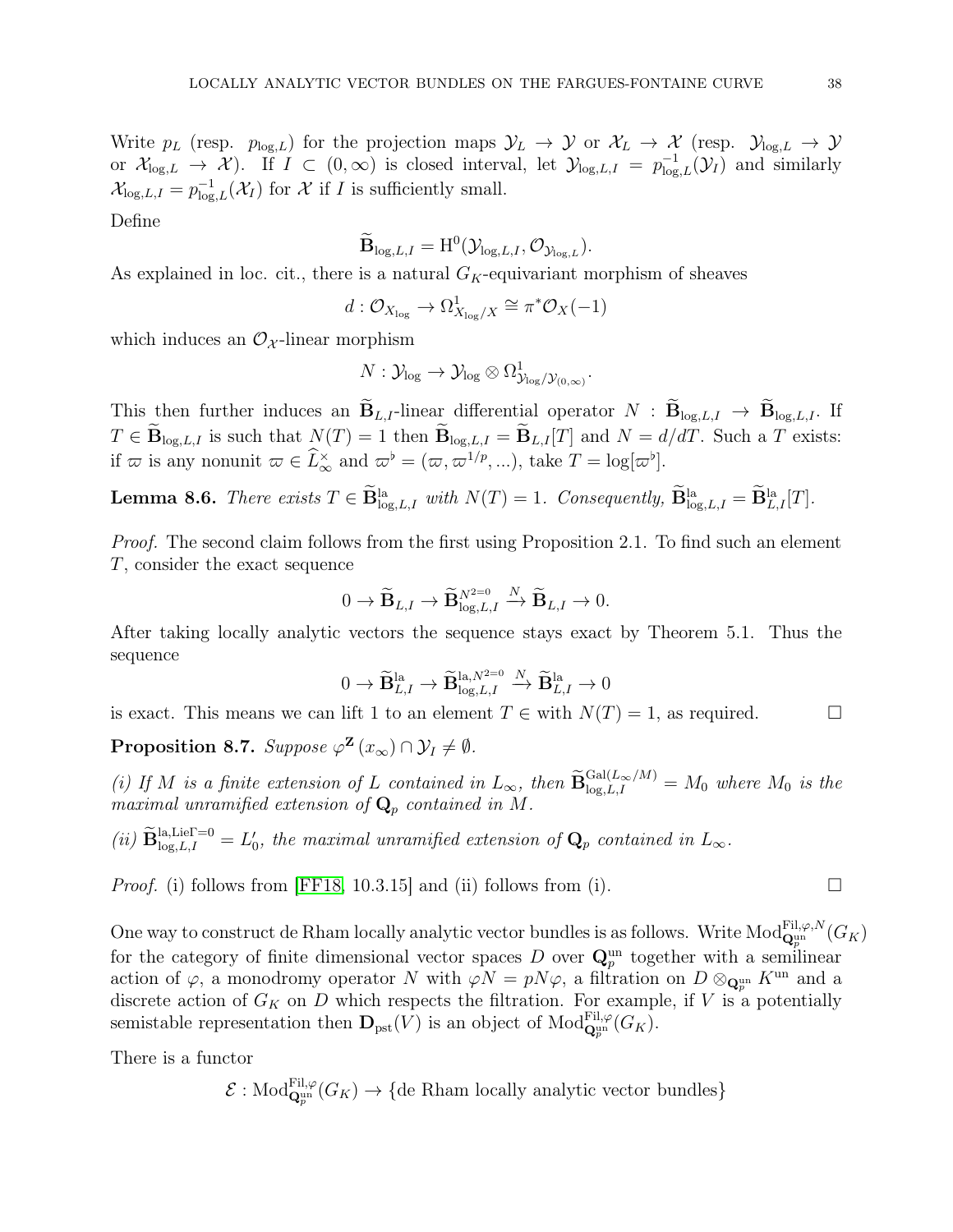Write $p_L$ (resp. $p_{\log,L}$) for the projection maps $\mathcal{Y}_L \to \mathcal{Y}$ or $\mathcal{X}_L \to \mathcal{X}$ (resp. $\mathcal{Y}_{\log,L} \to \mathcal{Y}$ or $\mathcal{X}_{\log,L} \to \mathcal{X}$). If $I \subset (0,\infty)$ is closed interval, let $\mathcal{Y}_{\log,L,I} = p_{\log,L}^{-1}(\mathcal{Y}_I)$ and similarly $\mathcal{X}_{\log,L,I} = p_{\log,L}^{-1}(\mathcal{X}_I)$ for $\mathcal{X}$ if $I$ is sufficiently small.

Define

$$\widetilde{\mathbf{B}}_{\log,L,I} = \mathrm{H}^0(\mathcal{Y}_{\log,L,I}, \mathcal{O}_{\mathcal{Y}_{\log,L}}).$$

As explained in loc. cit., there is a natural $G_K$-equivariant morphism of sheaves

$$d : \mathcal{O}_{X_{\log}} \to \Omega^1_{X_{\log}/X} \cong \pi^*\mathcal{O}_X(-1)$$

which induces an $\mathcal{O}_{\mathcal{X}}$-linear morphism

$$N : \mathcal{Y}_{\log} \to \mathcal{Y}_{\log} \otimes \Omega^1_{\mathcal{Y}_{\log}/\mathcal{Y}_{(0,\infty)}}.$$

This then further induces an $\widetilde{\mathbf{B}}_{L,I}$-linear differential operator $N : \widetilde{\mathbf{B}}_{\log,L,I} \to \widetilde{\mathbf{B}}_{\log,L,I}$. If $T \in \widetilde{\mathbf{B}}_{\log,L,I}$ is such that $N(T) = 1$ then $\widetilde{\mathbf{B}}_{\log,L,I} = \widetilde{\mathbf{B}}_{L,I}[T]$ and $N = d/dT$. Such a $T$ exists: if $\varpi$ is any nonunit $\varpi \in \widehat{L}_\infty^\times$ and $\varpi^\flat = (\varpi, \varpi^{1/p}, ...)$, take $T = \log[\varpi^\flat]$.

**Lemma 8.6.** *There exists $T \in \widetilde{\mathbf{B}}^{\mathrm{la}}_{\log,L,I}$ with $N(T) = 1$. Consequently, $\widetilde{\mathbf{B}}^{\mathrm{la}}_{\log,L,I} = \widetilde{\mathbf{B}}^{\mathrm{la}}_{L,I}[T]$.*

*Proof.* The second claim follows from the first using Proposition 2.1. To find such an element $T$, consider the exact sequence

$$0 \to \widetilde{\mathbf{B}}_{L,I} \to \widetilde{\mathbf{B}}^{N^2=0}_{\log,L,I} \xrightarrow{N} \widetilde{\mathbf{B}}_{L,I} \to 0.$$

After taking locally analytic vectors the sequence stays exact by Theorem 5.1. Thus the sequence

$$0 \to \widetilde{\mathbf{B}}^{\mathrm{la}}_{L,I} \to \widetilde{\mathbf{B}}^{\mathrm{la},N^2=0}_{\log,L,I} \xrightarrow{N} \widetilde{\mathbf{B}}^{\mathrm{la}}_{L,I} \to 0$$

is exact. This means we can lift 1 to an element $T \in$ with $N(T) = 1$, as required. $\square$

**Proposition 8.7.** *Suppose $\varphi^{\mathbf{Z}}(x_\infty) \cap \mathcal{Y}_I \neq \emptyset$.*

*(i) If $M$ is a finite extension of $L$ contained in $L_\infty$, then $\widetilde{\mathbf{B}}^{\mathrm{Gal}(L_\infty/M)}_{\log,L,I} = M_0$ where $M_0$ is the maximal unramified extension of $\mathbf{Q}_p$ contained in $M$.*

*(ii) $\widetilde{\mathbf{B}}^{\mathrm{la},\mathrm{Lie}\Gamma=0}_{\log,L,I} = L_0'$, the maximal unramified extension of $\mathbf{Q}_p$ contained in $L_\infty$.*

*Proof.* (i) follows from [FF18, 10.3.15] and (ii) follows from (i). $\square$

One way to construct de Rham locally analytic vector bundles is as follows. Write $\mathrm{Mod}^{\mathrm{Fil},\varphi,N}_{\mathbf{Q}_p^{\mathrm{un}}}(G_K)$ for the category of finite dimensional vector spaces $D$ over $\mathbf{Q}_p^{\mathrm{un}}$ together with a semilinear action of $\varphi$, a monodromy operator $N$ with $\varphi N = pN\varphi$, a filtration on $D \otimes_{\mathbf{Q}_p^{\mathrm{un}}} K^{\mathrm{un}}$ and a discrete action of $G_K$ on $D$ which respects the filtration. For example, if $V$ is a potentially semistable representation then $\mathbf{D}_{\mathrm{pst}}(V)$ is an object of $\mathrm{Mod}^{\mathrm{Fil},\varphi}_{\mathbf{Q}_p^{\mathrm{un}}}(G_K)$.

There is a functor

$$\mathcal{E} : \mathrm{Mod}^{\mathrm{Fil},\varphi}_{\mathbf{Q}_p^{\mathrm{un}}}(G_K) \to \{\text{de Rham locally analytic vector bundles}\}$$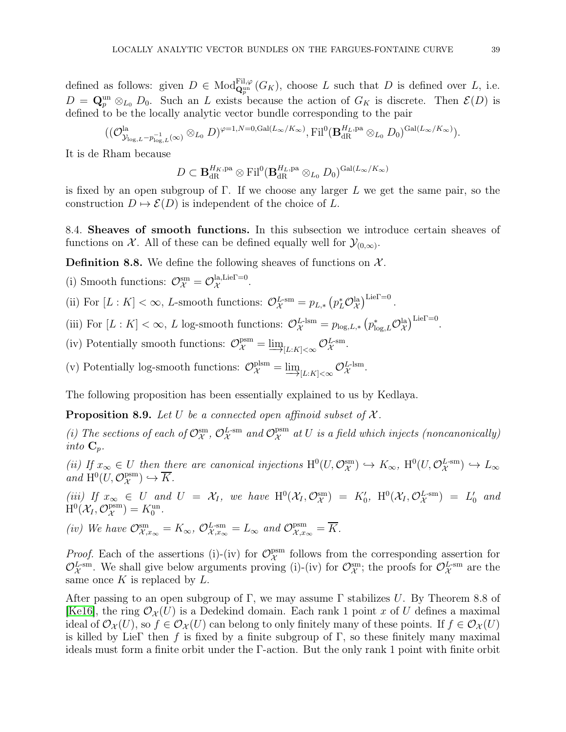defined as follows: given $D \in \mathrm{Mod}^{\mathrm{Fil},\varphi}_{\mathbf{Q}_p^{\mathrm{un}}}(G_K)$, choose $L$ such that $D$ is defined over $L$, i.e. $D = \mathbf{Q}_p^{\mathrm{un}} \otimes_{L_0} D_0$. Such an $L$ exists because the action of $G_K$ is discrete. Then $\mathcal{E}(D)$ is defined to be the locally analytic vector bundle corresponding to the pair

$$((\mathcal{O}^{\mathrm{la}}_{\mathcal{Y}_{\log,L} - p^{-1}_{\log,L}(\infty)} \otimes_{L_0} D)^{\varphi=1, N=0, \mathrm{Gal}(L_\infty/K_\infty)}, \mathrm{Fil}^0(\mathbf{B}_{\mathrm{dR}}^{H_L,\mathrm{pa}} \otimes_{L_0} D_0)^{\mathrm{Gal}(L_\infty/K_\infty)}).$$

It is de Rham because

$$D \subset \mathbf{B}_{\mathrm{dR}}^{H_K,\mathrm{pa}} \otimes \mathrm{Fil}^0(\mathbf{B}_{\mathrm{dR}}^{H_L,\mathrm{pa}} \otimes_{L_0} D_0)^{\mathrm{Gal}(L_\infty/K_\infty)}$$

is fixed by an open subgroup of $\Gamma$. If we choose any larger $L$ we get the same pair, so the construction $D \mapsto \mathcal{E}(D)$ is independent of the choice of $L$.

**8.4. Sheaves of smooth functions.** In this subsection we introduce certain sheaves of functions on $\mathcal{X}$. All of these can be defined equally well for $\mathcal{Y}_{(0,\infty)}$.

**Definition 8.8.** We define the following sheaves of functions on $\mathcal{X}$.

(i) Smooth functions: $\mathcal{O}^{\mathrm{sm}}_{\mathcal{X}} = \mathcal{O}^{\mathrm{la}, \mathrm{Lie}\Gamma = 0}_{\mathcal{X}}$.

(ii) For $[L:K] < \infty$, $L$-smooth functions: $\mathcal{O}^{L\text{-sm}}_{\mathcal{X}} = p_{L,*}\left(p_L^* \mathcal{O}^{\mathrm{la}}_{\mathcal{X}}\right)^{\mathrm{Lie}\Gamma=0}$.

(iii) For $[L:K] < \infty$, $L$ log-smooth functions: $\mathcal{O}^{L\text{-lsm}}_{\mathcal{X}} = p_{\log,L,*}\left(p^*_{\log,L} \mathcal{O}^{\mathrm{la}}_{\mathcal{X}}\right)^{\mathrm{Lie}\Gamma=0}$.

(iv) Potentially smooth functions: $\mathcal{O}^{\mathrm{psm}}_{\mathcal{X}} = \varinjlim_{[L:K]<\infty} \mathcal{O}^{L\text{-sm}}_{\mathcal{X}}$.

(v) Potentially log-smooth functions: $\mathcal{O}^{\mathrm{plsm}}_{\mathcal{X}} = \varinjlim_{[L:K]<\infty} \mathcal{O}^{L\text{-lsm}}_{\mathcal{X}}$.

The following proposition has been essentially explained to us by Kedlaya.

**Proposition 8.9.** *Let $U$ be a connected open affinoid subset of $\mathcal{X}$.*

*(i) The sections of each of $\mathcal{O}^{\mathrm{sm}}_{\mathcal{X}}$, $\mathcal{O}^{L\text{-sm}}_{\mathcal{X}}$ and $\mathcal{O}^{\mathrm{psm}}_{\mathcal{X}}$ at $U$ is a field which injects (noncanonically) into $\mathbf{C}_p$.*

*(ii) If $x_\infty \in U$ then there are canonical injections $\mathrm{H}^0(U, \mathcal{O}^{\mathrm{sm}}_{\mathcal{X}}) \hookrightarrow K_\infty$, $\mathrm{H}^0(U, \mathcal{O}^{L\text{-sm}}_{\mathcal{X}}) \hookrightarrow L_\infty$ and $\mathrm{H}^0(U, \mathcal{O}^{\mathrm{psm}}_{\mathcal{X}}) \hookrightarrow \overline{K}$.*

*(iii) If $x_\infty \in U$ and $U = \mathcal{X}_I$, we have $\mathrm{H}^0(\mathcal{X}_I, \mathcal{O}^{\mathrm{sm}}_{\mathcal{X}}) = K_0'$, $\mathrm{H}^0(\mathcal{X}_I, \mathcal{O}^{L\text{-sm}}_{\mathcal{X}}) = L_0'$ and $\mathrm{H}^0(\mathcal{X}_I, \mathcal{O}^{\mathrm{psm}}_{\mathcal{X}}) = K_0^{\mathrm{un}}$.*

*(iv) We have $\mathcal{O}^{\mathrm{sm}}_{\mathcal{X},x_\infty} = K_\infty$, $\mathcal{O}^{L\text{-sm}}_{\mathcal{X},x_\infty} = L_\infty$ and $\mathcal{O}^{\mathrm{psm}}_{\mathcal{X},x_\infty} = \overline{K}$.*

*Proof.* Each of the assertions (i)-(iv) for $\mathcal{O}^{\mathrm{psm}}_{\mathcal{X}}$ follows from the corresponding assertion for $\mathcal{O}^{L\text{-sm}}_{\mathcal{X}}$. We shall give below arguments proving (i)-(iv) for $\mathcal{O}^{\mathrm{sm}}_{\mathcal{X}}$; the proofs for $\mathcal{O}^{L\text{-sm}}_{\mathcal{X}}$ are the same once $K$ is replaced by $L$.

After passing to an open subgroup of $\Gamma$, we may assume $\Gamma$ stabilizes $U$. By Theorem 8.8 of [Ke16], the ring $\mathcal{O}_{\mathcal{X}}(U)$ is a Dedekind domain. Each rank 1 point $x$ of $U$ defines a maximal ideal of $\mathcal{O}_{\mathcal{X}}(U)$, so $f \in \mathcal{O}_{\mathcal{X}}(U)$ can belong to only finitely many of these points. If $f \in \mathcal{O}_{\mathcal{X}}(U)$ is killed by $\mathrm{Lie}\Gamma$ then $f$ is fixed by a finite subgroup of $\Gamma$, so these finitely many maximal ideals must form a finite orbit under the $\Gamma$-action. But the only rank 1 point with finite orbit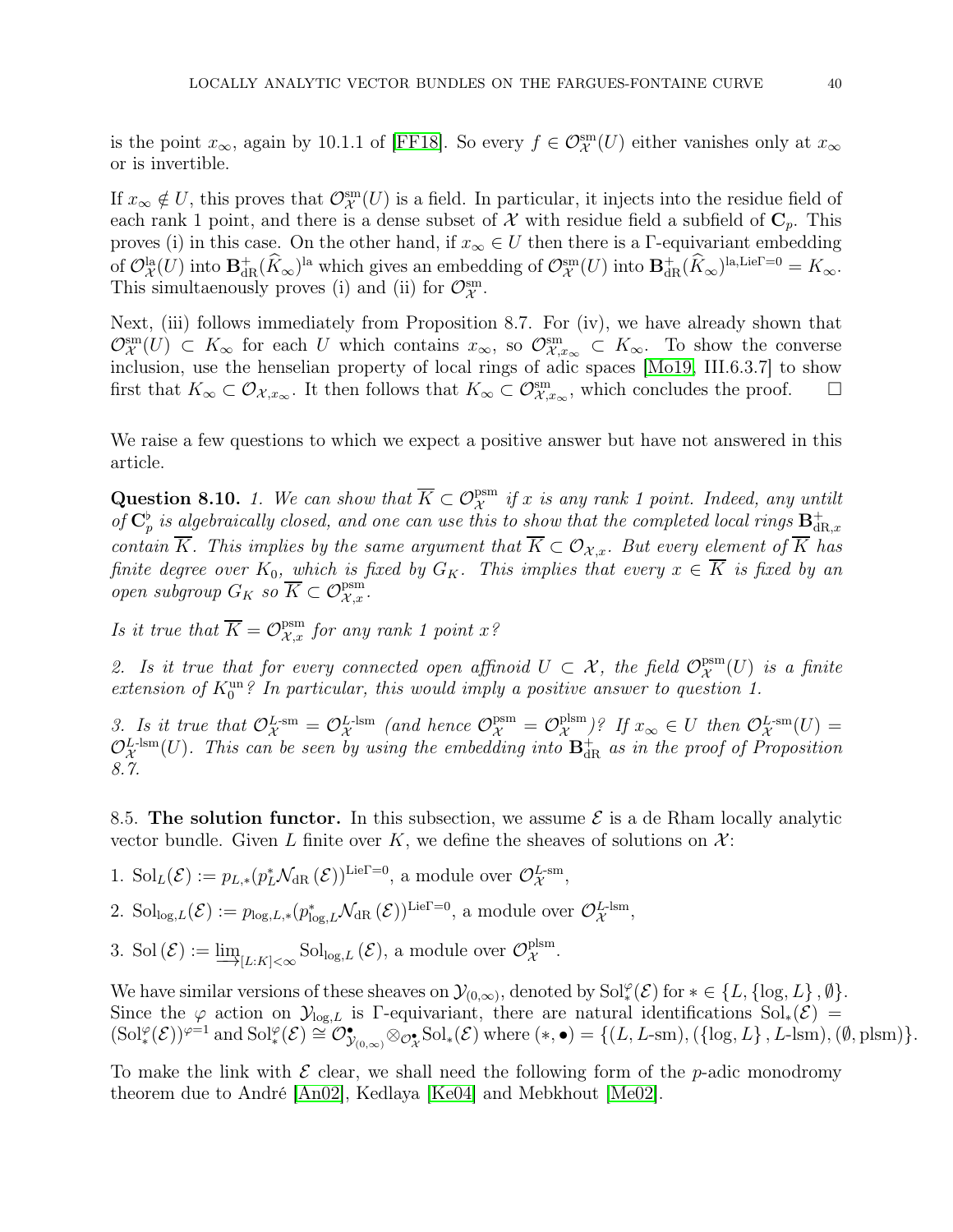is the point $x_\infty$, again by 10.1.1 of [FF18]. So every $f \in \mathcal{O}^{\mathrm{sm}}_{\mathcal{X}}(U)$ either vanishes only at $x_\infty$ or is invertible.

If $x_\infty \notin U$, this proves that $\mathcal{O}^{\mathrm{sm}}_{\mathcal{X}}(U)$ is a field. In particular, it injects into the residue field of each rank 1 point, and there is a dense subset of $\mathcal{X}$ with residue field a subfield of $\mathbf{C}_p$. This proves (i) in this case. On the other hand, if $x_\infty \in U$ then there is a $\Gamma$-equivariant embedding of $\mathcal{O}^{\mathrm{la}}_{\mathcal{X}}(U)$ into $\mathbf{B}^+_{\mathrm{dR}}(\widehat{K}_\infty)^{\mathrm{la}}$ which gives an embedding of $\mathcal{O}^{\mathrm{sm}}_{\mathcal{X}}(U)$ into $\mathbf{B}^+_{\mathrm{dR}}(\widehat{K}_\infty)^{\mathrm{la},\mathrm{Lie}\Gamma=0} = K_\infty$. This simultaenously proves (i) and (ii) for $\mathcal{O}^{\mathrm{sm}}_{\mathcal{X}}$.

Next, (iii) follows immediately from Proposition 8.7. For (iv), we have already shown that $\mathcal{O}^{\mathrm{sm}}_{\mathcal{X}}(U) \subset K_\infty$ for each $U$ which contains $x_\infty$, so $\mathcal{O}^{\mathrm{sm}}_{\mathcal{X},x_\infty} \subset K_\infty$. To show the converse inclusion, use the henselian property of local rings of adic spaces [Mo19, III.6.3.7] to show first that $K_\infty \subset \mathcal{O}_{\mathcal{X},x_\infty}$. It then follows that $K_\infty \subset \mathcal{O}^{\mathrm{sm}}_{\mathcal{X},x_\infty}$, which concludes the proof. $\square$

We raise a few questions to which we expect a positive answer but have not answered in this article.

**Question 8.10.** *1. We can show that $\overline{K} \subset \mathcal{O}^{\mathrm{psm}}_{\mathcal{X}}$ if $x$ is any rank 1 point. Indeed, any untilt of $\mathbf{C}_p^\flat$ is algebraically closed, and one can use this to show that the completed local rings $\mathbf{B}^+_{\mathrm{dR},x}$ contain $\overline{K}$. This implies by the same argument that $\overline{K} \subset \mathcal{O}_{\mathcal{X},x}$. But every element of $\overline{K}$ has finite degree over $K_0$, which is fixed by $G_K$. This implies that every $x \in \overline{K}$ is fixed by an open subgroup $G_K$ so $\overline{K} \subset \mathcal{O}^{\mathrm{psm}}_{\mathcal{X},x}$.*

*Is it true that $\overline{K} = \mathcal{O}^{\mathrm{psm}}_{\mathcal{X},x}$ for any rank 1 point $x$?*

*2. Is it true that for every connected open affinoid $U \subset \mathcal{X}$, the field $\mathcal{O}^{\mathrm{psm}}_{\mathcal{X}}(U)$ is a finite extension of $K_0^{\mathrm{un}}$? In particular, this would imply a positive answer to question 1.*

*3. Is it true that $\mathcal{O}^{L\text{-sm}}_{\mathcal{X}} = \mathcal{O}^{L\text{-lsm}}_{\mathcal{X}}$ (and hence $\mathcal{O}^{\mathrm{psm}}_{\mathcal{X}} = \mathcal{O}^{\mathrm{plsm}}_{\mathcal{X}}$)? If $x_\infty \in U$ then $\mathcal{O}^{L\text{-sm}}_{\mathcal{X}}(U) = \mathcal{O}^{L\text{-lsm}}_{\mathcal{X}}(U)$. This can be seen by using the embedding into $\mathbf{B}^+_{\mathrm{dR}}$ as in the proof of Proposition 8.7.*

8.5. **The solution functor.** In this subsection, we assume $\mathcal{E}$ is a de Rham locally analytic vector bundle. Given $L$ finite over $K$, we define the sheaves of solutions on $\mathcal{X}$:

1. $\mathrm{Sol}_L(\mathcal{E}) := p_{L,*}(p_L^*\mathcal{N}_{\mathrm{dR}}(\mathcal{E}))^{\mathrm{Lie}\Gamma=0}$, a module over $\mathcal{O}^{L\text{-sm}}_{\mathcal{X}}$,
2. $\mathrm{Sol}_{\log,L}(\mathcal{E}) := p_{\log,L,*}(p_{\log,L}^*\mathcal{N}_{\mathrm{dR}}(\mathcal{E}))^{\mathrm{Lie}\Gamma=0}$, a module over $\mathcal{O}^{L\text{-lsm}}_{\mathcal{X}}$,
3. $\mathrm{Sol}(\mathcal{E}) := \varinjlim_{[L:K]<\infty} \mathrm{Sol}_{\log,L}(\mathcal{E})$, a module over $\mathcal{O}^{\mathrm{plsm}}_{\mathcal{X}}$.

We have similar versions of these sheaves on $\mathcal{Y}_{(0,\infty)}$, denoted by $\mathrm{Sol}^{\varphi}_*(\mathcal{E})$ for $* \in \{L, \{\log, L\}, \emptyset\}$. Since the $\varphi$ action on $\mathcal{Y}_{\log,L}$ is $\Gamma$-equivariant, there are natural identifications $\mathrm{Sol}_*(\mathcal{E}) = (\mathrm{Sol}^{\varphi}_*(\mathcal{E}))^{\varphi=1}$ and $\mathrm{Sol}^{\varphi}_*(\mathcal{E}) \cong \mathcal{O}^{\bullet}_{\mathcal{Y}_{(0,\infty)}} \otimes_{\mathcal{O}^{\bullet}_{\mathcal{X}}} \mathrm{Sol}_*(\mathcal{E})$ where $(*,\bullet) = \{(L, L\text{-sm}), (\{\log, L\}, L\text{-lsm}), (\emptyset, \mathrm{plsm})\}$.

To make the link with $\mathcal{E}$ clear, we shall need the following form of the $p$-adic monodromy theorem due to André [An02], Kedlaya [Ke04] and Mebkhout [Me02].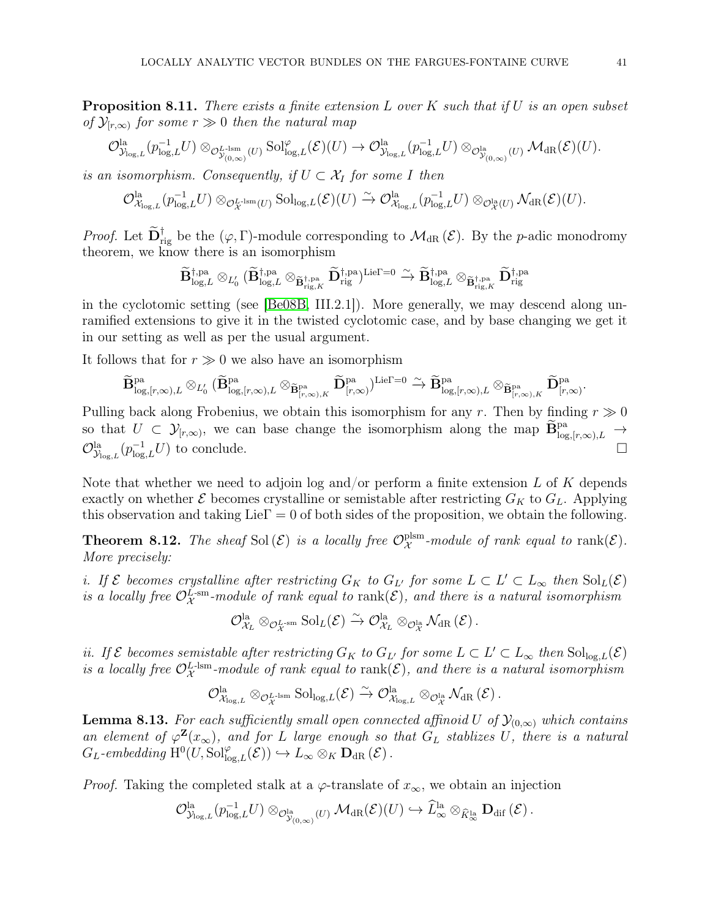**Proposition 8.11.** *There exists a finite extension $L$ over $K$ such that if $U$ is an open subset of $\mathcal{Y}_{[r,\infty)}$ for some $r \gg 0$ then the natural map*

$$\mathcal{O}^{\mathrm{la}}_{\mathcal{Y}_{\log,L}}(p^{-1}_{\log,L}U) \otimes_{\mathcal{O}^{L\text{-lsm}}_{\mathcal{Y}_{(0,\infty)}}(U)} \mathrm{Sol}^{\varphi}_{\log,L}(\mathcal{E})(U) \to \mathcal{O}^{\mathrm{la}}_{\mathcal{Y}_{\log,L}}(p^{-1}_{\log,L}U) \otimes_{\mathcal{O}^{\mathrm{la}}_{\mathcal{Y}_{(0,\infty)}}(U)} \mathcal{M}_{\mathrm{dR}}(\mathcal{E})(U).$$

*is an isomorphism. Consequently, if $U \subset \mathcal{X}_I$ for some $I$ then*

$$\mathcal{O}^{\mathrm{la}}_{\mathcal{X}_{\log,L}}(p^{-1}_{\log,L}U) \otimes_{\mathcal{O}^{L\text{-lsm}}_{\mathcal{X}}(U)} \mathrm{Sol}_{\log,L}(\mathcal{E})(U) \xrightarrow{\sim} \mathcal{O}^{\mathrm{la}}_{\mathcal{X}_{\log,L}}(p^{-1}_{\log,L}U) \otimes_{\mathcal{O}^{\mathrm{la}}_{\mathcal{X}}(U)} \mathcal{N}_{\mathrm{dR}}(\mathcal{E})(U).$$

*Proof.* Let $\widetilde{\mathbf{D}}^{\dagger}_{\mathrm{rig}}$ be the $(\varphi, \Gamma)$-module corresponding to $\mathcal{M}_{\mathrm{dR}}(\mathcal{E})$. By the $p$-adic monodromy theorem, we know there is an isomorphism

$$\widetilde{\mathbf{B}}^{\dagger,\mathrm{pa}}_{\log,L} \otimes_{L'_0} (\widetilde{\mathbf{B}}^{\dagger,\mathrm{pa}}_{\log,L} \otimes_{\widetilde{\mathbf{B}}^{\dagger,\mathrm{pa}}_{\mathrm{rig},K}} \widetilde{\mathbf{D}}^{\dagger,\mathrm{pa}}_{\mathrm{rig}})^{\mathrm{Lie}\Gamma=0} \xrightarrow{\sim} \widetilde{\mathbf{B}}^{\dagger,\mathrm{pa}}_{\log,L} \otimes_{\widetilde{\mathbf{B}}^{\dagger,\mathrm{pa}}_{\mathrm{rig},K}} \widetilde{\mathbf{D}}^{\dagger,\mathrm{pa}}_{\mathrm{rig}}$$

in the cyclotomic setting (see [Be08B, III.2.1]). More generally, we may descend along unramified extensions to give it in the twisted cyclotomic case, and by base changing we get it in our setting as well as per the usual argument.

It follows that for $r \gg 0$ we also have an isomorphism

$$\widetilde{\mathbf{B}}^{\mathrm{pa}}_{\log,[r,\infty),L} \otimes_{L'_0} (\widetilde{\mathbf{B}}^{\mathrm{pa}}_{\log,[r,\infty),L} \otimes_{\widetilde{\mathbf{B}}^{\mathrm{pa}}_{[r,\infty),K}} \widetilde{\mathbf{D}}^{\mathrm{pa}}_{[r,\infty)})^{\mathrm{Lie}\Gamma=0} \xrightarrow{\sim} \widetilde{\mathbf{B}}^{\mathrm{pa}}_{\log,[r,\infty),L} \otimes_{\widetilde{\mathbf{B}}^{\mathrm{pa}}_{[r,\infty),K}} \widetilde{\mathbf{D}}^{\mathrm{pa}}_{[r,\infty)}.$$

Pulling back along Frobenius, we obtain this isomorphism for any $r$. Then by finding $r \gg 0$ so that $U \subset \mathcal{Y}_{[r,\infty)}$, we can base change the isomorphism along the map $\widetilde{\mathbf{B}}^{\mathrm{pa}}_{\log,[r,\infty),L} \to \mathcal{O}^{\mathrm{la}}_{\mathcal{Y}_{\log,L}}(p^{-1}_{\log,L}U)$ to conclude. $\square$

Note that whether we need to adjoin log and/or perform a finite extension $L$ of $K$ depends exactly on whether $\mathcal{E}$ becomes crystalline or semistable after restricting $G_K$ to $G_L$. Applying this observation and taking $\mathrm{Lie}\Gamma = 0$ of both sides of the proposition, we obtain the following.

**Theorem 8.12.** *The sheaf $\mathrm{Sol}(\mathcal{E})$ is a locally free $\mathcal{O}^{\mathrm{plsm}}_{\mathcal{X}}$-module of rank equal to $\mathrm{rank}(\mathcal{E})$. More precisely:*

*i. If $\mathcal{E}$ becomes crystalline after restricting $G_K$ to $G_{L'}$ for some $L \subset L' \subset L_\infty$ then $\mathrm{Sol}_L(\mathcal{E})$ is a locally free $\mathcal{O}^{L\text{-sm}}_{\mathcal{X}}$-module of rank equal to $\mathrm{rank}(\mathcal{E})$, and there is a natural isomorphism*

$$\mathcal{O}^{\mathrm{la}}_{\mathcal{X}_L} \otimes_{\mathcal{O}^{L\text{-sm}}_{\mathcal{X}}} \mathrm{Sol}_L(\mathcal{E}) \xrightarrow{\sim} \mathcal{O}^{\mathrm{la}}_{\mathcal{X}_L} \otimes_{\mathcal{O}^{\mathrm{la}}_{\mathcal{X}}} \mathcal{N}_{\mathrm{dR}}(\mathcal{E}).$$

*ii. If $\mathcal{E}$ becomes semistable after restricting $G_K$ to $G_{L'}$ for some $L \subset L' \subset L_\infty$ then $\mathrm{Sol}_{\log,L}(\mathcal{E})$ is a locally free $\mathcal{O}^{L\text{-lsm}}_{\mathcal{X}}$-module of rank equal to $\mathrm{rank}(\mathcal{E})$, and there is a natural isomorphism*

$$\mathcal{O}^{\mathrm{la}}_{\mathcal{X}_{\log,L}} \otimes_{\mathcal{O}^{L\text{-lsm}}_{\mathcal{X}}} \mathrm{Sol}_{\log,L}(\mathcal{E}) \xrightarrow{\sim} \mathcal{O}^{\mathrm{la}}_{\mathcal{X}_{\log,L}} \otimes_{\mathcal{O}^{\mathrm{la}}_{\mathcal{X}}} \mathcal{N}_{\mathrm{dR}}(\mathcal{E}).$$

**Lemma 8.13.** *For each sufficiently small open connected affinoid $U$ of $\mathcal{Y}_{(0,\infty)}$ which contains an element of $\varphi^{\mathbf{Z}}(x_\infty)$, and for $L$ large enough so that $G_L$ stablizes $U$, there is a natural $G_L$-embedding $\mathrm{H}^0(U, \mathrm{Sol}^{\varphi}_{\log,L}(\mathcal{E})) \hookrightarrow L_\infty \otimes_K \mathbf{D}_{\mathrm{dR}}(\mathcal{E})$.*

*Proof.* Taking the completed stalk at a $\varphi$-translate of $x_\infty$, we obtain an injection

$$\mathcal{O}^{\mathrm{la}}_{\mathcal{Y}_{\log,L}}(p^{-1}_{\log,L}U) \otimes_{\mathcal{O}^{\mathrm{la}}_{\mathcal{Y}_{(0,\infty)}}(U)} \mathcal{M}_{\mathrm{dR}}(\mathcal{E})(U) \hookrightarrow \widehat{L}^{\mathrm{la}}_\infty \otimes_{\widehat{K}^{\mathrm{la}}_\infty} \mathbf{D}_{\mathrm{dif}}(\mathcal{E}).$$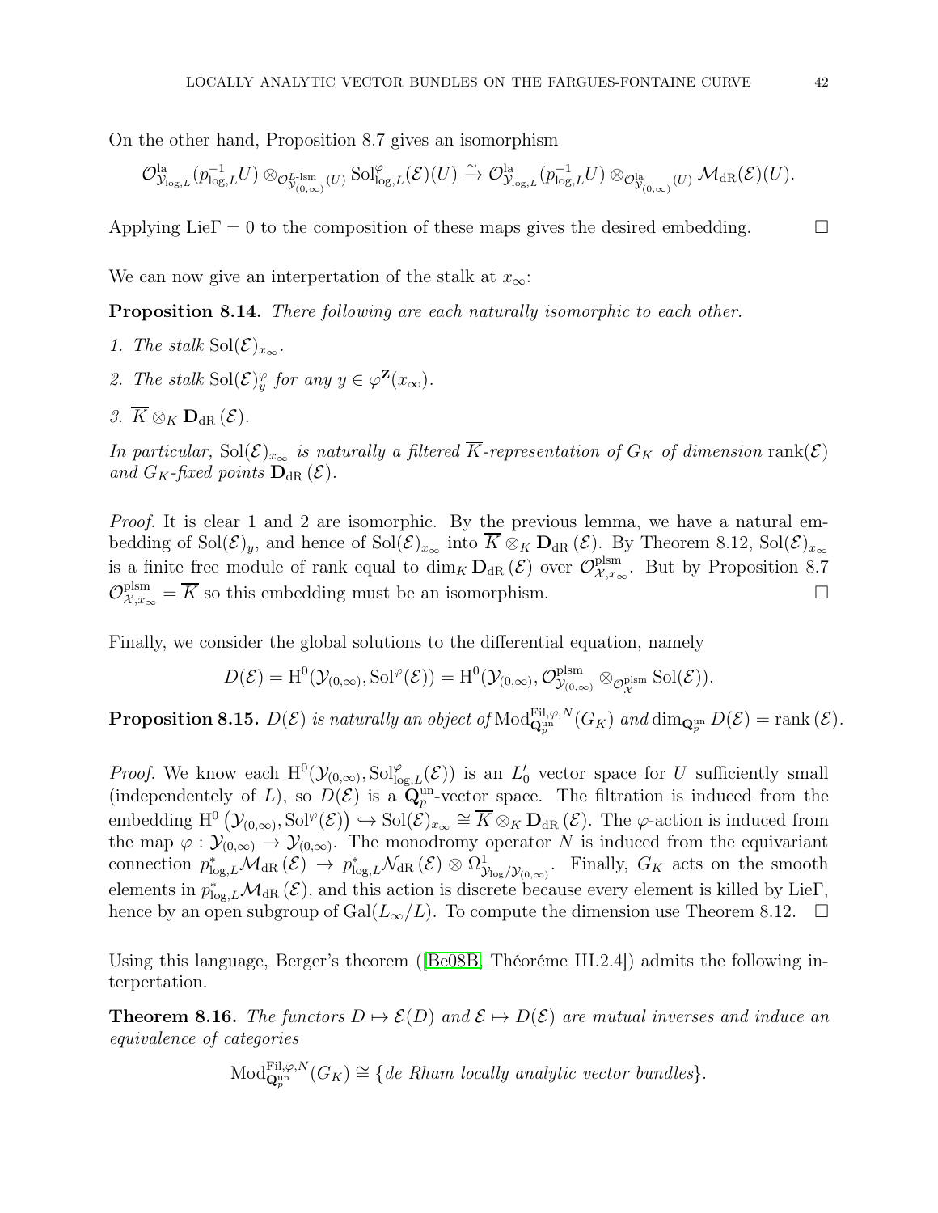On the other hand, Proposition 8.7 gives an isomorphism

$$\mathcal{O}^{\mathrm{la}}_{\mathcal{Y}_{\log,L}}(p^{-1}_{\log,L}U) \otimes_{\mathcal{O}^{L\text{-lsm}}_{\mathcal{Y}_{(0,\infty)}}(U)} \mathrm{Sol}^{\varphi}_{\log,L}(\mathcal{E})(U) \xrightarrow{\sim} \mathcal{O}^{\mathrm{la}}_{\mathcal{Y}_{\log,L}}(p^{-1}_{\log,L}U) \otimes_{\mathcal{O}^{\mathrm{la}}_{\mathcal{Y}_{(0,\infty)}}(U)} \mathcal{M}_{\mathrm{dR}}(\mathcal{E})(U).$$

Applying $\mathrm{Lie}\Gamma = 0$ to the composition of these maps gives the desired embedding. $\square$

We can now give an interpertation of the stalk at $x_\infty$:

**Proposition 8.14.** *There following are each naturally isomorphic to each other.*

1. *The stalk $\mathrm{Sol}(\mathcal{E})_{x_\infty}$.*
2. *The stalk $\mathrm{Sol}(\mathcal{E})^{\varphi}_{y}$ for any $y \in \varphi^{\mathbf{Z}}(x_\infty)$.*
3. *$\overline{K} \otimes_K \mathbf{D}_{\mathrm{dR}}(\mathcal{E})$.*

*In particular, $\mathrm{Sol}(\mathcal{E})_{x_\infty}$ is naturally a filtered $\overline{K}$-representation of $G_K$ of dimension $\mathrm{rank}(\mathcal{E})$ and $G_K$-fixed points $\mathbf{D}_{\mathrm{dR}}(\mathcal{E})$.*

*Proof.* It is clear 1 and 2 are isomorphic. By the previous lemma, we have a natural embedding of $\mathrm{Sol}(\mathcal{E})_y$, and hence of $\mathrm{Sol}(\mathcal{E})_{x_\infty}$ into $\overline{K} \otimes_K \mathbf{D}_{\mathrm{dR}}(\mathcal{E})$. By Theorem 8.12, $\mathrm{Sol}(\mathcal{E})_{x_\infty}$ is a finite free module of rank equal to $\dim_K \mathbf{D}_{\mathrm{dR}}(\mathcal{E})$ over $\mathcal{O}^{\mathrm{plsm}}_{\mathcal{X},x_\infty}$. But by Proposition 8.7 $\mathcal{O}^{\mathrm{plsm}}_{\mathcal{X},x_\infty} = \overline{K}$ so this embedding must be an isomorphism. $\square$

Finally, we consider the global solutions to the differential equation, namely

$$D(\mathcal{E}) = \mathrm{H}^0(\mathcal{Y}_{(0,\infty)}, \mathrm{Sol}^{\varphi}(\mathcal{E})) = \mathrm{H}^0(\mathcal{Y}_{(0,\infty)}, \mathcal{O}^{\mathrm{plsm}}_{\mathcal{Y}_{(0,\infty)}} \otimes_{\mathcal{O}^{\mathrm{plsm}}_{\mathcal{X}}} \mathrm{Sol}(\mathcal{E})).$$

**Proposition 8.15.** *$D(\mathcal{E})$ is naturally an object of $\mathrm{Mod}^{\mathrm{Fil},\varphi,N}_{\mathbf{Q}_p^{\mathrm{un}}}(G_K)$ and $\dim_{\mathbf{Q}_p^{\mathrm{un}}} D(\mathcal{E}) = \mathrm{rank}\,(\mathcal{E})$.*

*Proof.* We know each $\mathrm{H}^0(\mathcal{Y}_{(0,\infty)}, \mathrm{Sol}^{\varphi}_{\log,L}(\mathcal{E}))$ is an $L_0'$ vector space for $U$ sufficiently small (independentely of $L$), so $D(\mathcal{E})$ is a $\mathbf{Q}_p^{\mathrm{un}}$-vector space. The filtration is induced from the embedding $\mathrm{H}^0\left(\mathcal{Y}_{(0,\infty)}, \mathrm{Sol}^{\varphi}(\mathcal{E})\right) \hookrightarrow \mathrm{Sol}(\mathcal{E})_{x_\infty} \cong \overline{K} \otimes_K \mathbf{D}_{\mathrm{dR}}(\mathcal{E})$. The $\varphi$-action is induced from the map $\varphi : \mathcal{Y}_{(0,\infty)} \to \mathcal{Y}_{(0,\infty)}$. The monodromy operator $N$ is induced from the equivariant connection $p^*_{\log,L}\mathcal{M}_{\mathrm{dR}}(\mathcal{E}) \to p^*_{\log,L}\mathcal{N}_{\mathrm{dR}}(\mathcal{E}) \otimes \Omega^1_{\mathcal{Y}_{\log}/\mathcal{Y}_{(0,\infty)}}$. Finally, $G_K$ acts on the smooth elements in $p^*_{\log,L}\mathcal{M}_{\mathrm{dR}}(\mathcal{E})$, and this action is discrete because every element is killed by $\mathrm{Lie}\Gamma$, hence by an open subgroup of $\mathrm{Gal}(L_\infty/L)$. To compute the dimension use Theorem 8.12. $\square$

Using this language, Berger's theorem ([Be08B, Théoréme III.2.4]) admits the following interpertation.

**Theorem 8.16.** *The functors $D \mapsto \mathcal{E}(D)$ and $\mathcal{E} \mapsto D(\mathcal{E})$ are mutual inverses and induce an equivalence of categories*

$$\mathrm{Mod}^{\mathrm{Fil},\varphi,N}_{\mathbf{Q}_p^{\mathrm{un}}}(G_K) \cong \{\textit{de Rham locally analytic vector bundles}\}.$$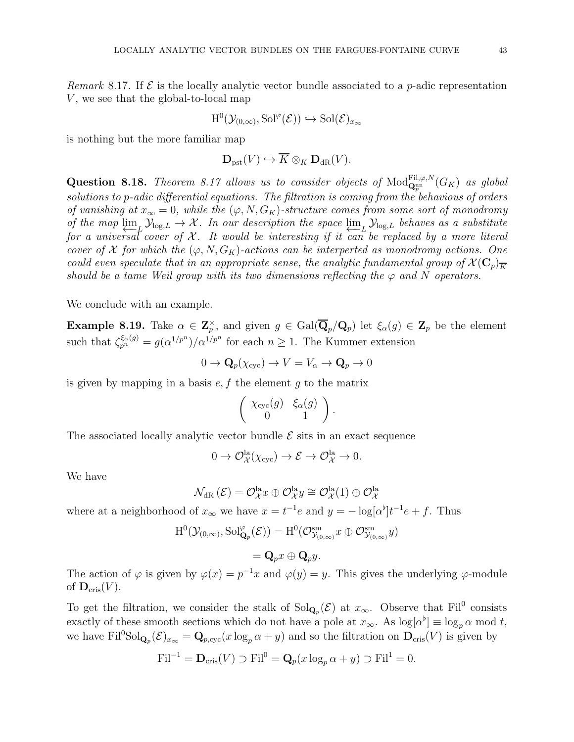*Remark* 8.17. If $\mathcal{E}$ is the locally analytic vector bundle associated to a $p$-adic representation $V$, we see that the global-to-local map

$$\mathrm{H}^0(\mathcal{Y}_{(0,\infty)}, \mathrm{Sol}^{\varphi}(\mathcal{E})) \hookrightarrow \mathrm{Sol}(\mathcal{E})_{x_\infty}$$

is nothing but the more familiar map

$$\mathbf{D}_{\mathrm{pst}}(V) \hookrightarrow \overline{K} \otimes_K \mathbf{D}_{\mathrm{dR}}(V).$$

**Question 8.18.** *Theorem 8.17 allows us to consider objects of* $\mathrm{Mod}^{\mathrm{Fil},\varphi,N}_{\mathbf{Q}_p^{\mathrm{un}}}(G_K)$ *as global solutions to p-adic differential equations. The filtration is coming from the behavious of orders of vanishing at* $x_\infty = 0$*, while the* $(\varphi, N, G_K)$*-structure comes from some sort of monodromy of the map* $\varprojlim_L \mathcal{Y}_{\log,L} \to \mathcal{X}$*. In our description the space* $\varprojlim_L \mathcal{Y}_{\log,L}$ *behaves as a substitute for a universal cover of* $\mathcal{X}$*. It would be interesting if it can be replaced by a more literal cover of* $\mathcal{X}$ *for which the* $(\varphi, N, G_K)$*-actions can be interperted as monodromy actions. One could even speculate that in an appropriate sense, the analytic fundamental group of* $\mathcal{X}(\mathbf{C}_p)_{\overline{K}}$ *should be a tame Weil group with its two dimensions reflecting the* $\varphi$ *and* $N$ *operators.*

We conclude with an example.

**Example 8.19.** Take $\alpha \in \mathbf{Z}_p^\times$, and given $g \in \mathrm{Gal}(\overline{\mathbf{Q}}_p/\mathbf{Q}_p)$ let $\xi_\alpha(g) \in \mathbf{Z}_p$ be the element such that $\zeta_{p^n}^{\xi_\alpha(g)} = g(\alpha^{1/p^n})/\alpha^{1/p^n}$ for each $n \geq 1$. The Kummer extension

$$0 \to \mathbf{Q}_p(\chi_{\mathrm{cyc}}) \to V = V_\alpha \to \mathbf{Q}_p \to 0$$

is given by mapping in a basis $e, f$ the element $g$ to the matrix

$$\begin{pmatrix} \chi_{\mathrm{cyc}}(g) & \xi_\alpha(g) \\ 0 & 1 \end{pmatrix}.$$

The associated locally analytic vector bundle $\mathcal{E}$ sits in an exact sequence

$$0 \to \mathcal{O}^{\mathrm{la}}_{\mathcal{X}}(\chi_{\mathrm{cyc}}) \to \mathcal{E} \to \mathcal{O}^{\mathrm{la}}_{\mathcal{X}} \to 0.$$

We have

$$\mathcal{N}_{\mathrm{dR}}(\mathcal{E}) = \mathcal{O}^{\mathrm{la}}_{\mathcal{X}} x \oplus \mathcal{O}^{\mathrm{la}}_{\mathcal{X}} y \cong \mathcal{O}^{\mathrm{la}}_{\mathcal{X}}(1) \oplus \mathcal{O}^{\mathrm{la}}_{\mathcal{X}}$$

where at a neighborhood of $x_\infty$ we have $x = t^{-1}e$ and $y = -\log[\alpha^\flat]t^{-1}e + f$. Thus

$$\mathrm{H}^0(\mathcal{Y}_{(0,\infty)}, \mathrm{Sol}^{\varphi}_{\mathbf{Q}_p}(\mathcal{E})) = \mathrm{H}^0(\mathcal{O}^{\mathrm{sm}}_{\mathcal{Y}_{(0,\infty)}} x \oplus \mathcal{O}^{\mathrm{sm}}_{\mathcal{Y}_{(0,\infty)}} y)$$

$$= \mathbf{Q}_p x \oplus \mathbf{Q}_p y.$$

The action of $\varphi$ is given by $\varphi(x) = p^{-1}x$ and $\varphi(y) = y$. This gives the underlying $\varphi$-module of $\mathbf{D}_{\mathrm{cris}}(V)$.

To get the filtration, we consider the stalk of $\mathrm{Sol}_{\mathbf{Q}_p}(\mathcal{E})$ at $x_\infty$. Observe that $\mathrm{Fil}^0$ consists exactly of these smooth sections which do not have a pole at $x_\infty$. As $\log[\alpha^\flat] \equiv \log_p \alpha \bmod t$, we have $\mathrm{Fil}^0 \mathrm{Sol}_{\mathbf{Q}_p}(\mathcal{E})_{x_\infty} = \mathbf{Q}_{p,\mathrm{cyc}}(x \log_p \alpha + y)$ and so the filtration on $\mathbf{D}_{\mathrm{cris}}(V)$ is given by

$$\mathrm{Fil}^{-1} = \mathbf{D}_{\mathrm{cris}}(V) \supset \mathrm{Fil}^0 = \mathbf{Q}_p(x \log_p \alpha + y) \supset \mathrm{Fil}^1 = 0.$$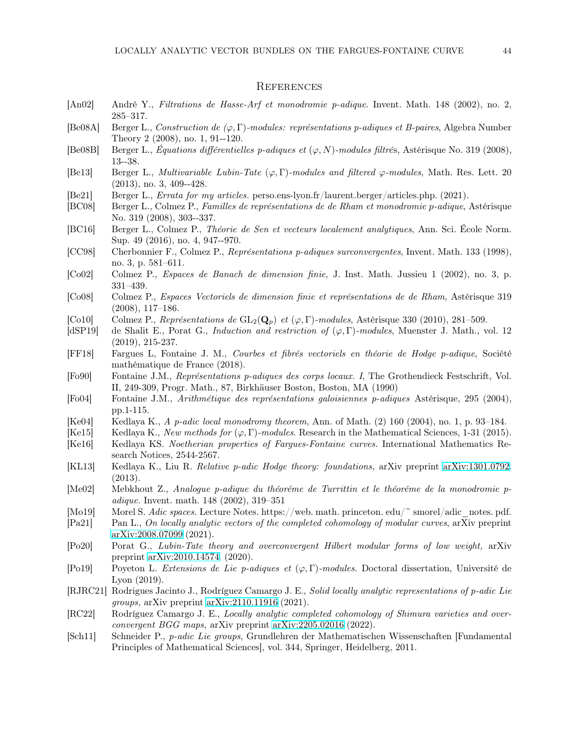## References

[An02] André Y., *Filtrations de Hasse-Arf et monodromie p-adique*. Invent. Math. 148 (2002), no. 2, 285–317.

[Be08A] Berger L., *Construction de $(\varphi, \Gamma)$-modules: représentations p-adiques et B-paires*, Algebra Number Theory 2 (2008), no. 1, 91--120.

[Be08B] Berger L., *Équations différentielles p-adiques et $(\varphi, N)$-modules filtrés*, Astérisque No. 319 (2008), 13--38.

[Be13] Berger L., *Multivariable Lubin-Tate $(\varphi, \Gamma)$-modules and filtered $\varphi$-modules*, Math. Res. Lett. 20 (2013), no. 3, 409--428.

[Be21] Berger L., *Errata for my articles.* perso.ens-lyon.fr/laurent.berger/articles.php. (2021).

[BC08] Berger L., Colmez P., *Familles de représentations de de Rham et monodromie p-adique*, Astérisque No. 319 (2008), 303--337.

[BC16] Berger L., Colmez P., *Théorie de Sen et vecteurs localement analytiques*, Ann. Sci. École Norm. Sup. 49 (2016), no. 4, 947--970.

[CC98] Cherbonnier F., Colmez P., *Représentations p-adiques surconvergentes*, Invent. Math. 133 (1998), no. 3, p. 581–611.

[Co02] Colmez P., *Espaces de Banach de dimension finie*, J. Inst. Math. Jussieu 1 (2002), no. 3, p. 331–439.

[Co08] Colmez P., *Espaces Vectoriels de dimension finie et représentations de de Rham*, Astérisque 319 (2008), 117–186.

[Co10] Colmez P., *Représentations de $\mathrm{GL}_2(\mathbf{Q}_p)$ et $(\varphi, \Gamma)$-modules*, Astérisque 330 (2010), 281–509.

[dSP19] de Shalit E., Porat G., *Induction and restriction of $(\varphi, \Gamma)$-modules*, Muenster J. Math., vol. 12 (2019), 215-237.

[FF18] Fargues L, Fontaine J. M., *Courbes et fibrés vectoriels en théorie de Hodge p-adique*, Société mathématique de France (2018).

[Fo90] Fontaine J.M., *Représentations p-adiques des corps locaux. I*, The Grothendieck Festschrift, Vol. II, 249-309, Progr. Math., 87, Birkhäuser Boston, Boston, MA (1990)

[Fo04] Fontaine J.M., *Arithmétique des représentations galoisiennes p-adiques* Astérisque, 295 (2004), pp.1-115.

[Ke04] Kedlaya K., *A p-adic local monodromy theorem*, Ann. of Math. (2) 160 (2004), no. 1, p. 93–184.

[Ke15] Kedlaya K., *New methods for $(\varphi, \Gamma)$-modules*. Research in the Mathematical Sciences, 1-31 (2015).

[Ke16] Kedlaya KS. *Noetherian properties of Fargues-Fontaine curves.* International Mathematics Research Notices, 2544-2567.

[KL13] Kedlaya K., Liu R. *Relative p-adic Hodge theory: foundations,* arXiv preprint arXiv:1301.0792. (2013).

[Me02] Mebkhout Z., *Analogue p-adique du théoréme de Turrittin et le théoréme de la monodromie p-adique.* Invent. math. 148 (2002), 319–351

[Mo19] Morel S. *Adic spaces.* Lecture Notes. https://web. math. princeton. edu/~ smorel/adic_notes. pdf.

[Pa21] Pan L., *On locally analytic vectors of the completed cohomology of modular curves*, arXiv preprint arXiv:2008.07099 (2021).

[Po20] Porat G., *Lubin-Tate theory and overconvergent Hilbert modular forms of low weight,* arXiv preprint arXiv:2010.14574. (2020).

[Po19] Poyeton L. *Extensions de Lie p-adiques et $(\varphi, \Gamma)$-modules.* Doctoral dissertation, Université de Lyon (2019).

[RJRC21] Rodrigues Jacinto J., Rodríguez Camargo J. E., *Solid locally analytic representations of p-adic Lie groups,* arXiv preprint arXiv:2110.11916 (2021).

[RC22] Rodríguez Camargo J. E., *Locally analytic completed cohomology of Shimura varieties and overconvergent BGG maps,* arXiv preprint arXiv:2205.02016 (2022).

[Sch11] Schneider P., *p-adic Lie groups*, Grundlehren der Mathematischen Wissenschaften [Fundamental Principles of Mathematical Sciences], vol. 344, Springer, Heidelberg, 2011.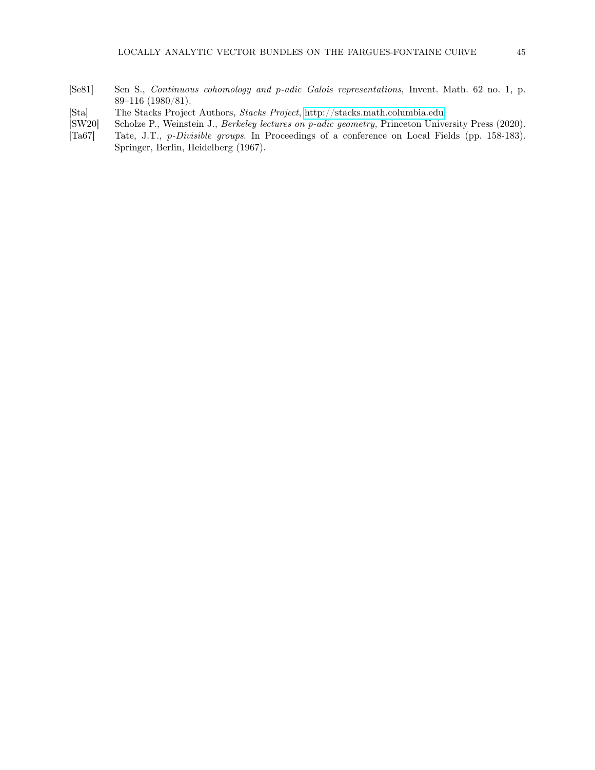[Se81] Sen S., *Continuous cohomology and p-adic Galois representations*, Invent. Math. 62 no. 1, p. 89–116 (1980/81).

[Sta] The Stacks Project Authors, *Stacks Project*, http://stacks.math.columbia.edu.

[SW20] Scholze P., Weinstein J., *Berkeley lectures on p-adic geometry,* Princeton University Press (2020).

[Ta67] Tate, J.T., *p-Divisible groups*. In Proceedings of a conference on Local Fields (pp. 158-183). Springer, Berlin, Heidelberg (1967).